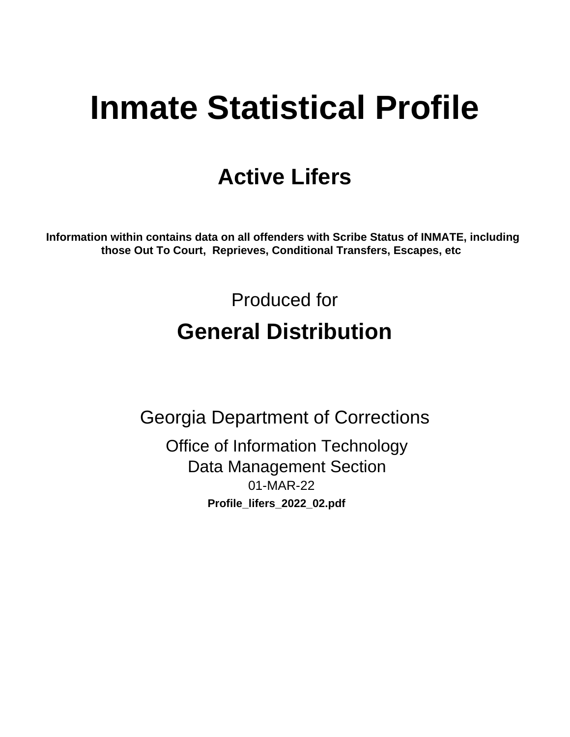# Inmate Statistical Profile

## Active Lifers

**Information within contains data on all offenders with Scribe Status of INMATE, including those Out To Court, Reprieves, Conditional Transfers, Escapes, etc**

Produced for

## General Distribution

Georgia Department of Corrections

Office of Information Technology

Data Management Section

01-MAR-22

**Profile_lifers_2022_02.pdf**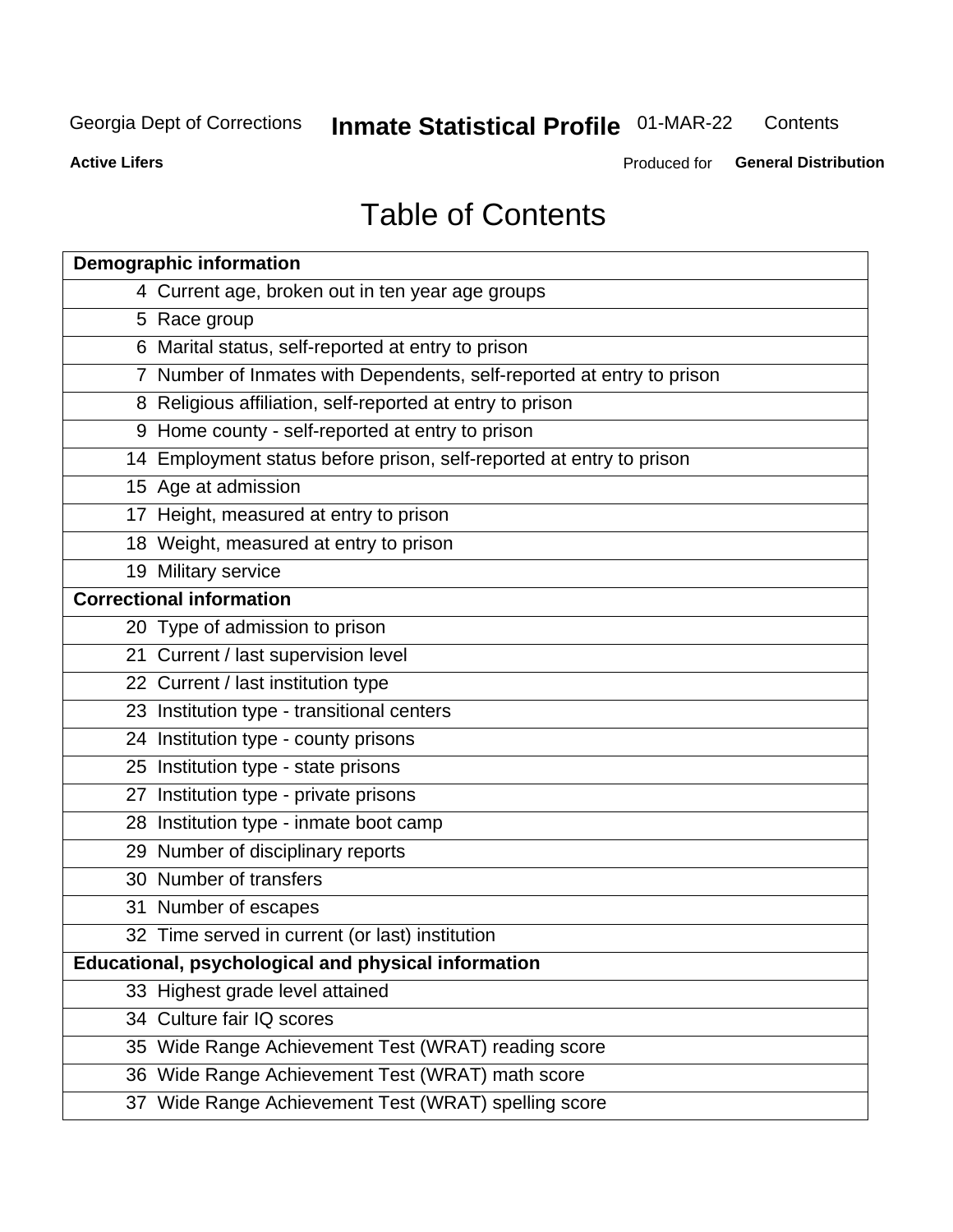Georgia Dept of Corrections **Inmate Statistical Profile** 01-MAR-22 Contents

**Active Lifers** Produced for **General Distribution**

# Table of Contents

| **Demographic information** | |
|---|---|
| 4 | Current age, broken out in ten year age groups |
| 5 | Race group |
| 6 | Marital status, self-reported at entry to prison |
| 7 | Number of Inmates with Dependents, self-reported at entry to prison |
| 8 | Religious affiliation, self-reported at entry to prison |
| 9 | Home county - self-reported at entry to prison |
| 14 | Employment status before prison, self-reported at entry to prison |
| 15 | Age at admission |
| 17 | Height, measured at entry to prison |
| 18 | Weight, measured at entry to prison |
| 19 | Military service |
| **Correctional information** | |
| 20 | Type of admission to prison |
| 21 | Current / last supervision level |
| 22 | Current / last institution type |
| 23 | Institution type - transitional centers |
| 24 | Institution type - county prisons |
| 25 | Institution type - state prisons |
| 27 | Institution type - private prisons |
| 28 | Institution type - inmate boot camp |
| 29 | Number of disciplinary reports |
| 30 | Number of transfers |
| 31 | Number of escapes |
| 32 | Time served in current (or last) institution |
| **Educational, psychological and physical information** | |
| 33 | Highest grade level attained |
| 34 | Culture fair IQ scores |
| 35 | Wide Range Achievement Test (WRAT) reading score |
| 36 | Wide Range Achievement Test (WRAT) math score |
| 37 | Wide Range Achievement Test (WRAT) spelling score |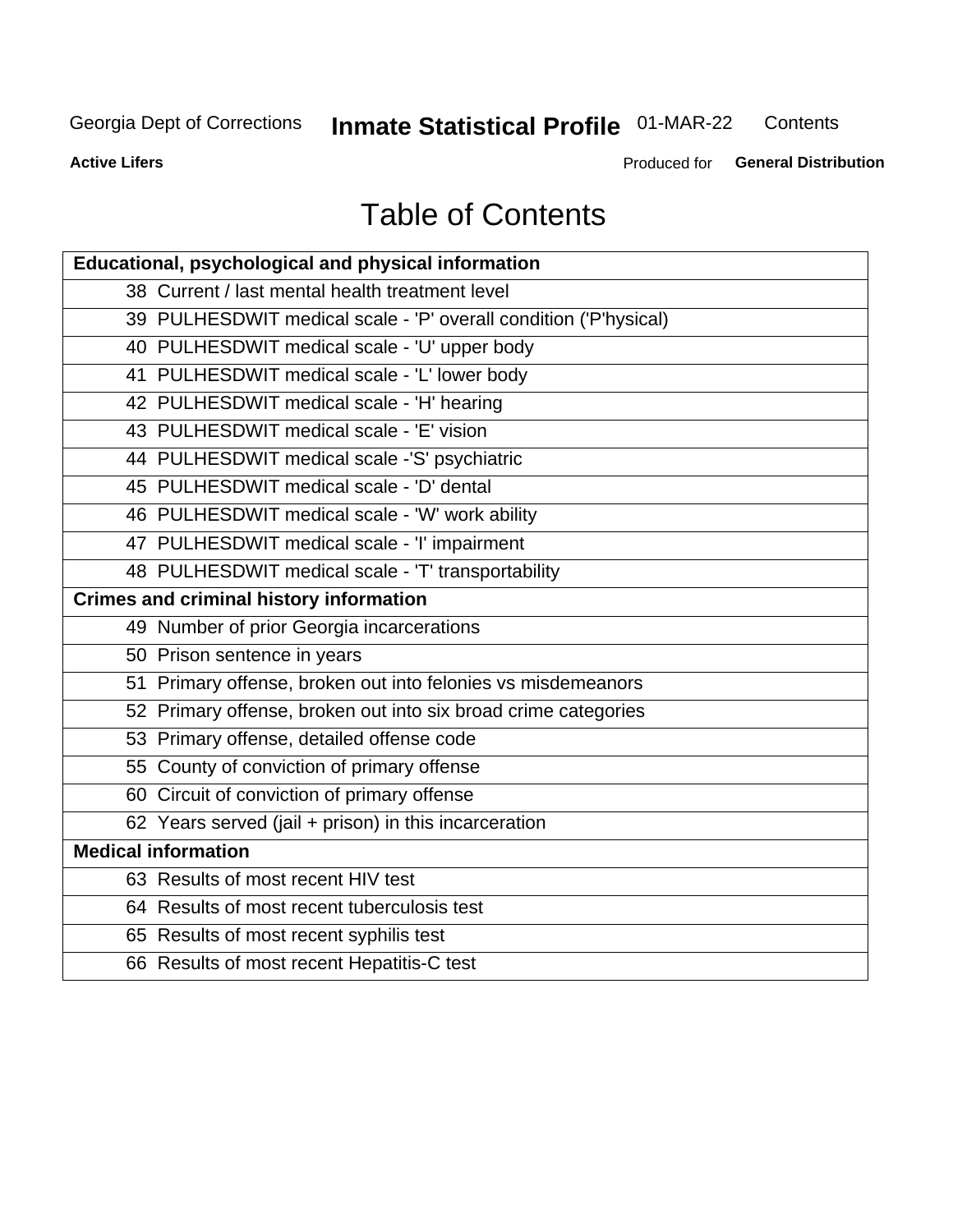Georgia Dept of Corrections **Inmate Statistical Profile** 01-MAR-22 Contents

**Active Lifers**

Produced for **General Distribution**

# Table of Contents

| **Educational, psychological and physical information** |
|---|
| 38 Current / last mental health treatment level |
| 39 PULHESDWIT medical scale - 'P' overall condition ('P'hysical) |
| 40 PULHESDWIT medical scale - 'U' upper body |
| 41 PULHESDWIT medical scale - 'L' lower body |
| 42 PULHESDWIT medical scale - 'H' hearing |
| 43 PULHESDWIT medical scale - 'E' vision |
| 44 PULHESDWIT medical scale -'S' psychiatric |
| 45 PULHESDWIT medical scale - 'D' dental |
| 46 PULHESDWIT medical scale - 'W' work ability |
| 47 PULHESDWIT medical scale - 'I' impairment |
| 48 PULHESDWIT medical scale - 'T' transportability |
| **Crimes and criminal history information** |
| 49 Number of prior Georgia incarcerations |
| 50 Prison sentence in years |
| 51 Primary offense, broken out into felonies vs misdemeanors |
| 52 Primary offense, broken out into six broad crime categories |
| 53 Primary offense, detailed offense code |
| 55 County of conviction of primary offense |
| 60 Circuit of conviction of primary offense |
| 62 Years served (jail + prison) in this incarceration |
| **Medical information** |
| 63 Results of most recent HIV test |
| 64 Results of most recent tuberculosis test |
| 65 Results of most recent syphilis test |
| 66 Results of most recent Hepatitis-C test |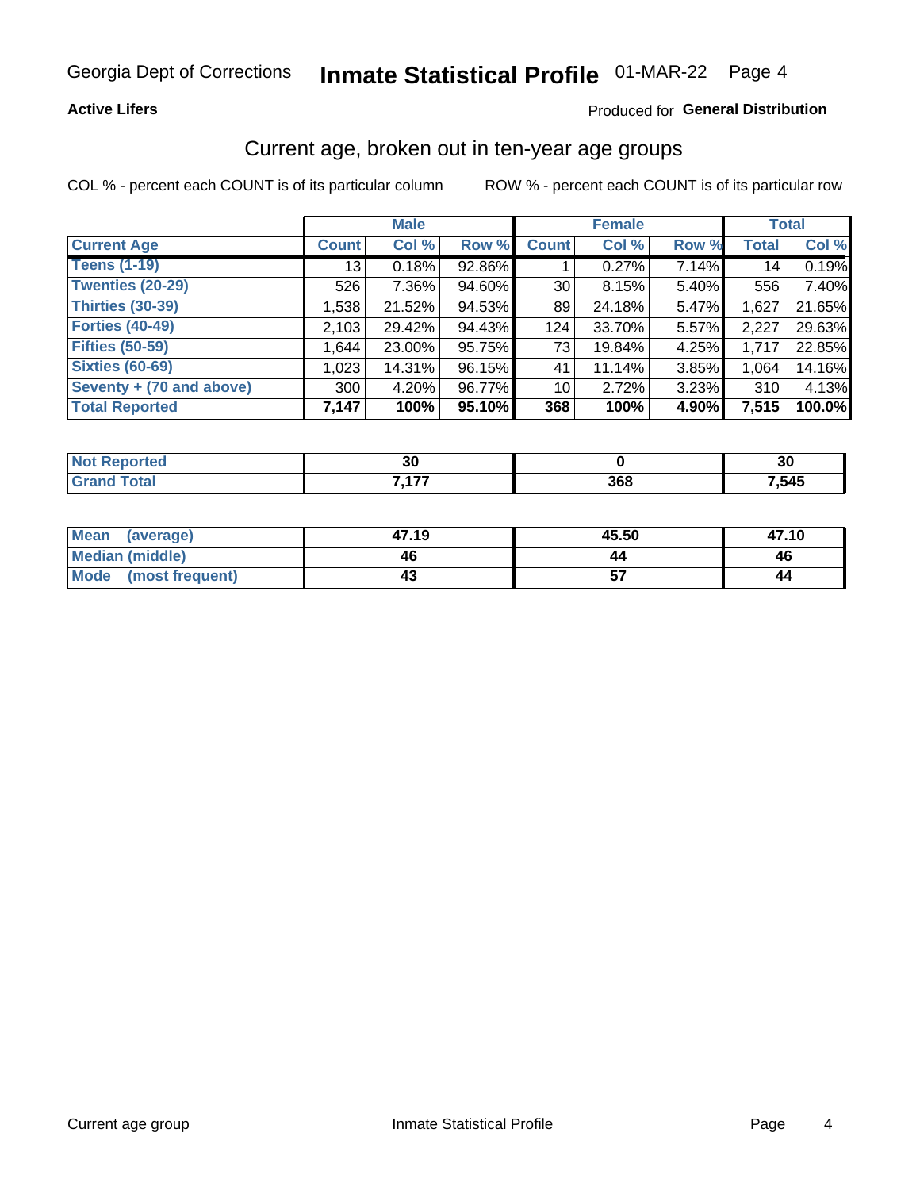Georgia Dept of Corrections **Inmate Statistical Profile** 01-MAR-22

**Active Lifers** Produced for **General Distribution**

## Current age, broken out in ten-year age groups

COL % - percent each COUNT is of its particular column ROW % - percent each COUNT is of its particular row

| | Male | | | Female | | | Total | |
|---|---|---|---|---|---|---|---|---|
| **Current Age** | **Count** | **Col %** | **Row %** | **Count** | **Col %** | **Row %** | **Total** | **Col %** |
| **Teens (1-19)** | 13 | 0.18% | 92.86% | 1 | 0.27% | 7.14% | 14 | 0.19% |
| **Twenties (20-29)** | 526 | 7.36% | 94.60% | 30 | 8.15% | 5.40% | 556 | 7.40% |
| **Thirties (30-39)** | 1,538 | 21.52% | 94.53% | 89 | 24.18% | 5.47% | 1,627 | 21.65% |
| **Forties (40-49)** | 2,103 | 29.42% | 94.43% | 124 | 33.70% | 5.57% | 2,227 | 29.63% |
| **Fifties (50-59)** | 1,644 | 23.00% | 95.75% | 73 | 19.84% | 4.25% | 1,717 | 22.85% |
| **Sixties (60-69)** | 1,023 | 14.31% | 96.15% | 41 | 11.14% | 3.85% | 1,064 | 14.16% |
| **Seventy + (70 and above)** | 300 | 4.20% | 96.77% | 10 | 2.72% | 3.23% | 310 | 4.13% |
| **Total Reported** | **7,147** | **100%** | **95.10%** | **368** | **100%** | **4.90%** | **7,515** | **100.0%** |

| | Male | Female | Total |
|---|---|---|---|
| **Not Reported** | **30** | **0** | **30** |
| **Grand Total** | **7,177** | **368** | **7,545** |

| | Male | Female | Total |
|---|---|---|---|
| **Mean (average)** | **47.19** | **45.50** | **47.10** |
| **Median (middle)** | **46** | **44** | **46** |
| **Mode (most frequent)** | **43** | **57** | **44** |

Current age group Inmate Statistical Profile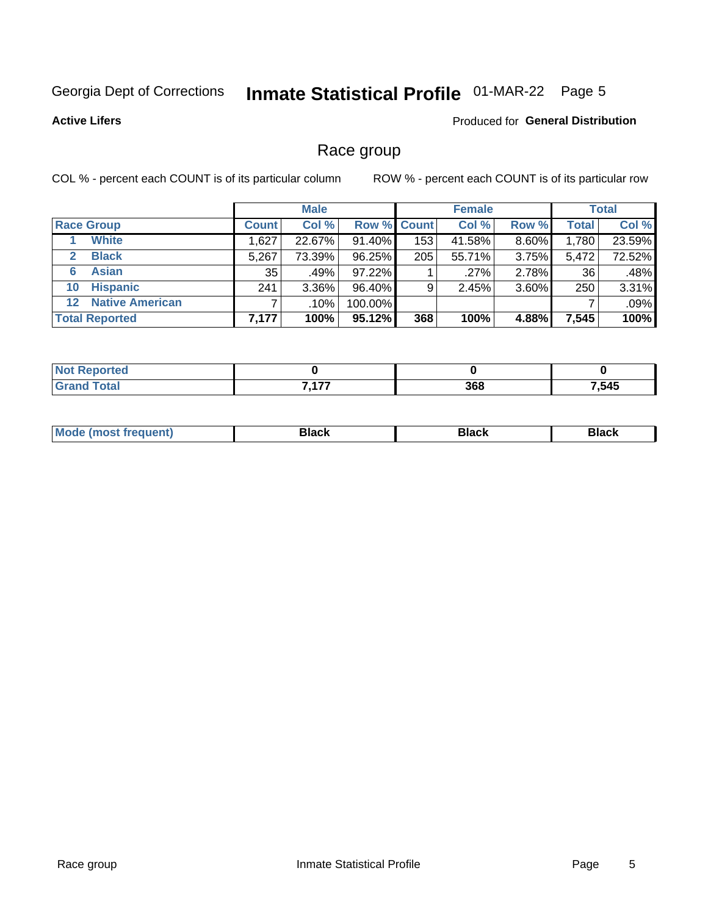Georgia Dept of Corrections **Inmate Statistical Profile** 01-MAR-22

**Active Lifers**

Produced for **General Distribution**

## Race group

COL % - percent each COUNT is of its particular column

ROW % - percent each COUNT is of its particular row

| | Male | | | Female | | | Total | |
|---|---|---|---|---|---|---|---|---|
| **Race Group** | **Count** | **Col %** | **Row %** | **Count** | **Col %** | **Row %** | **Total** | **Col %** |
| 1 **White** | 1,627 | 22.67% | 91.40% | 153 | 41.58% | 8.60% | 1,780 | 23.59% |
| 2 **Black** | 5,267 | 73.39% | 96.25% | 205 | 55.71% | 3.75% | 5,472 | 72.52% |
| 6 **Asian** | 35 | .49% | 97.22% | 1 | .27% | 2.78% | 36 | .48% |
| 10 **Hispanic** | 241 | 3.36% | 96.40% | 9 | 2.45% | 3.60% | 250 | 3.31% |
| 12 **Native American** | 7 | .10% | 100.00% | | | | 7 | .09% |
| **Total Reported** | **7,177** | **100%** | **95.12%** | **368** | **100%** | **4.88%** | **7,545** | **100%** |

| | Male | Female | Total |
|---|---|---|---|
| **Not Reported** | **0** | **0** | **0** |
| **Grand Total** | **7,177** | **368** | **7,545** |

| | Male | Female | Total |
|---|---|---|---|
| **Mode (most frequent)** | **Black** | **Black** | **Black** |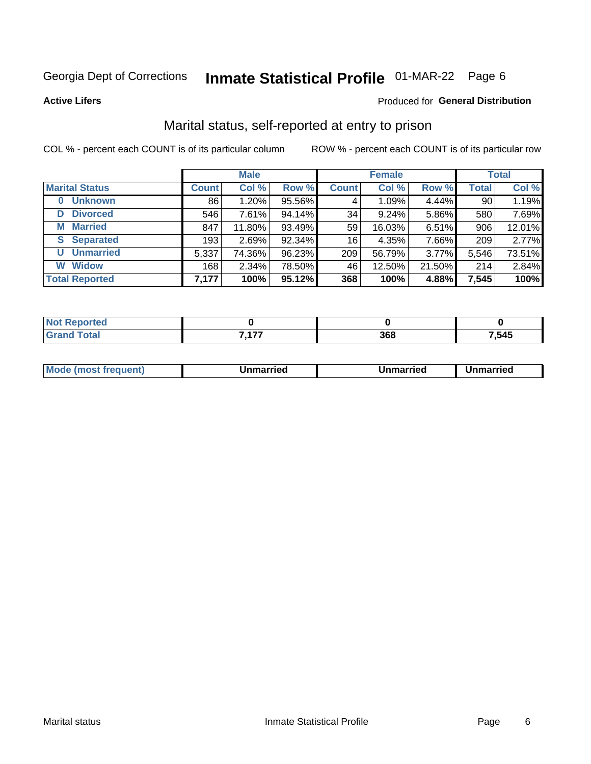Georgia Dept of Corrections **Inmate Statistical Profile** 01-MAR-22

**Active Lifers**

Produced for **General Distribution**

## Marital status, self-reported at entry to prison

COL % - percent each COUNT is of its particular column ROW % - percent each COUNT is of its particular row

| | Male | | | Female | | | Total | |
|---|---|---|---|---|---|---|---|---|
| **Marital Status** | **Count** | **Col %** | **Row %** | **Count** | **Col %** | **Row %** | **Total** | **Col %** |
| **0 Unknown** | 86 | 1.20% | 95.56% | 4 | 1.09% | 4.44% | 90 | 1.19% |
| **D Divorced** | 546 | 7.61% | 94.14% | 34 | 9.24% | 5.86% | 580 | 7.69% |
| **M Married** | 847 | 11.80% | 93.49% | 59 | 16.03% | 6.51% | 906 | 12.01% |
| **S Separated** | 193 | 2.69% | 92.34% | 16 | 4.35% | 7.66% | 209 | 2.77% |
| **U Unmarried** | 5,337 | 74.36% | 96.23% | 209 | 56.79% | 3.77% | 5,546 | 73.51% |
| **W Widow** | 168 | 2.34% | 78.50% | 46 | 12.50% | 21.50% | 214 | 2.84% |
| **Total Reported** | **7,177** | **100%** | **95.12%** | **368** | **100%** | **4.88%** | **7,545** | **100%** |

| | Male | Female | Total |
|---|---|---|---|
| **Not Reported** | **0** | **0** | **0** |
| **Grand Total** | **7,177** | **368** | **7,545** |

| | Male | Female | Total |
|---|---|---|---|
| **Mode (most frequent)** | **Unmarried** | **Unmarried** | **Unmarried** |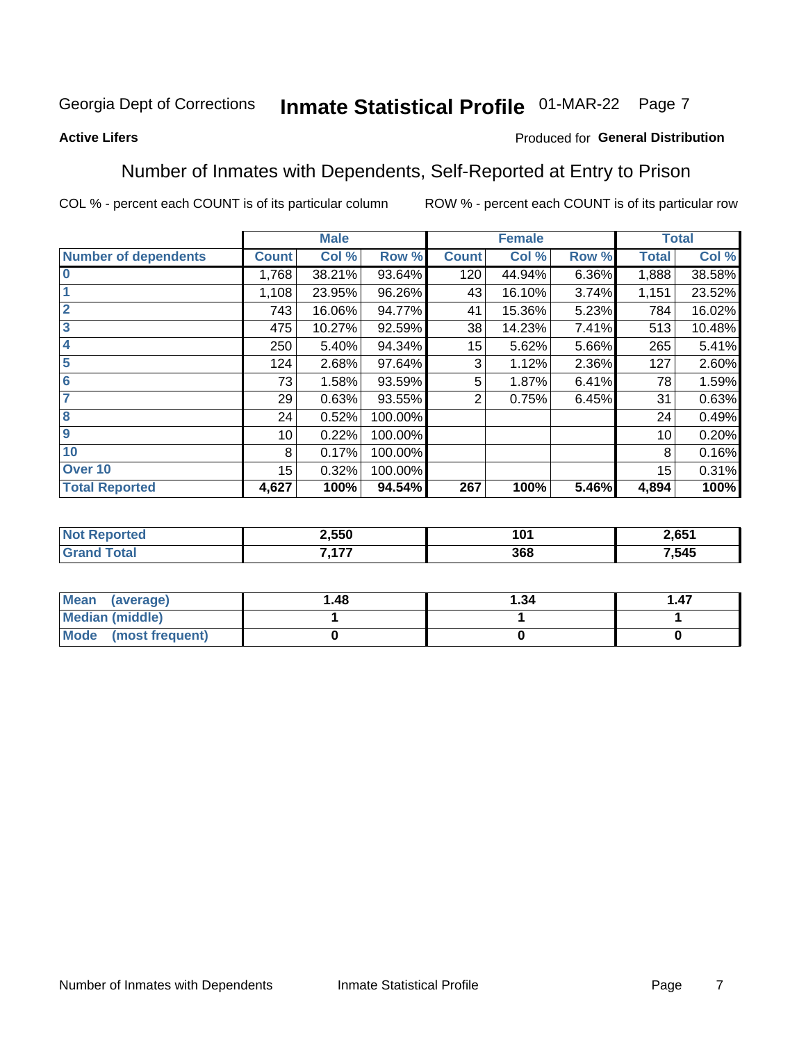Georgia Dept of Corrections **Inmate Statistical Profile** 01-MAR-22 Page 7

**Active Lifers**

Produced for **General Distribution**

## Number of Inmates with Dependents, Self-Reported at Entry to Prison

COL % - percent each COUNT is of its particular column ROW % - percent each COUNT is of its particular row

| | Male | | | Female | | | Total | |
|---|---|---|---|---|---|---|---|---|
| **Number of dependents** | **Count** | **Col %** | **Row %** | **Count** | **Col %** | **Row %** | **Total** | **Col %** |
| **0** | 1,768 | 38.21% | 93.64% | 120 | 44.94% | 6.36% | 1,888 | 38.58% |
| **1** | 1,108 | 23.95% | 96.26% | 43 | 16.10% | 3.74% | 1,151 | 23.52% |
| **2** | 743 | 16.06% | 94.77% | 41 | 15.36% | 5.23% | 784 | 16.02% |
| **3** | 475 | 10.27% | 92.59% | 38 | 14.23% | 7.41% | 513 | 10.48% |
| **4** | 250 | 5.40% | 94.34% | 15 | 5.62% | 5.66% | 265 | 5.41% |
| **5** | 124 | 2.68% | 97.64% | 3 | 1.12% | 2.36% | 127 | 2.60% |
| **6** | 73 | 1.58% | 93.59% | 5 | 1.87% | 6.41% | 78 | 1.59% |
| **7** | 29 | 0.63% | 93.55% | 2 | 0.75% | 6.45% | 31 | 0.63% |
| **8** | 24 | 0.52% | 100.00% | | | | 24 | 0.49% |
| **9** | 10 | 0.22% | 100.00% | | | | 10 | 0.20% |
| **10** | 8 | 0.17% | 100.00% | | | | 8 | 0.16% |
| **Over 10** | 15 | 0.32% | 100.00% | | | | 15 | 0.31% |
| **Total Reported** | **4,627** | **100%** | **94.54%** | **267** | **100%** | **5.46%** | **4,894** | **100%** |

| | Male | Female | Total |
|---|---|---|---|
| **Not Reported** | **2,550** | **101** | **2,651** |
| **Grand Total** | **7,177** | **368** | **7,545** |

| | Male | Female | Total |
|---|---|---|---|
| **Mean (average)** | **1.48** | **1.34** | **1.47** |
| **Median (middle)** | **1** | **1** | **1** |
| **Mode (most frequent)** | **0** | **0** | **0** |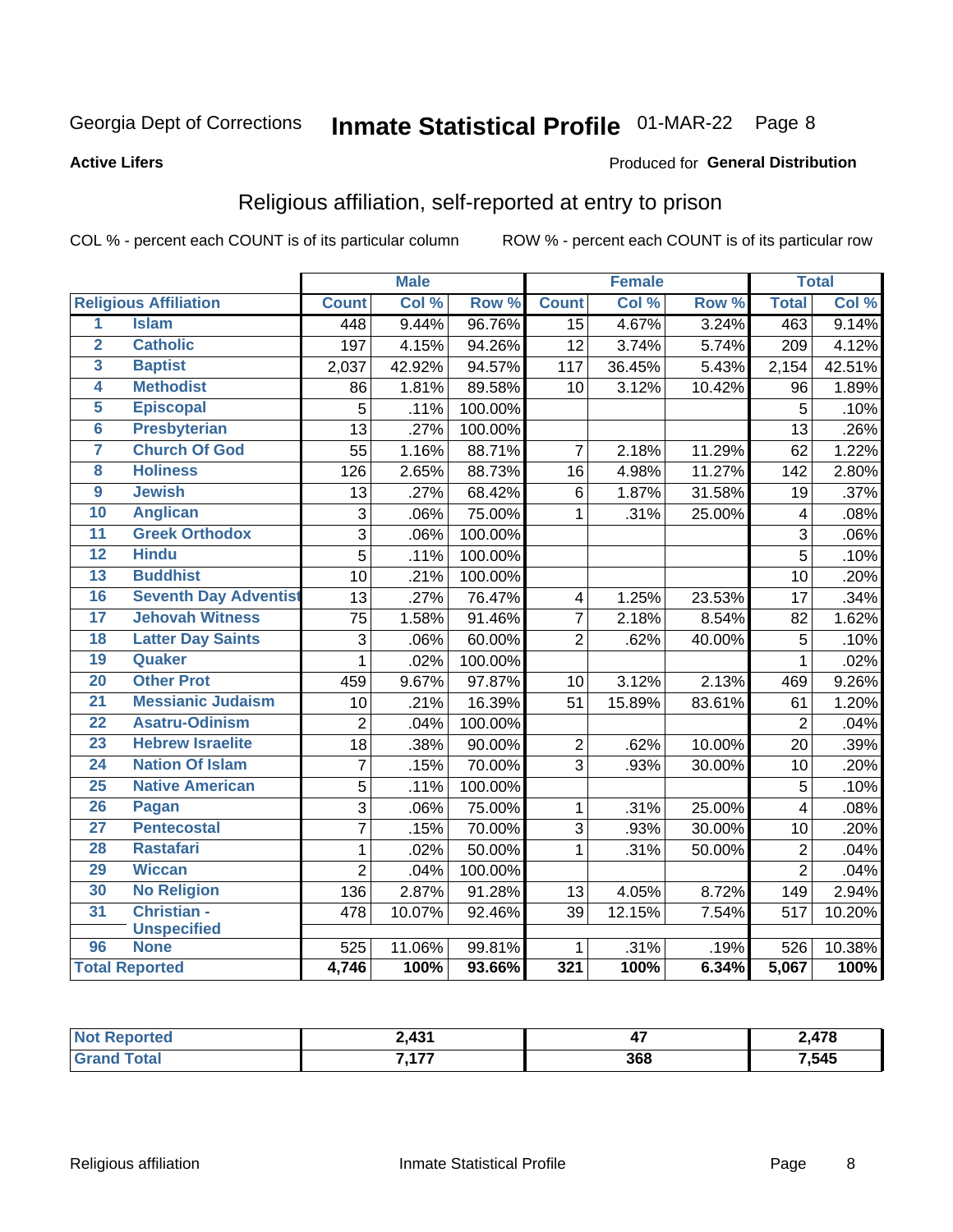Georgia Dept of Corrections **Inmate Statistical Profile** 01-MAR-22 Page 8

**Active Lifers**

Produced for **General Distribution**

## Religious affiliation, self-reported at entry to prison

COL % - percent each COUNT is of its particular column ROW % - percent each COUNT is of its particular row

| Religious Affiliation | | Male | | | Female | | | Total | |
|---|---|---|---|---|---|---|---|---|---|
| | | Count | Col % | Row % | Count | Col % | Row % | Total | Col % |
| 1 | Islam | 448 | 9.44% | 96.76% | 15 | 4.67% | 3.24% | 463 | 9.14% |
| 2 | Catholic | 197 | 4.15% | 94.26% | 12 | 3.74% | 5.74% | 209 | 4.12% |
| 3 | Baptist | 2,037 | 42.92% | 94.57% | 117 | 36.45% | 5.43% | 2,154 | 42.51% |
| 4 | Methodist | 86 | 1.81% | 89.58% | 10 | 3.12% | 10.42% | 96 | 1.89% |
| 5 | Episcopal | 5 | .11% | 100.00% | | | | 5 | .10% |
| 6 | Presbyterian | 13 | .27% | 100.00% | | | | 13 | .26% |
| 7 | Church Of God | 55 | 1.16% | 88.71% | 7 | 2.18% | 11.29% | 62 | 1.22% |
| 8 | Holiness | 126 | 2.65% | 88.73% | 16 | 4.98% | 11.27% | 142 | 2.80% |
| 9 | Jewish | 13 | .27% | 68.42% | 6 | 1.87% | 31.58% | 19 | .37% |
| 10 | Anglican | 3 | .06% | 75.00% | 1 | .31% | 25.00% | 4 | .08% |
| 11 | Greek Orthodox | 3 | .06% | 100.00% | | | | 3 | .06% |
| 12 | Hindu | 5 | .11% | 100.00% | | | | 5 | .10% |
| 13 | Buddhist | 10 | .21% | 100.00% | | | | 10 | .20% |
| 16 | Seventh Day Adventist | 13 | .27% | 76.47% | 4 | 1.25% | 23.53% | 17 | .34% |
| 17 | Jehovah Witness | 75 | 1.58% | 91.46% | 7 | 2.18% | 8.54% | 82 | 1.62% |
| 18 | Latter Day Saints | 3 | .06% | 60.00% | 2 | .62% | 40.00% | 5 | .10% |
| 19 | Quaker | 1 | .02% | 100.00% | | | | 1 | .02% |
| 20 | Other Prot | 459 | 9.67% | 97.87% | 10 | 3.12% | 2.13% | 469 | 9.26% |
| 21 | Messianic Judaism | 10 | .21% | 16.39% | 51 | 15.89% | 83.61% | 61 | 1.20% |
| 22 | Asatru-Odinism | 2 | .04% | 100.00% | | | | 2 | .04% |
| 23 | Hebrew Israelite | 18 | .38% | 90.00% | 2 | .62% | 10.00% | 20 | .39% |
| 24 | Nation Of Islam | 7 | .15% | 70.00% | 3 | .93% | 30.00% | 10 | .20% |
| 25 | Native American | 5 | .11% | 100.00% | | | | 5 | .10% |
| 26 | Pagan | 3 | .06% | 75.00% | 1 | .31% | 25.00% | 4 | .08% |
| 27 | Pentecostal | 7 | .15% | 70.00% | 3 | .93% | 30.00% | 10 | .20% |
| 28 | Rastafari | 1 | .02% | 50.00% | 1 | .31% | 50.00% | 2 | .04% |
| 29 | Wiccan | 2 | .04% | 100.00% | | | | 2 | .04% |
| 30 | No Religion | 136 | 2.87% | 91.28% | 13 | 4.05% | 8.72% | 149 | 2.94% |
| 31 | Christian - Unspecified | 478 | 10.07% | 92.46% | 39 | 12.15% | 7.54% | 517 | 10.20% |
| 96 | None | 525 | 11.06% | 99.81% | 1 | .31% | .19% | 526 | 10.38% |
| **Total Reported** | | **4,746** | **100%** | **93.66%** | **321** | **100%** | **6.34%** | **5,067** | **100%** |

| | Male | Female | Total |
|---|---|---|---|
| **Not Reported** | **2,431** | **47** | **2,478** |
| **Grand Total** | **7,177** | **368** | **7,545** |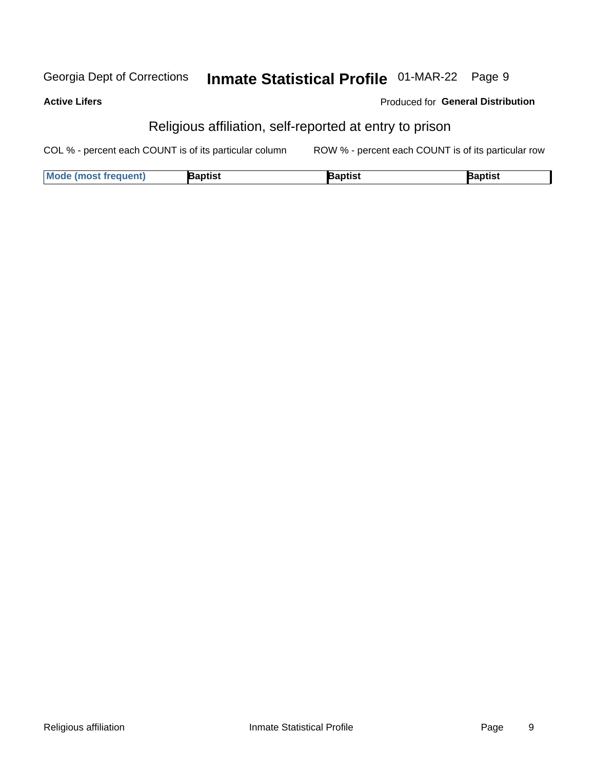Georgia Dept of Corrections **Inmate Statistical Profile** 01-MAR-22

**Active Lifers**

Produced for **General Distribution**

## Religious affiliation, self-reported at entry to prison

COL % - percent each COUNT is of its particular column ROW % - percent each COUNT is of its particular row

| **Mode (most frequent)** | **Baptist** | **Baptist** | **Baptist** |
|---|---|---|---|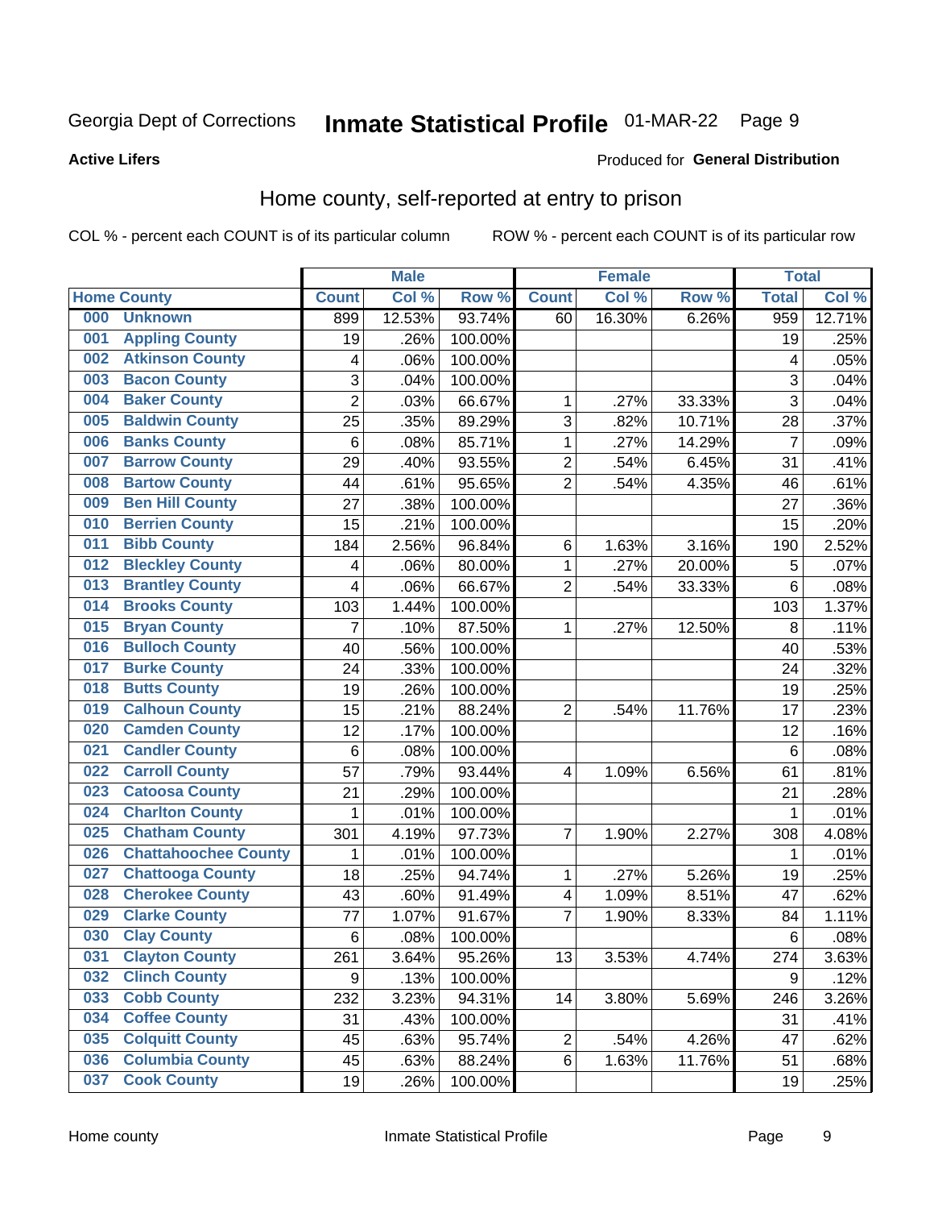Georgia Dept of Corrections **Inmate Statistical Profile** 01-MAR-22

**Active Lifers**

Produced for **General Distribution**

## Home county, self-reported at entry to prison

COL % - percent each COUNT is of its particular column  ROW % - percent each COUNT is of its particular row

| Home County | | Male | | | Female | | | Total | |
|---|---|---|---|---|---|---|---|---|---|
| | | Count | Col % | Row % | Count | Col % | Row % | Total | Col % |
| 000 | Unknown | 899 | 12.53% | 93.74% | 60 | 16.30% | 6.26% | 959 | 12.71% |
| 001 | Appling County | 19 | .26% | 100.00% | | | | 19 | .25% |
| 002 | Atkinson County | 4 | .06% | 100.00% | | | | 4 | .05% |
| 003 | Bacon County | 3 | .04% | 100.00% | | | | 3 | .04% |
| 004 | Baker County | 2 | .03% | 66.67% | 1 | .27% | 33.33% | 3 | .04% |
| 005 | Baldwin County | 25 | .35% | 89.29% | 3 | .82% | 10.71% | 28 | .37% |
| 006 | Banks County | 6 | .08% | 85.71% | 1 | .27% | 14.29% | 7 | .09% |
| 007 | Barrow County | 29 | .40% | 93.55% | 2 | .54% | 6.45% | 31 | .41% |
| 008 | Bartow County | 44 | .61% | 95.65% | 2 | .54% | 4.35% | 46 | .61% |
| 009 | Ben Hill County | 27 | .38% | 100.00% | | | | 27 | .36% |
| 010 | Berrien County | 15 | .21% | 100.00% | | | | 15 | .20% |
| 011 | Bibb County | 184 | 2.56% | 96.84% | 6 | 1.63% | 3.16% | 190 | 2.52% |
| 012 | Bleckley County | 4 | .06% | 80.00% | 1 | .27% | 20.00% | 5 | .07% |
| 013 | Brantley County | 4 | .06% | 66.67% | 2 | .54% | 33.33% | 6 | .08% |
| 014 | Brooks County | 103 | 1.44% | 100.00% | | | | 103 | 1.37% |
| 015 | Bryan County | 7 | .10% | 87.50% | 1 | .27% | 12.50% | 8 | .11% |
| 016 | Bulloch County | 40 | .56% | 100.00% | | | | 40 | .53% |
| 017 | Burke County | 24 | .33% | 100.00% | | | | 24 | .32% |
| 018 | Butts County | 19 | .26% | 100.00% | | | | 19 | .25% |
| 019 | Calhoun County | 15 | .21% | 88.24% | 2 | .54% | 11.76% | 17 | .23% |
| 020 | Camden County | 12 | .17% | 100.00% | | | | 12 | .16% |
| 021 | Candler County | 6 | .08% | 100.00% | | | | 6 | .08% |
| 022 | Carroll County | 57 | .79% | 93.44% | 4 | 1.09% | 6.56% | 61 | .81% |
| 023 | Catoosa County | 21 | .29% | 100.00% | | | | 21 | .28% |
| 024 | Charlton County | 1 | .01% | 100.00% | | | | 1 | .01% |
| 025 | Chatham County | 301 | 4.19% | 97.73% | 7 | 1.90% | 2.27% | 308 | 4.08% |
| 026 | Chattahoochee County | 1 | .01% | 100.00% | | | | 1 | .01% |
| 027 | Chattooga County | 18 | .25% | 94.74% | 1 | .27% | 5.26% | 19 | .25% |
| 028 | Cherokee County | 43 | .60% | 91.49% | 4 | 1.09% | 8.51% | 47 | .62% |
| 029 | Clarke County | 77 | 1.07% | 91.67% | 7 | 1.90% | 8.33% | 84 | 1.11% |
| 030 | Clay County | 6 | .08% | 100.00% | | | | 6 | .08% |
| 031 | Clayton County | 261 | 3.64% | 95.26% | 13 | 3.53% | 4.74% | 274 | 3.63% |
| 032 | Clinch County | 9 | .13% | 100.00% | | | | 9 | .12% |
| 033 | Cobb County | 232 | 3.23% | 94.31% | 14 | 3.80% | 5.69% | 246 | 3.26% |
| 034 | Coffee County | 31 | .43% | 100.00% | | | | 31 | .41% |
| 035 | Colquitt County | 45 | .63% | 95.74% | 2 | .54% | 4.26% | 47 | .62% |
| 036 | Columbia County | 45 | .63% | 88.24% | 6 | 1.63% | 11.76% | 51 | .68% |
| 037 | Cook County | 19 | .26% | 100.00% | | | | 19 | .25% |

Home county  Inmate Statistical Profile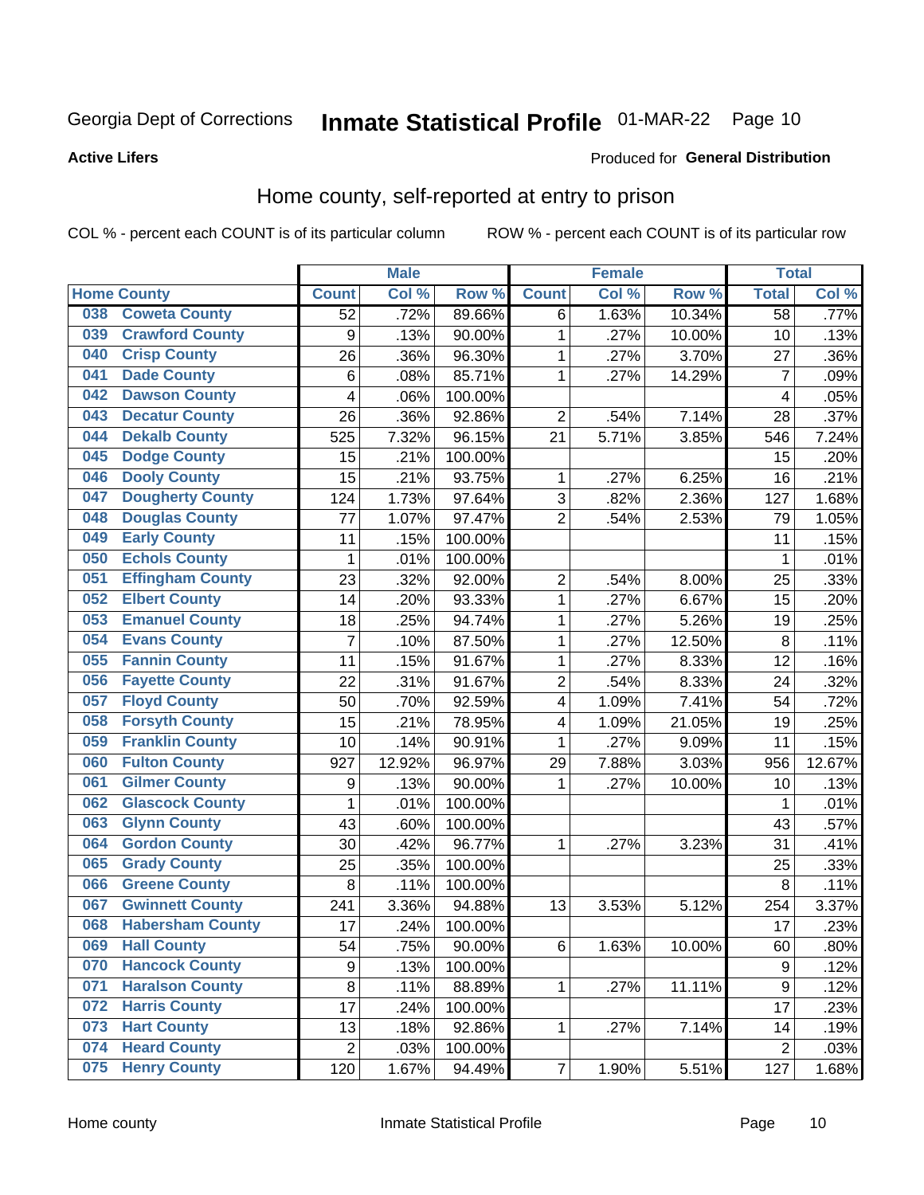Georgia Dept of Corrections **Inmate Statistical Profile** 01-MAR-22

**Active Lifers**

Produced for **General Distribution**

## Home county, self-reported at entry to prison

COL % - percent each COUNT is of its particular column ROW % - percent each COUNT is of its particular row

| Home County | | Male | | | Female | | | Total | |
|---|---|---|---|---|---|---|---|---|---|
| | | Count | Col % | Row % | Count | Col % | Row % | Total | Col % |
| 038 | Coweta County | 52 | .72% | 89.66% | 6 | 1.63% | 10.34% | 58 | .77% |
| 039 | Crawford County | 9 | .13% | 90.00% | 1 | .27% | 10.00% | 10 | .13% |
| 040 | Crisp County | 26 | .36% | 96.30% | 1 | .27% | 3.70% | 27 | .36% |
| 041 | Dade County | 6 | .08% | 85.71% | 1 | .27% | 14.29% | 7 | .09% |
| 042 | Dawson County | 4 | .06% | 100.00% | | | | 4 | .05% |
| 043 | Decatur County | 26 | .36% | 92.86% | 2 | .54% | 7.14% | 28 | .37% |
| 044 | Dekalb County | 525 | 7.32% | 96.15% | 21 | 5.71% | 3.85% | 546 | 7.24% |
| 045 | Dodge County | 15 | .21% | 100.00% | | | | 15 | .20% |
| 046 | Dooly County | 15 | .21% | 93.75% | 1 | .27% | 6.25% | 16 | .21% |
| 047 | Dougherty County | 124 | 1.73% | 97.64% | 3 | .82% | 2.36% | 127 | 1.68% |
| 048 | Douglas County | 77 | 1.07% | 97.47% | 2 | .54% | 2.53% | 79 | 1.05% |
| 049 | Early County | 11 | .15% | 100.00% | | | | 11 | .15% |
| 050 | Echols County | 1 | .01% | 100.00% | | | | 1 | .01% |
| 051 | Effingham County | 23 | .32% | 92.00% | 2 | .54% | 8.00% | 25 | .33% |
| 052 | Elbert County | 14 | .20% | 93.33% | 1 | .27% | 6.67% | 15 | .20% |
| 053 | Emanuel County | 18 | .25% | 94.74% | 1 | .27% | 5.26% | 19 | .25% |
| 054 | Evans County | 7 | .10% | 87.50% | 1 | .27% | 12.50% | 8 | .11% |
| 055 | Fannin County | 11 | .15% | 91.67% | 1 | .27% | 8.33% | 12 | .16% |
| 056 | Fayette County | 22 | .31% | 91.67% | 2 | .54% | 8.33% | 24 | .32% |
| 057 | Floyd County | 50 | .70% | 92.59% | 4 | 1.09% | 7.41% | 54 | .72% |
| 058 | Forsyth County | 15 | .21% | 78.95% | 4 | 1.09% | 21.05% | 19 | .25% |
| 059 | Franklin County | 10 | .14% | 90.91% | 1 | .27% | 9.09% | 11 | .15% |
| 060 | Fulton County | 927 | 12.92% | 96.97% | 29 | 7.88% | 3.03% | 956 | 12.67% |
| 061 | Gilmer County | 9 | .13% | 90.00% | 1 | .27% | 10.00% | 10 | .13% |
| 062 | Glascock County | 1 | .01% | 100.00% | | | | 1 | .01% |
| 063 | Glynn County | 43 | .60% | 100.00% | | | | 43 | .57% |
| 064 | Gordon County | 30 | .42% | 96.77% | 1 | .27% | 3.23% | 31 | .41% |
| 065 | Grady County | 25 | .35% | 100.00% | | | | 25 | .33% |
| 066 | Greene County | 8 | .11% | 100.00% | | | | 8 | .11% |
| 067 | Gwinnett County | 241 | 3.36% | 94.88% | 13 | 3.53% | 5.12% | 254 | 3.37% |
| 068 | Habersham County | 17 | .24% | 100.00% | | | | 17 | .23% |
| 069 | Hall County | 54 | .75% | 90.00% | 6 | 1.63% | 10.00% | 60 | .80% |
| 070 | Hancock County | 9 | .13% | 100.00% | | | | 9 | .12% |
| 071 | Haralson County | 8 | .11% | 88.89% | 1 | .27% | 11.11% | 9 | .12% |
| 072 | Harris County | 17 | .24% | 100.00% | | | | 17 | .23% |
| 073 | Hart County | 13 | .18% | 92.86% | 1 | .27% | 7.14% | 14 | .19% |
| 074 | Heard County | 2 | .03% | 100.00% | | | | 2 | .03% |
| 075 | Henry County | 120 | 1.67% | 94.49% | 7 | 1.90% | 5.51% | 127 | 1.68% |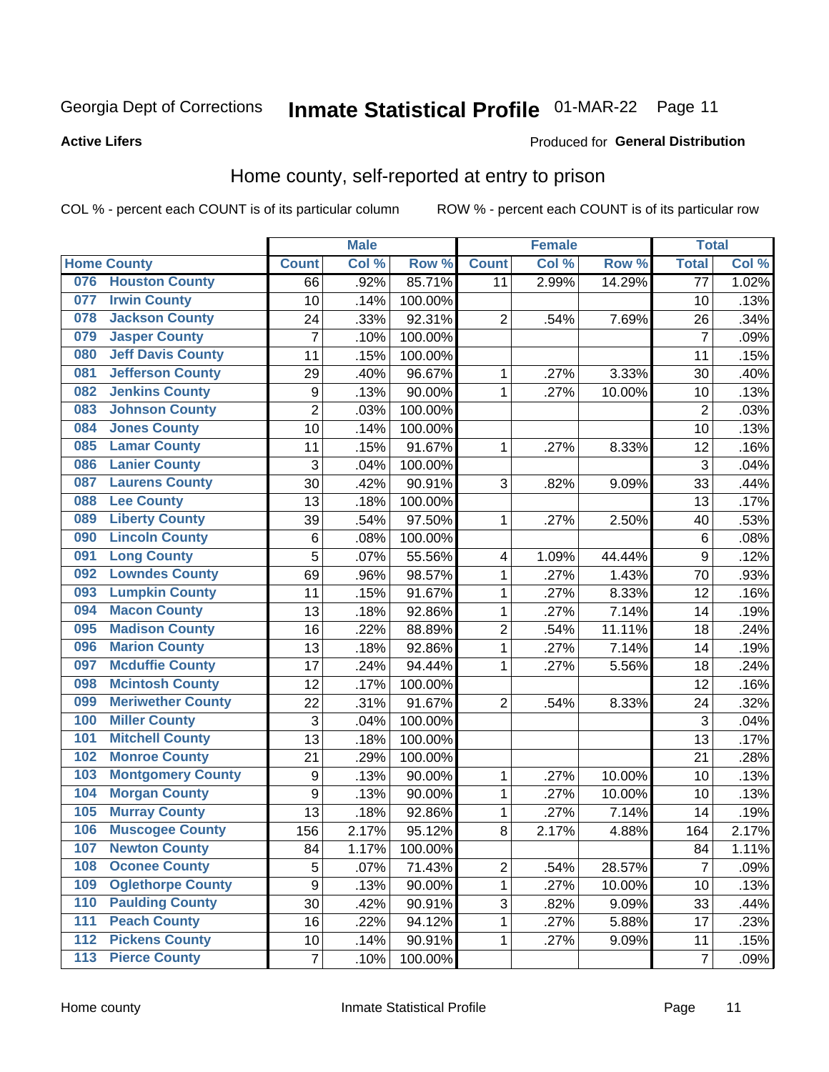Georgia Dept of Corrections **Inmate Statistical Profile** 01-MAR-22

**Active Lifers**

Produced for **General Distribution**

## Home county, self-reported at entry to prison

COL % - percent each COUNT is of its particular column ROW % - percent each COUNT is of its particular row

| Home County | | Male | | | Female | | | Total | |
|---|---|---|---|---|---|---|---|---|---|
| | | Count | Col % | Row % | Count | Col % | Row % | Total | Col % |
| 076 | Houston County | 66 | .92% | 85.71% | 11 | 2.99% | 14.29% | 77 | 1.02% |
| 077 | Irwin County | 10 | .14% | 100.00% | | | | 10 | .13% |
| 078 | Jackson County | 24 | .33% | 92.31% | 2 | .54% | 7.69% | 26 | .34% |
| 079 | Jasper County | 7 | .10% | 100.00% | | | | 7 | .09% |
| 080 | Jeff Davis County | 11 | .15% | 100.00% | | | | 11 | .15% |
| 081 | Jefferson County | 29 | .40% | 96.67% | 1 | .27% | 3.33% | 30 | .40% |
| 082 | Jenkins County | 9 | .13% | 90.00% | 1 | .27% | 10.00% | 10 | .13% |
| 083 | Johnson County | 2 | .03% | 100.00% | | | | 2 | .03% |
| 084 | Jones County | 10 | .14% | 100.00% | | | | 10 | .13% |
| 085 | Lamar County | 11 | .15% | 91.67% | 1 | .27% | 8.33% | 12 | .16% |
| 086 | Lanier County | 3 | .04% | 100.00% | | | | 3 | .04% |
| 087 | Laurens County | 30 | .42% | 90.91% | 3 | .82% | 9.09% | 33 | .44% |
| 088 | Lee County | 13 | .18% | 100.00% | | | | 13 | .17% |
| 089 | Liberty County | 39 | .54% | 97.50% | 1 | .27% | 2.50% | 40 | .53% |
| 090 | Lincoln County | 6 | .08% | 100.00% | | | | 6 | .08% |
| 091 | Long County | 5 | .07% | 55.56% | 4 | 1.09% | 44.44% | 9 | .12% |
| 092 | Lowndes County | 69 | .96% | 98.57% | 1 | .27% | 1.43% | 70 | .93% |
| 093 | Lumpkin County | 11 | .15% | 91.67% | 1 | .27% | 8.33% | 12 | .16% |
| 094 | Macon County | 13 | .18% | 92.86% | 1 | .27% | 7.14% | 14 | .19% |
| 095 | Madison County | 16 | .22% | 88.89% | 2 | .54% | 11.11% | 18 | .24% |
| 096 | Marion County | 13 | .18% | 92.86% | 1 | .27% | 7.14% | 14 | .19% |
| 097 | Mcduffie County | 17 | .24% | 94.44% | 1 | .27% | 5.56% | 18 | .24% |
| 098 | Mcintosh County | 12 | .17% | 100.00% | | | | 12 | .16% |
| 099 | Meriwether County | 22 | .31% | 91.67% | 2 | .54% | 8.33% | 24 | .32% |
| 100 | Miller County | 3 | .04% | 100.00% | | | | 3 | .04% |
| 101 | Mitchell County | 13 | .18% | 100.00% | | | | 13 | .17% |
| 102 | Monroe County | 21 | .29% | 100.00% | | | | 21 | .28% |
| 103 | Montgomery County | 9 | .13% | 90.00% | 1 | .27% | 10.00% | 10 | .13% |
| 104 | Morgan County | 9 | .13% | 90.00% | 1 | .27% | 10.00% | 10 | .13% |
| 105 | Murray County | 13 | .18% | 92.86% | 1 | .27% | 7.14% | 14 | .19% |
| 106 | Muscogee County | 156 | 2.17% | 95.12% | 8 | 2.17% | 4.88% | 164 | 2.17% |
| 107 | Newton County | 84 | 1.17% | 100.00% | | | | 84 | 1.11% |
| 108 | Oconee County | 5 | .07% | 71.43% | 2 | .54% | 28.57% | 7 | .09% |
| 109 | Oglethorpe County | 9 | .13% | 90.00% | 1 | .27% | 10.00% | 10 | .13% |
| 110 | Paulding County | 30 | .42% | 90.91% | 3 | .82% | 9.09% | 33 | .44% |
| 111 | Peach County | 16 | .22% | 94.12% | 1 | .27% | 5.88% | 17 | .23% |
| 112 | Pickens County | 10 | .14% | 90.91% | 1 | .27% | 9.09% | 11 | .15% |
| 113 | Pierce County | 7 | .10% | 100.00% | | | | 7 | .09% |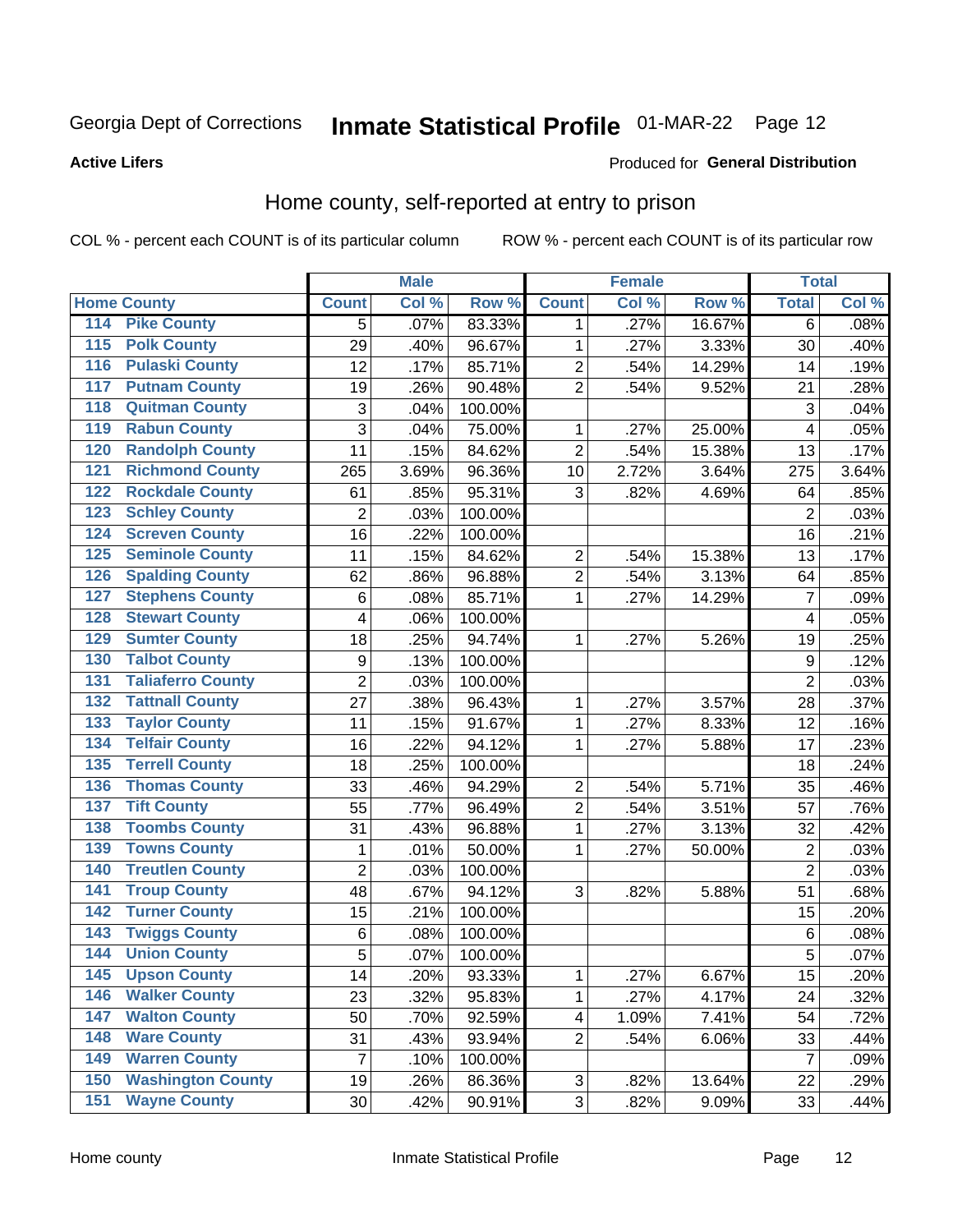Georgia Dept of Corrections **Inmate Statistical Profile** 01-MAR-22 Page 12

**Active Lifers**

Produced for **General Distribution**

## Home county, self-reported at entry to prison

COL % - percent each COUNT is of its particular column ROW % - percent each COUNT is of its particular row

| Home County | | Male | | | Female | | | Total | |
|---|---|---|---|---|---|---|---|---|---|
| | | Count | Col % | Row % | Count | Col % | Row % | Total | Col % |
| 114 | Pike County | 5 | .07% | 83.33% | 1 | .27% | 16.67% | 6 | .08% |
| 115 | Polk County | 29 | .40% | 96.67% | 1 | .27% | 3.33% | 30 | .40% |
| 116 | Pulaski County | 12 | .17% | 85.71% | 2 | .54% | 14.29% | 14 | .19% |
| 117 | Putnam County | 19 | .26% | 90.48% | 2 | .54% | 9.52% | 21 | .28% |
| 118 | Quitman County | 3 | .04% | 100.00% | | | | 3 | .04% |
| 119 | Rabun County | 3 | .04% | 75.00% | 1 | .27% | 25.00% | 4 | .05% |
| 120 | Randolph County | 11 | .15% | 84.62% | 2 | .54% | 15.38% | 13 | .17% |
| 121 | Richmond County | 265 | 3.69% | 96.36% | 10 | 2.72% | 3.64% | 275 | 3.64% |
| 122 | Rockdale County | 61 | .85% | 95.31% | 3 | .82% | 4.69% | 64 | .85% |
| 123 | Schley County | 2 | .03% | 100.00% | | | | 2 | .03% |
| 124 | Screven County | 16 | .22% | 100.00% | | | | 16 | .21% |
| 125 | Seminole County | 11 | .15% | 84.62% | 2 | .54% | 15.38% | 13 | .17% |
| 126 | Spalding County | 62 | .86% | 96.88% | 2 | .54% | 3.13% | 64 | .85% |
| 127 | Stephens County | 6 | .08% | 85.71% | 1 | .27% | 14.29% | 7 | .09% |
| 128 | Stewart County | 4 | .06% | 100.00% | | | | 4 | .05% |
| 129 | Sumter County | 18 | .25% | 94.74% | 1 | .27% | 5.26% | 19 | .25% |
| 130 | Talbot County | 9 | .13% | 100.00% | | | | 9 | .12% |
| 131 | Taliaferro County | 2 | .03% | 100.00% | | | | 2 | .03% |
| 132 | Tattnall County | 27 | .38% | 96.43% | 1 | .27% | 3.57% | 28 | .37% |
| 133 | Taylor County | 11 | .15% | 91.67% | 1 | .27% | 8.33% | 12 | .16% |
| 134 | Telfair County | 16 | .22% | 94.12% | 1 | .27% | 5.88% | 17 | .23% |
| 135 | Terrell County | 18 | .25% | 100.00% | | | | 18 | .24% |
| 136 | Thomas County | 33 | .46% | 94.29% | 2 | .54% | 5.71% | 35 | .46% |
| 137 | Tift County | 55 | .77% | 96.49% | 2 | .54% | 3.51% | 57 | .76% |
| 138 | Toombs County | 31 | .43% | 96.88% | 1 | .27% | 3.13% | 32 | .42% |
| 139 | Towns County | 1 | .01% | 50.00% | 1 | .27% | 50.00% | 2 | .03% |
| 140 | Treutlen County | 2 | .03% | 100.00% | | | | 2 | .03% |
| 141 | Troup County | 48 | .67% | 94.12% | 3 | .82% | 5.88% | 51 | .68% |
| 142 | Turner County | 15 | .21% | 100.00% | | | | 15 | .20% |
| 143 | Twiggs County | 6 | .08% | 100.00% | | | | 6 | .08% |
| 144 | Union County | 5 | .07% | 100.00% | | | | 5 | .07% |
| 145 | Upson County | 14 | .20% | 93.33% | 1 | .27% | 6.67% | 15 | .20% |
| 146 | Walker County | 23 | .32% | 95.83% | 1 | .27% | 4.17% | 24 | .32% |
| 147 | Walton County | 50 | .70% | 92.59% | 4 | 1.09% | 7.41% | 54 | .72% |
| 148 | Ware County | 31 | .43% | 93.94% | 2 | .54% | 6.06% | 33 | .44% |
| 149 | Warren County | 7 | .10% | 100.00% | | | | 7 | .09% |
| 150 | Washington County | 19 | .26% | 86.36% | 3 | .82% | 13.64% | 22 | .29% |
| 151 | Wayne County | 30 | .42% | 90.91% | 3 | .82% | 9.09% | 33 | .44% |

Home county Inmate Statistical Profile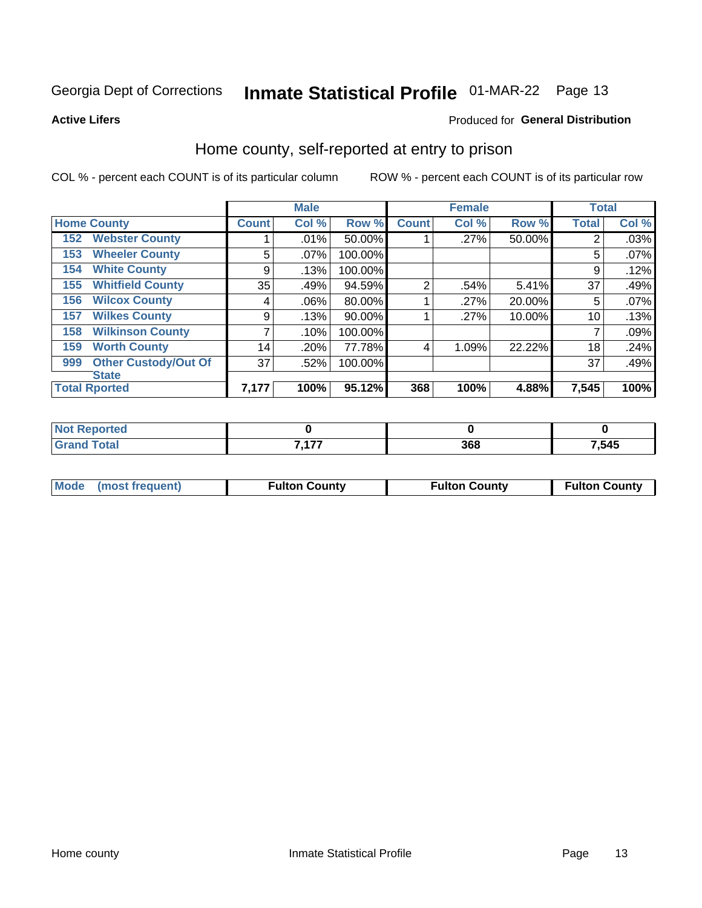Georgia Dept of Corrections **Inmate Statistical Profile** 01-MAR-22

**Active Lifers**

Produced for **General Distribution**

## Home county, self-reported at entry to prison

COL % - percent each COUNT is of its particular column ROW % - percent each COUNT is of its particular row

| | Male | | | Female | | | Total | |
|---|---|---|---|---|---|---|---|---|
| Home County | Count | Col % | Row % | Count | Col % | Row % | Total | Col % |
| 152 Webster County | 1 | .01% | 50.00% | 1 | .27% | 50.00% | 2 | .03% |
| 153 Wheeler County | 5 | .07% | 100.00% | | | | 5 | .07% |
| 154 White County | 9 | .13% | 100.00% | | | | 9 | .12% |
| 155 Whitfield County | 35 | .49% | 94.59% | 2 | .54% | 5.41% | 37 | .49% |
| 156 Wilcox County | 4 | .06% | 80.00% | 1 | .27% | 20.00% | 5 | .07% |
| 157 Wilkes County | 9 | .13% | 90.00% | 1 | .27% | 10.00% | 10 | .13% |
| 158 Wilkinson County | 7 | .10% | 100.00% | | | | 7 | .09% |
| 159 Worth County | 14 | .20% | 77.78% | 4 | 1.09% | 22.22% | 18 | .24% |
| 999 Other Custody/Out Of State | 37 | .52% | 100.00% | | | | 37 | .49% |
| **Total Rported** | **7,177** | **100%** | **95.12%** | **368** | **100%** | **4.88%** | **7,545** | **100%** |

| | Male | Female | Total |
|---|---|---|---|
| Not Reported | 0 | 0 | 0 |
| Grand Total | 7,177 | 368 | 7,545 |

| | Male | Female | Total |
|---|---|---|---|
| Mode (most frequent) | Fulton County | Fulton County | Fulton County |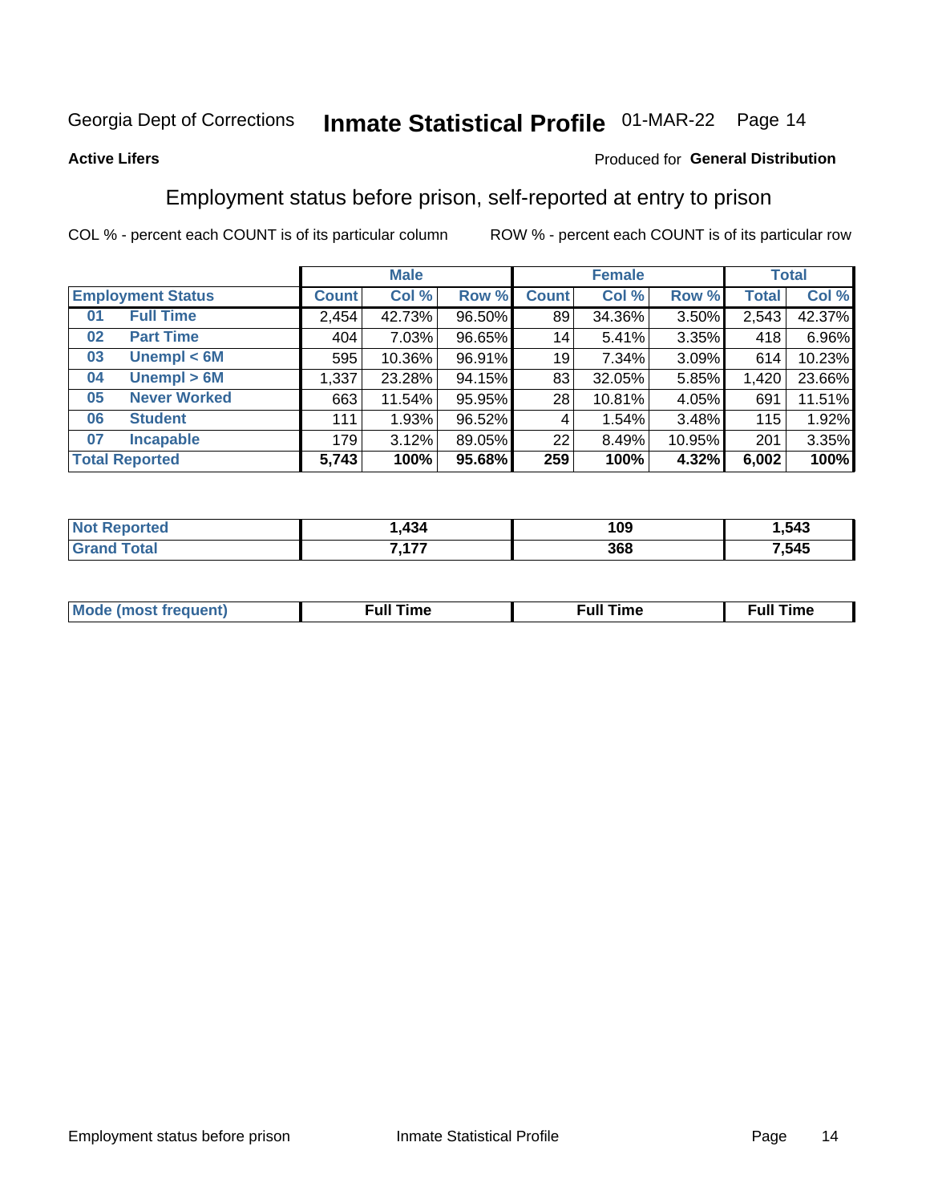Georgia Dept of Corrections **Inmate Statistical Profile** 01-MAR-22

**Active Lifers**

Produced for **General Distribution**

## Employment status before prison, self-reported at entry to prison

COL % - percent each COUNT is of its particular column ROW % - percent each COUNT is of its particular row

| | | Male | | | Female | | | Total | |
|---|---|---|---|---|---|---|---|---|---|
| **Employment Status** | | **Count** | **Col %** | **Row %** | **Count** | **Col %** | **Row %** | **Total** | **Col %** |
| 01 | Full Time | 2,454 | 42.73% | 96.50% | 89 | 34.36% | 3.50% | 2,543 | 42.37% |
| 02 | Part Time | 404 | 7.03% | 96.65% | 14 | 5.41% | 3.35% | 418 | 6.96% |
| 03 | Unempl < 6M | 595 | 10.36% | 96.91% | 19 | 7.34% | 3.09% | 614 | 10.23% |
| 04 | Unempl > 6M | 1,337 | 23.28% | 94.15% | 83 | 32.05% | 5.85% | 1,420 | 23.66% |
| 05 | Never Worked | 663 | 11.54% | 95.95% | 28 | 10.81% | 4.05% | 691 | 11.51% |
| 06 | Student | 111 | 1.93% | 96.52% | 4 | 1.54% | 3.48% | 115 | 1.92% |
| 07 | Incapable | 179 | 3.12% | 89.05% | 22 | 8.49% | 10.95% | 201 | 3.35% |
| **Total Reported** | | **5,743** | **100%** | **95.68%** | **259** | **100%** | **4.32%** | **6,002** | **100%** |

| | Male | Female | Total |
|---|---|---|---|
| Not Reported | 1,434 | 109 | 1,543 |
| Grand Total | 7,177 | 368 | 7,545 |

| | Male | Female | Total |
|---|---|---|---|
| Mode (most frequent) | Full Time | Full Time | Full Time |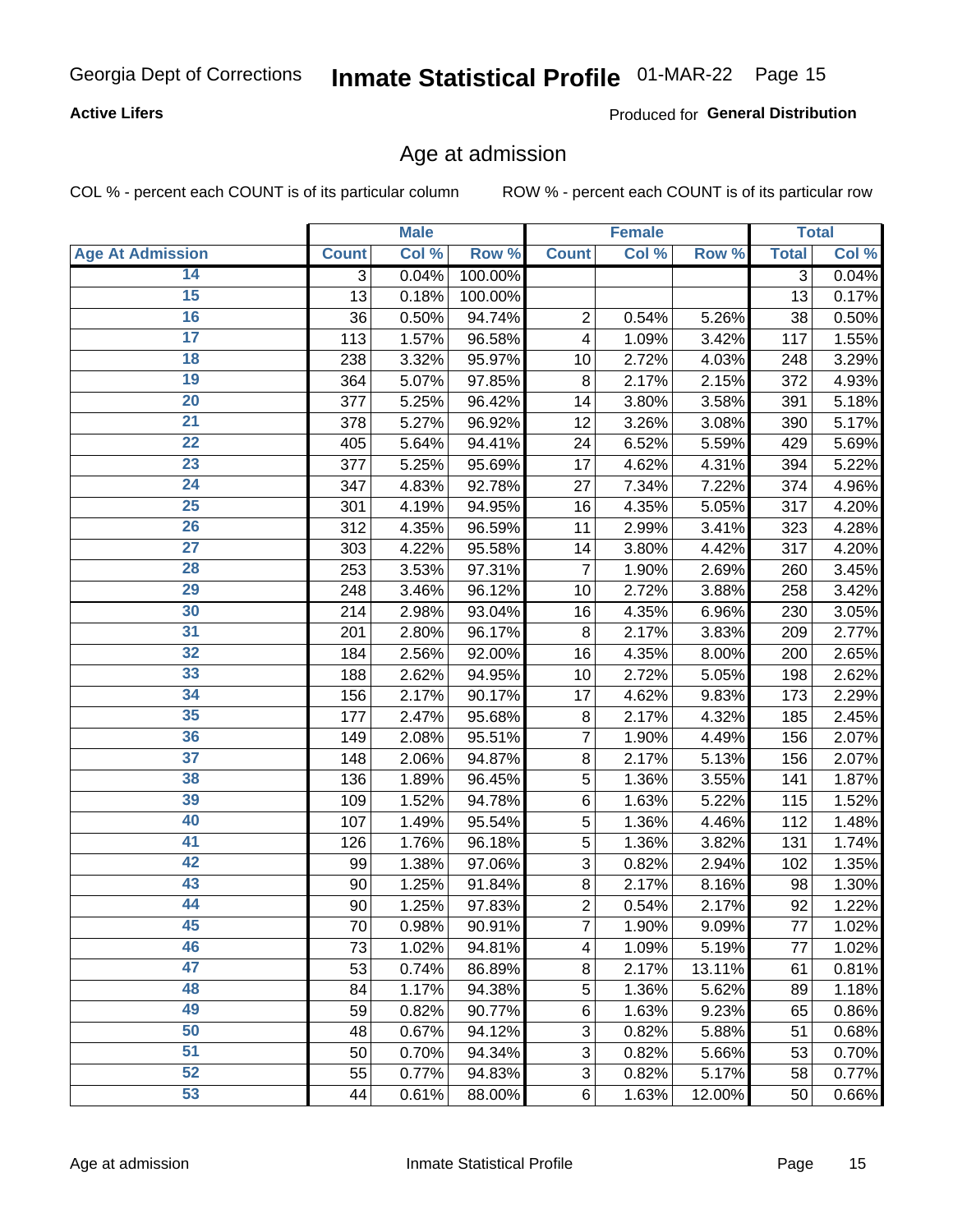**Active Lifers**

Produced for **General Distribution**

## Age at admission

COL % - percent each COUNT is of its particular column

ROW % - percent each COUNT is of its particular row

| | Male | | | Female | | | Total | |
|---|---|---|---|---|---|---|---|---|
| **Age At Admission** | **Count** | **Col %** | **Row %** | **Count** | **Col %** | **Row %** | **Total** | **Col %** |
| 14 | 3 | 0.04% | 100.00% | | | | 3 | 0.04% |
| 15 | 13 | 0.18% | 100.00% | | | | 13 | 0.17% |
| 16 | 36 | 0.50% | 94.74% | 2 | 0.54% | 5.26% | 38 | 0.50% |
| 17 | 113 | 1.57% | 96.58% | 4 | 1.09% | 3.42% | 117 | 1.55% |
| 18 | 238 | 3.32% | 95.97% | 10 | 2.72% | 4.03% | 248 | 3.29% |
| 19 | 364 | 5.07% | 97.85% | 8 | 2.17% | 2.15% | 372 | 4.93% |
| 20 | 377 | 5.25% | 96.42% | 14 | 3.80% | 3.58% | 391 | 5.18% |
| 21 | 378 | 5.27% | 96.92% | 12 | 3.26% | 3.08% | 390 | 5.17% |
| 22 | 405 | 5.64% | 94.41% | 24 | 6.52% | 5.59% | 429 | 5.69% |
| 23 | 377 | 5.25% | 95.69% | 17 | 4.62% | 4.31% | 394 | 5.22% |
| 24 | 347 | 4.83% | 92.78% | 27 | 7.34% | 7.22% | 374 | 4.96% |
| 25 | 301 | 4.19% | 94.95% | 16 | 4.35% | 5.05% | 317 | 4.20% |
| 26 | 312 | 4.35% | 96.59% | 11 | 2.99% | 3.41% | 323 | 4.28% |
| 27 | 303 | 4.22% | 95.58% | 14 | 3.80% | 4.42% | 317 | 4.20% |
| 28 | 253 | 3.53% | 97.31% | 7 | 1.90% | 2.69% | 260 | 3.45% |
| 29 | 248 | 3.46% | 96.12% | 10 | 2.72% | 3.88% | 258 | 3.42% |
| 30 | 214 | 2.98% | 93.04% | 16 | 4.35% | 6.96% | 230 | 3.05% |
| 31 | 201 | 2.80% | 96.17% | 8 | 2.17% | 3.83% | 209 | 2.77% |
| 32 | 184 | 2.56% | 92.00% | 16 | 4.35% | 8.00% | 200 | 2.65% |
| 33 | 188 | 2.62% | 94.95% | 10 | 2.72% | 5.05% | 198 | 2.62% |
| 34 | 156 | 2.17% | 90.17% | 17 | 4.62% | 9.83% | 173 | 2.29% |
| 35 | 177 | 2.47% | 95.68% | 8 | 2.17% | 4.32% | 185 | 2.45% |
| 36 | 149 | 2.08% | 95.51% | 7 | 1.90% | 4.49% | 156 | 2.07% |
| 37 | 148 | 2.06% | 94.87% | 8 | 2.17% | 5.13% | 156 | 2.07% |
| 38 | 136 | 1.89% | 96.45% | 5 | 1.36% | 3.55% | 141 | 1.87% |
| 39 | 109 | 1.52% | 94.78% | 6 | 1.63% | 5.22% | 115 | 1.52% |
| 40 | 107 | 1.49% | 95.54% | 5 | 1.36% | 4.46% | 112 | 1.48% |
| 41 | 126 | 1.76% | 96.18% | 5 | 1.36% | 3.82% | 131 | 1.74% |
| 42 | 99 | 1.38% | 97.06% | 3 | 0.82% | 2.94% | 102 | 1.35% |
| 43 | 90 | 1.25% | 91.84% | 8 | 2.17% | 8.16% | 98 | 1.30% |
| 44 | 90 | 1.25% | 97.83% | 2 | 0.54% | 2.17% | 92 | 1.22% |
| 45 | 70 | 0.98% | 90.91% | 7 | 1.90% | 9.09% | 77 | 1.02% |
| 46 | 73 | 1.02% | 94.81% | 4 | 1.09% | 5.19% | 77 | 1.02% |
| 47 | 53 | 0.74% | 86.89% | 8 | 2.17% | 13.11% | 61 | 0.81% |
| 48 | 84 | 1.17% | 94.38% | 5 | 1.36% | 5.62% | 89 | 1.18% |
| 49 | 59 | 0.82% | 90.77% | 6 | 1.63% | 9.23% | 65 | 0.86% |
| 50 | 48 | 0.67% | 94.12% | 3 | 0.82% | 5.88% | 51 | 0.68% |
| 51 | 50 | 0.70% | 94.34% | 3 | 0.82% | 5.66% | 53 | 0.70% |
| 52 | 55 | 0.77% | 94.83% | 3 | 0.82% | 5.17% | 58 | 0.77% |
| 53 | 44 | 0.61% | 88.00% | 6 | 1.63% | 12.00% | 50 | 0.66% |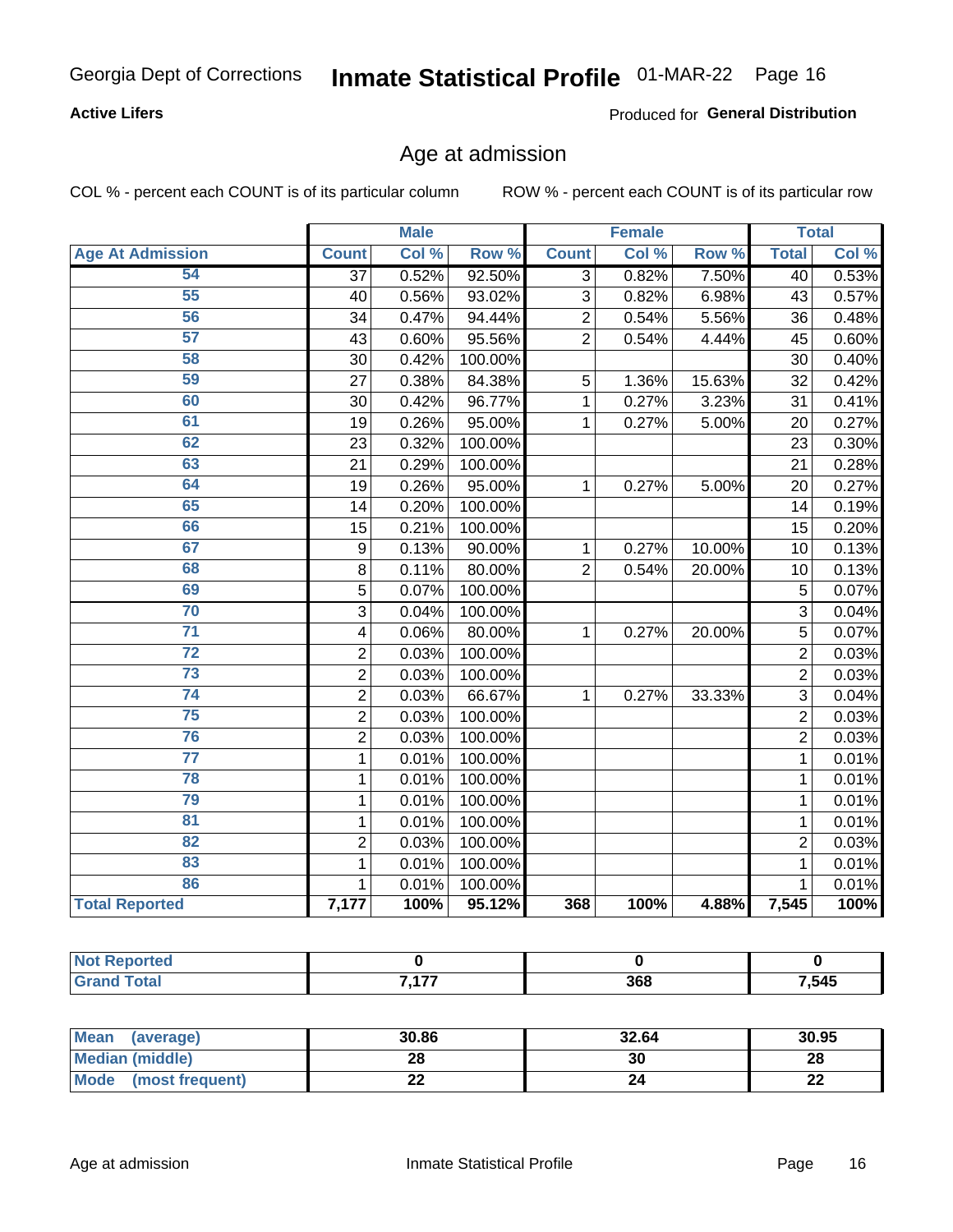Georgia Dept of Corrections **Inmate Statistical Profile** 01-MAR-22

**Active Lifers**

Produced for **General Distribution**

## Age at admission

COL % - percent each COUNT is of its particular column ROW % - percent each COUNT is of its particular row

| | Male | | | Female | | | Total | |
|---|---|---|---|---|---|---|---|---|
| **Age At Admission** | **Count** | **Col %** | **Row %** | **Count** | **Col %** | **Row %** | **Total** | **Col %** |
| 54 | 37 | 0.52% | 92.50% | 3 | 0.82% | 7.50% | 40 | 0.53% |
| 55 | 40 | 0.56% | 93.02% | 3 | 0.82% | 6.98% | 43 | 0.57% |
| 56 | 34 | 0.47% | 94.44% | 2 | 0.54% | 5.56% | 36 | 0.48% |
| 57 | 43 | 0.60% | 95.56% | 2 | 0.54% | 4.44% | 45 | 0.60% |
| 58 | 30 | 0.42% | 100.00% | | | | 30 | 0.40% |
| 59 | 27 | 0.38% | 84.38% | 5 | 1.36% | 15.63% | 32 | 0.42% |
| 60 | 30 | 0.42% | 96.77% | 1 | 0.27% | 3.23% | 31 | 0.41% |
| 61 | 19 | 0.26% | 95.00% | 1 | 0.27% | 5.00% | 20 | 0.27% |
| 62 | 23 | 0.32% | 100.00% | | | | 23 | 0.30% |
| 63 | 21 | 0.29% | 100.00% | | | | 21 | 0.28% |
| 64 | 19 | 0.26% | 95.00% | 1 | 0.27% | 5.00% | 20 | 0.27% |
| 65 | 14 | 0.20% | 100.00% | | | | 14 | 0.19% |
| 66 | 15 | 0.21% | 100.00% | | | | 15 | 0.20% |
| 67 | 9 | 0.13% | 90.00% | 1 | 0.27% | 10.00% | 10 | 0.13% |
| 68 | 8 | 0.11% | 80.00% | 2 | 0.54% | 20.00% | 10 | 0.13% |
| 69 | 5 | 0.07% | 100.00% | | | | 5 | 0.07% |
| 70 | 3 | 0.04% | 100.00% | | | | 3 | 0.04% |
| 71 | 4 | 0.06% | 80.00% | 1 | 0.27% | 20.00% | 5 | 0.07% |
| 72 | 2 | 0.03% | 100.00% | | | | 2 | 0.03% |
| 73 | 2 | 0.03% | 100.00% | | | | 2 | 0.03% |
| 74 | 2 | 0.03% | 66.67% | 1 | 0.27% | 33.33% | 3 | 0.04% |
| 75 | 2 | 0.03% | 100.00% | | | | 2 | 0.03% |
| 76 | 2 | 0.03% | 100.00% | | | | 2 | 0.03% |
| 77 | 1 | 0.01% | 100.00% | | | | 1 | 0.01% |
| 78 | 1 | 0.01% | 100.00% | | | | 1 | 0.01% |
| 79 | 1 | 0.01% | 100.00% | | | | 1 | 0.01% |
| 81 | 1 | 0.01% | 100.00% | | | | 1 | 0.01% |
| 82 | 2 | 0.03% | 100.00% | | | | 2 | 0.03% |
| 83 | 1 | 0.01% | 100.00% | | | | 1 | 0.01% |
| 86 | 1 | 0.01% | 100.00% | | | | 1 | 0.01% |
| **Total Reported** | **7,177** | **100%** | **95.12%** | **368** | **100%** | **4.88%** | **7,545** | **100%** |

| | Male | Female | Total |
|---|---|---|---|
| **Not Reported** | **0** | **0** | **0** |
| **Grand Total** | **7,177** | **368** | **7,545** |

| | Male | Female | Total |
|---|---|---|---|
| **Mean (average)** | **30.86** | **32.64** | **30.95** |
| **Median (middle)** | **28** | **30** | **28** |
| **Mode (most frequent)** | **22** | **24** | **22** |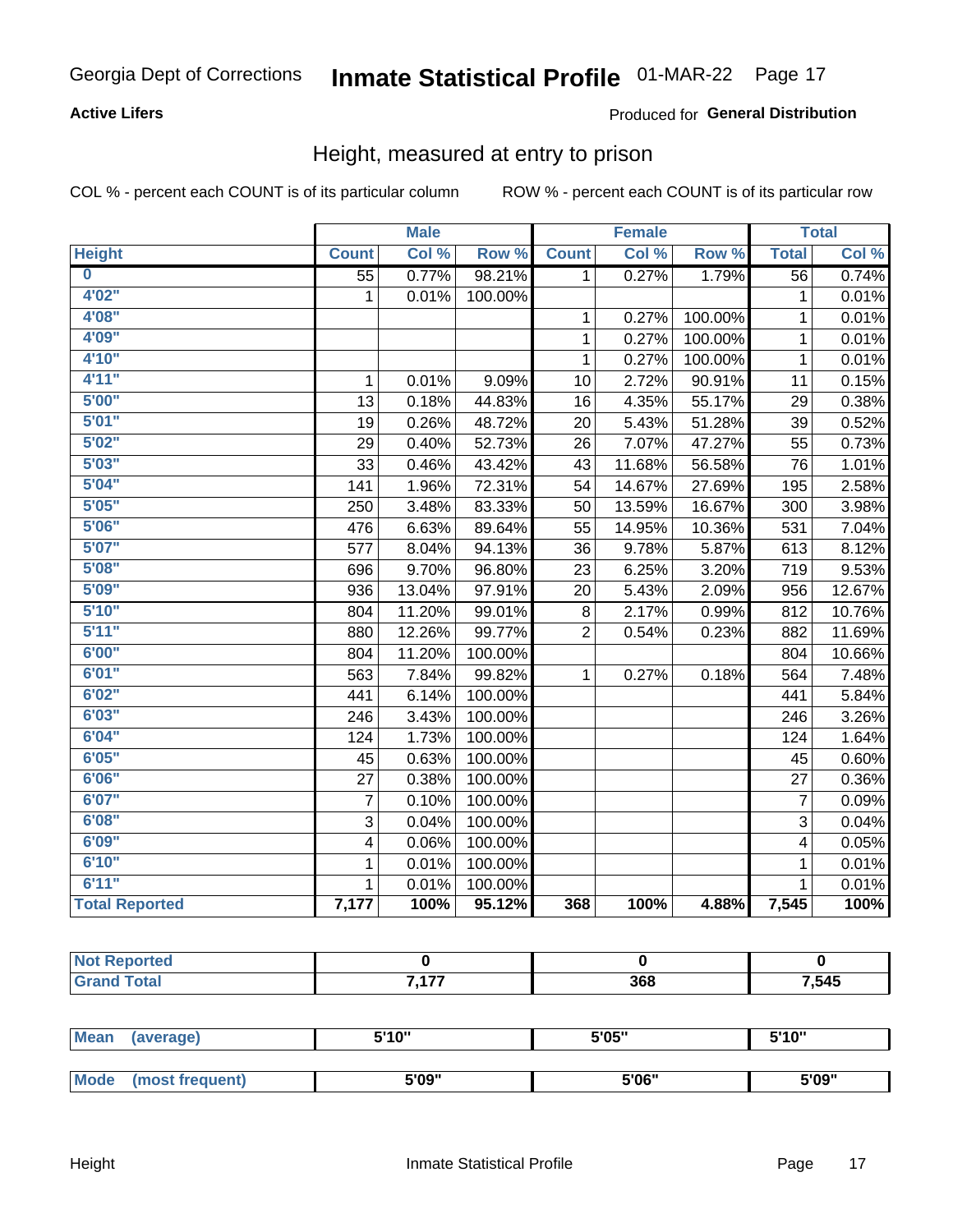Georgia Dept of Corrections **Inmate Statistical Profile** 01-MAR-22

**Active Lifers**

Produced for **General Distribution**

## Height, measured at entry to prison

COL % - percent each COUNT is of its particular column    ROW % - percent each COUNT is of its particular row

| | Male | | | Female | | | Total | |
|---|---|---|---|---|---|---|---|---|
| **Height** | **Count** | **Col %** | **Row %** | **Count** | **Col %** | **Row %** | **Total** | **Col %** |
| **0** | 55 | 0.77% | 98.21% | 1 | 0.27% | 1.79% | 56 | 0.74% |
| **4'02"** | 1 | 0.01% | 100.00% | | | | 1 | 0.01% |
| **4'08"** | | | | 1 | 0.27% | 100.00% | 1 | 0.01% |
| **4'09"** | | | | 1 | 0.27% | 100.00% | 1 | 0.01% |
| **4'10"** | | | | 1 | 0.27% | 100.00% | 1 | 0.01% |
| **4'11"** | 1 | 0.01% | 9.09% | 10 | 2.72% | 90.91% | 11 | 0.15% |
| **5'00"** | 13 | 0.18% | 44.83% | 16 | 4.35% | 55.17% | 29 | 0.38% |
| **5'01"** | 19 | 0.26% | 48.72% | 20 | 5.43% | 51.28% | 39 | 0.52% |
| **5'02"** | 29 | 0.40% | 52.73% | 26 | 7.07% | 47.27% | 55 | 0.73% |
| **5'03"** | 33 | 0.46% | 43.42% | 43 | 11.68% | 56.58% | 76 | 1.01% |
| **5'04"** | 141 | 1.96% | 72.31% | 54 | 14.67% | 27.69% | 195 | 2.58% |
| **5'05"** | 250 | 3.48% | 83.33% | 50 | 13.59% | 16.67% | 300 | 3.98% |
| **5'06"** | 476 | 6.63% | 89.64% | 55 | 14.95% | 10.36% | 531 | 7.04% |
| **5'07"** | 577 | 8.04% | 94.13% | 36 | 9.78% | 5.87% | 613 | 8.12% |
| **5'08"** | 696 | 9.70% | 96.80% | 23 | 6.25% | 3.20% | 719 | 9.53% |
| **5'09"** | 936 | 13.04% | 97.91% | 20 | 5.43% | 2.09% | 956 | 12.67% |
| **5'10"** | 804 | 11.20% | 99.01% | 8 | 2.17% | 0.99% | 812 | 10.76% |
| **5'11"** | 880 | 12.26% | 99.77% | 2 | 0.54% | 0.23% | 882 | 11.69% |
| **6'00"** | 804 | 11.20% | 100.00% | | | | 804 | 10.66% |
| **6'01"** | 563 | 7.84% | 99.82% | 1 | 0.27% | 0.18% | 564 | 7.48% |
| **6'02"** | 441 | 6.14% | 100.00% | | | | 441 | 5.84% |
| **6'03"** | 246 | 3.43% | 100.00% | | | | 246 | 3.26% |
| **6'04"** | 124 | 1.73% | 100.00% | | | | 124 | 1.64% |
| **6'05"** | 45 | 0.63% | 100.00% | | | | 45 | 0.60% |
| **6'06"** | 27 | 0.38% | 100.00% | | | | 27 | 0.36% |
| **6'07"** | 7 | 0.10% | 100.00% | | | | 7 | 0.09% |
| **6'08"** | 3 | 0.04% | 100.00% | | | | 3 | 0.04% |
| **6'09"** | 4 | 0.06% | 100.00% | | | | 4 | 0.05% |
| **6'10"** | 1 | 0.01% | 100.00% | | | | 1 | 0.01% |
| **6'11"** | 1 | 0.01% | 100.00% | | | | 1 | 0.01% |
| **Total Reported** | **7,177** | **100%** | **95.12%** | **368** | **100%** | **4.88%** | **7,545** | **100%** |

| | Male | Female | Total |
|---|---|---|---|
| **Not Reported** | **0** | **0** | **0** |
| **Grand Total** | **7,177** | **368** | **7,545** |

| | Male | Female | Total |
|---|---|---|---|
| **Mean (average)** | **5'10"** | **5'05"** | **5'10"** |
| **Mode (most frequent)** | **5'09"** | **5'06"** | **5'09"** |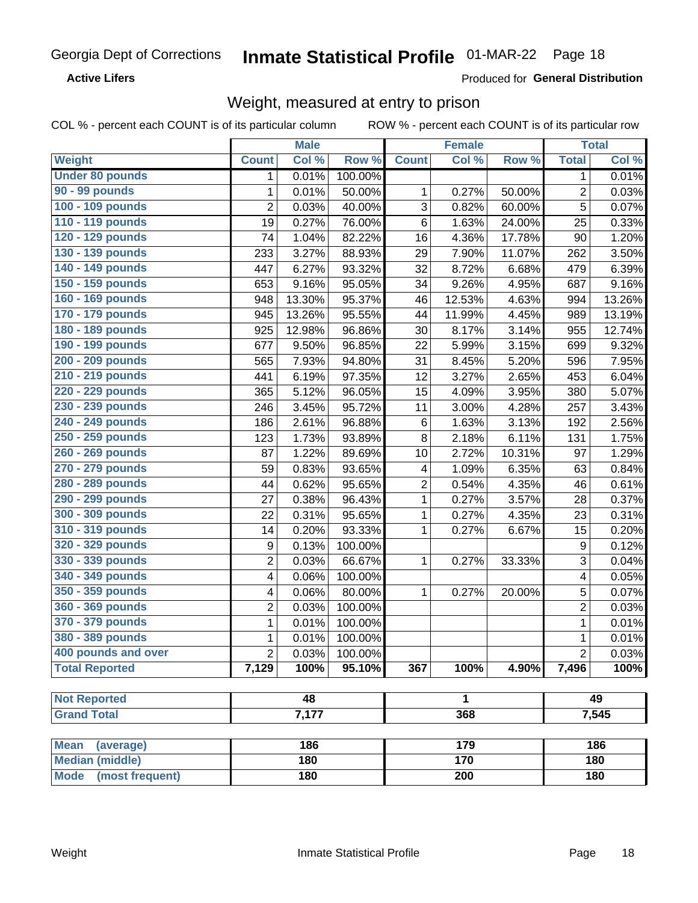Georgia Dept of Corrections **Inmate Statistical Profile** 01-MAR-22

**Active Lifers**

Produced for **General Distribution**

## Weight, measured at entry to prison

COL % - percent each COUNT is of its particular column    ROW % - percent each COUNT is of its particular row

| Weight | Male | | | Female | | | Total | |
|---|---|---|---|---|---|---|---|---|
| | Count | Col % | Row % | Count | Col % | Row % | Total | Col % |
| Under 80 pounds | 1 | 0.01% | 100.00% | | | | 1 | 0.01% |
| 90 - 99 pounds | 1 | 0.01% | 50.00% | 1 | 0.27% | 50.00% | 2 | 0.03% |
| 100 - 109 pounds | 2 | 0.03% | 40.00% | 3 | 0.82% | 60.00% | 5 | 0.07% |
| 110 - 119 pounds | 19 | 0.27% | 76.00% | 6 | 1.63% | 24.00% | 25 | 0.33% |
| 120 - 129 pounds | 74 | 1.04% | 82.22% | 16 | 4.36% | 17.78% | 90 | 1.20% |
| 130 - 139 pounds | 233 | 3.27% | 88.93% | 29 | 7.90% | 11.07% | 262 | 3.50% |
| 140 - 149 pounds | 447 | 6.27% | 93.32% | 32 | 8.72% | 6.68% | 479 | 6.39% |
| 150 - 159 pounds | 653 | 9.16% | 95.05% | 34 | 9.26% | 4.95% | 687 | 9.16% |
| 160 - 169 pounds | 948 | 13.30% | 95.37% | 46 | 12.53% | 4.63% | 994 | 13.26% |
| 170 - 179 pounds | 945 | 13.26% | 95.55% | 44 | 11.99% | 4.45% | 989 | 13.19% |
| 180 - 189 pounds | 925 | 12.98% | 96.86% | 30 | 8.17% | 3.14% | 955 | 12.74% |
| 190 - 199 pounds | 677 | 9.50% | 96.85% | 22 | 5.99% | 3.15% | 699 | 9.32% |
| 200 - 209 pounds | 565 | 7.93% | 94.80% | 31 | 8.45% | 5.20% | 596 | 7.95% |
| 210 - 219 pounds | 441 | 6.19% | 97.35% | 12 | 3.27% | 2.65% | 453 | 6.04% |
| 220 - 229 pounds | 365 | 5.12% | 96.05% | 15 | 4.09% | 3.95% | 380 | 5.07% |
| 230 - 239 pounds | 246 | 3.45% | 95.72% | 11 | 3.00% | 4.28% | 257 | 3.43% |
| 240 - 249 pounds | 186 | 2.61% | 96.88% | 6 | 1.63% | 3.13% | 192 | 2.56% |
| 250 - 259 pounds | 123 | 1.73% | 93.89% | 8 | 2.18% | 6.11% | 131 | 1.75% |
| 260 - 269 pounds | 87 | 1.22% | 89.69% | 10 | 2.72% | 10.31% | 97 | 1.29% |
| 270 - 279 pounds | 59 | 0.83% | 93.65% | 4 | 1.09% | 6.35% | 63 | 0.84% |
| 280 - 289 pounds | 44 | 0.62% | 95.65% | 2 | 0.54% | 4.35% | 46 | 0.61% |
| 290 - 299 pounds | 27 | 0.38% | 96.43% | 1 | 0.27% | 3.57% | 28 | 0.37% |
| 300 - 309 pounds | 22 | 0.31% | 95.65% | 1 | 0.27% | 4.35% | 23 | 0.31% |
| 310 - 319 pounds | 14 | 0.20% | 93.33% | 1 | 0.27% | 6.67% | 15 | 0.20% |
| 320 - 329 pounds | 9 | 0.13% | 100.00% | | | | 9 | 0.12% |
| 330 - 339 pounds | 2 | 0.03% | 66.67% | 1 | 0.27% | 33.33% | 3 | 0.04% |
| 340 - 349 pounds | 4 | 0.06% | 100.00% | | | | 4 | 0.05% |
| 350 - 359 pounds | 4 | 0.06% | 80.00% | 1 | 0.27% | 20.00% | 5 | 0.07% |
| 360 - 369 pounds | 2 | 0.03% | 100.00% | | | | 2 | 0.03% |
| 370 - 379 pounds | 1 | 0.01% | 100.00% | | | | 1 | 0.01% |
| 380 - 389 pounds | 1 | 0.01% | 100.00% | | | | 1 | 0.01% |
| 400 pounds and over | 2 | 0.03% | 100.00% | | | | 2 | 0.03% |
| **Total Reported** | **7,129** | **100%** | **95.10%** | **367** | **100%** | **4.90%** | **7,496** | **100%** |

| | Male | Female | Total |
|---|---|---|---|
| Not Reported | 48 | 1 | 49 |
| Grand Total | 7,177 | 368 | 7,545 |

| | Male | Female | Total |
|---|---|---|---|
| Mean (average) | 186 | 179 | 186 |
| Median (middle) | 180 | 170 | 180 |
| Mode (most frequent) | 180 | 200 | 180 |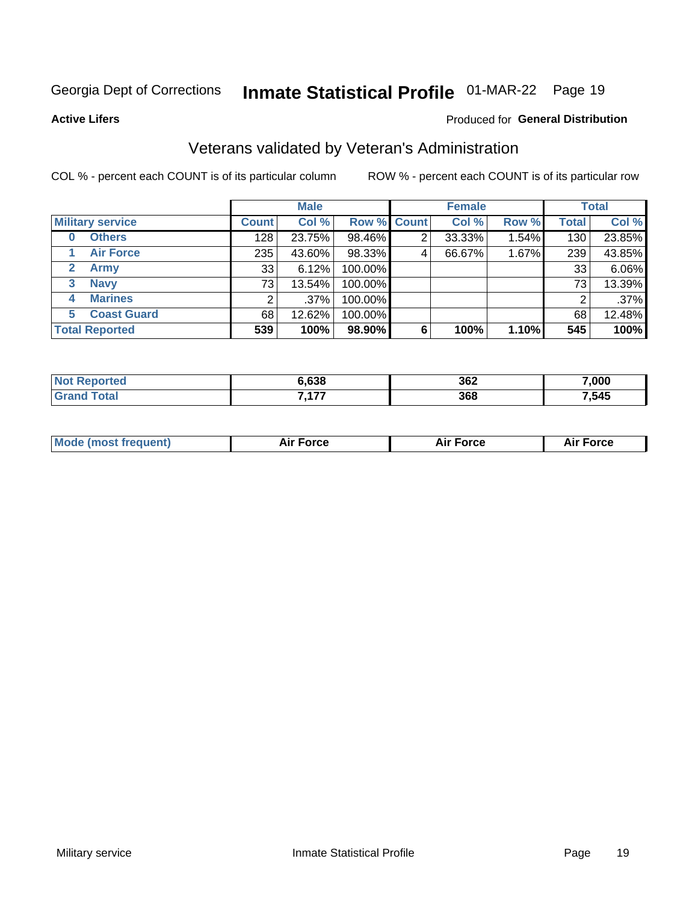Georgia Dept of Corrections **Inmate Statistical Profile** 01-MAR-22

**Active Lifers**

Produced for **General Distribution**

## Veterans validated by Veteran's Administration

COL % - percent each COUNT is of its particular column

ROW % - percent each COUNT is of its particular row

| Military service | Male | | | Female | | | Total | |
|---|---|---|---|---|---|---|---|---|
| | Count | Col % | Row % | Count | Col % | Row % | Total | Col % |
| 0 Others | 128 | 23.75% | 98.46% | 2 | 33.33% | 1.54% | 130 | 23.85% |
| 1 Air Force | 235 | 43.60% | 98.33% | 4 | 66.67% | 1.67% | 239 | 43.85% |
| 2 Army | 33 | 6.12% | 100.00% | | | | 33 | 6.06% |
| 3 Navy | 73 | 13.54% | 100.00% | | | | 73 | 13.39% |
| 4 Marines | 2 | .37% | 100.00% | | | | 2 | .37% |
| 5 Coast Guard | 68 | 12.62% | 100.00% | | | | 68 | 12.48% |
| **Total Reported** | **539** | **100%** | **98.90%** | **6** | **100%** | **1.10%** | **545** | **100%** |

| | Male | Female | Total |
|---|---|---|---|
| Not Reported | 6,638 | 362 | 7,000 |
| Grand Total | 7,177 | 368 | 7,545 |

| | Male | Female | Total |
|---|---|---|---|
| Mode (most frequent) | Air Force | Air Force | Air Force |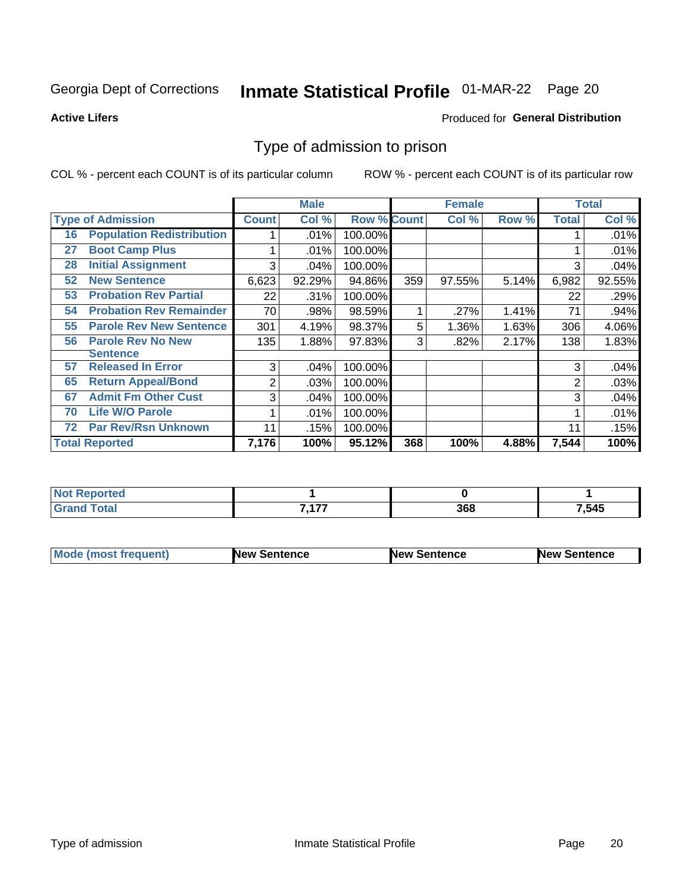Georgia Dept of Corrections **Inmate Statistical Profile** 01-MAR-22

**Active Lifers**

Produced for **General Distribution**

## Type of admission to prison

COL % - percent each COUNT is of its particular column

ROW % - percent each COUNT is of its particular row

| Type of Admission | | Male | | | Female | | | Total | |
|---|---|---|---|---|---|---|---|---|---|
| | | Count | Col % | Row % | Count | Col % | Row % | Total | Col % |
| 16 | Population Redistribution | 1 | .01% | 100.00% | | | | 1 | .01% |
| 27 | Boot Camp Plus | 1 | .01% | 100.00% | | | | 1 | .01% |
| 28 | Initial Assignment | 3 | .04% | 100.00% | | | | 3 | .04% |
| 52 | New Sentence | 6,623 | 92.29% | 94.86% | 359 | 97.55% | 5.14% | 6,982 | 92.55% |
| 53 | Probation Rev Partial | 22 | .31% | 100.00% | | | | 22 | .29% |
| 54 | Probation Rev Remainder | 70 | .98% | 98.59% | 1 | .27% | 1.41% | 71 | .94% |
| 55 | Parole Rev New Sentence | 301 | 4.19% | 98.37% | 5 | 1.36% | 1.63% | 306 | 4.06% |
| 56 | Parole Rev No New Sentence | 135 | 1.88% | 97.83% | 3 | .82% | 2.17% | 138 | 1.83% |
| 57 | Released In Error | 3 | .04% | 100.00% | | | | 3 | .04% |
| 65 | Return Appeal/Bond | 2 | .03% | 100.00% | | | | 2 | .03% |
| 67 | Admit Fm Other Cust | 3 | .04% | 100.00% | | | | 3 | .04% |
| 70 | Life W/O Parole | 1 | .01% | 100.00% | | | | 1 | .01% |
| 72 | Par Rev/Rsn Unknown | 11 | .15% | 100.00% | | | | 11 | .15% |
| Total Reported | | 7,176 | 100% | 95.12% | 368 | 100% | 4.88% | 7,544 | 100% |

| | Male | Female | Total |
|---|---|---|---|
| Not Reported | 1 | 0 | 1 |
| Grand Total | 7,177 | 368 | 7,545 |

| | Male | Female | Total |
|---|---|---|---|
| Mode (most frequent) | New Sentence | New Sentence | New Sentence |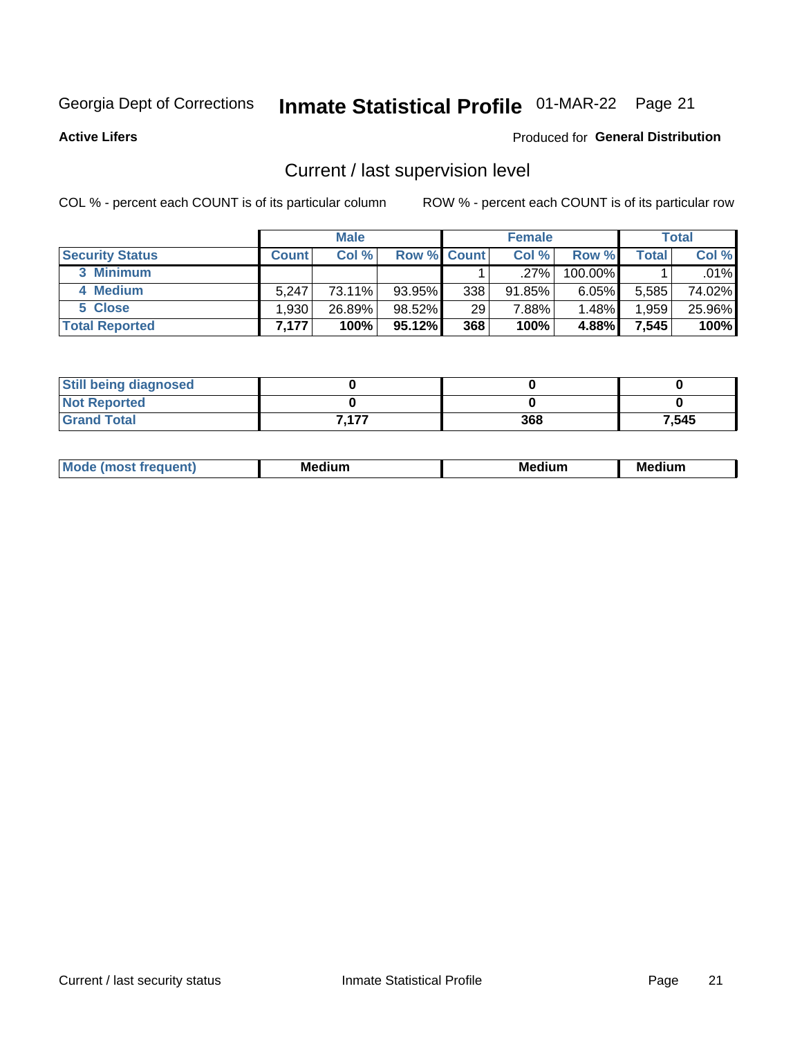Georgia Dept of Corrections **Inmate Statistical Profile** 01-MAR-22 Page 21

**Active Lifers**

Produced for **General Distribution**

## Current / last supervision level

COL % - percent each COUNT is of its particular column

ROW % - percent each COUNT is of its particular row

| | Male | | | Female | | | Total | |
|---|---|---|---|---|---|---|---|---|
| **Security Status** | **Count** | **Col %** | **Row %** | **Count** | **Col %** | **Row %** | **Total** | **Col %** |
| 3 Minimum | | | | 1 | .27% | 100.00% | 1 | .01% |
| 4 Medium | 5,247 | 73.11% | 93.95% | 338 | 91.85% | 6.05% | 5,585 | 74.02% |
| 5 Close | 1,930 | 26.89% | 98.52% | 29 | 7.88% | 1.48% | 1,959 | 25.96% |
| **Total Reported** | **7,177** | **100%** | **95.12%** | **368** | **100%** | **4.88%** | **7,545** | **100%** |

| | Male | Female | Total |
|---|---|---|---|
| Still being diagnosed | 0 | 0 | 0 |
| Not Reported | 0 | 0 | 0 |
| Grand Total | 7,177 | 368 | 7,545 |

| | Male | Female | Total |
|---|---|---|---|
| Mode (most frequent) | Medium | Medium | Medium |

Current / last security status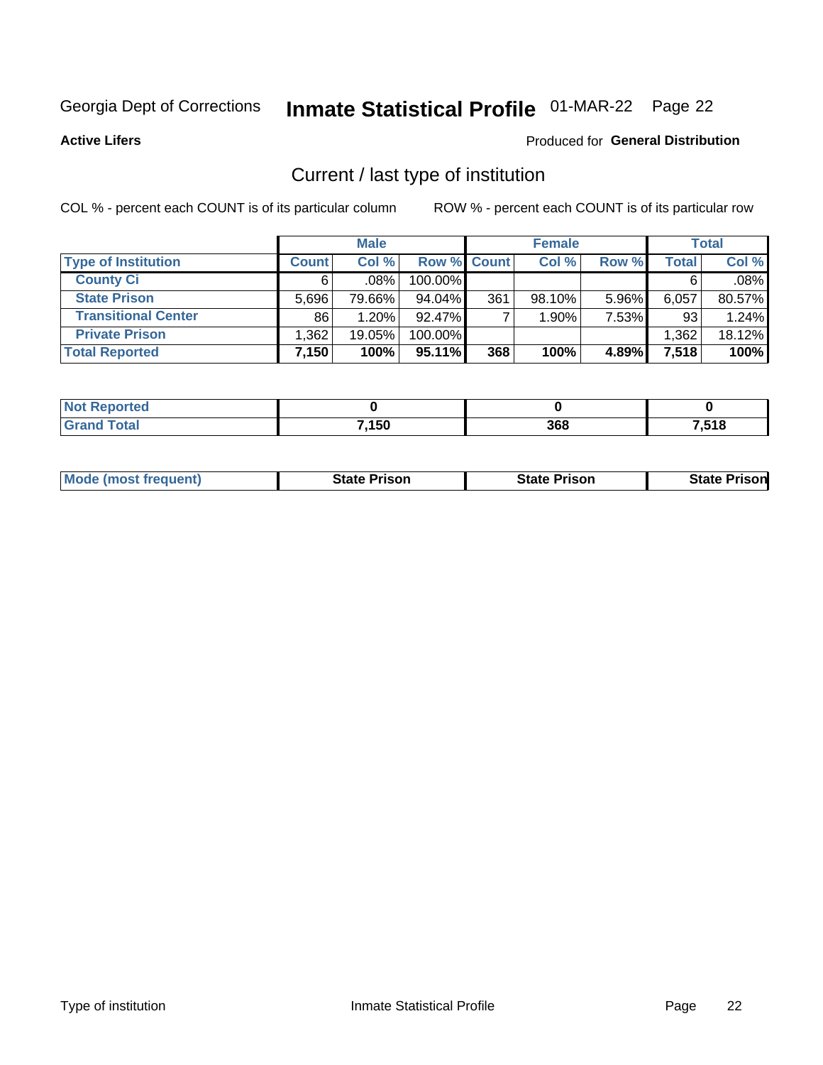Georgia Dept of Corrections **Inmate Statistical Profile** 01-MAR-22 Page 22

**Active Lifers**

Produced for **General Distribution**

## Current / last type of institution

COL % - percent each COUNT is of its particular column ROW % - percent each COUNT is of its particular row

| | Male | | | Female | | | Total | |
|---|---|---|---|---|---|---|---|---|
| **Type of Institution** | **Count** | **Col %** | **Row %** | **Count** | **Col %** | **Row %** | **Total** | **Col %** |
| **County Ci** | 6 | .08% | 100.00% | | | | 6 | .08% |
| **State Prison** | 5,696 | 79.66% | 94.04% | 361 | 98.10% | 5.96% | 6,057 | 80.57% |
| **Transitional Center** | 86 | 1.20% | 92.47% | 7 | 1.90% | 7.53% | 93 | 1.24% |
| **Private Prison** | 1,362 | 19.05% | 100.00% | | | | 1,362 | 18.12% |
| **Total Reported** | **7,150** | **100%** | **95.11%** | **368** | **100%** | **4.89%** | **7,518** | **100%** |

| | Male | Female | Total |
|---|---|---|---|
| **Not Reported** | **0** | **0** | **0** |
| **Grand Total** | **7,150** | **368** | **7,518** |

| | Male | Female | Total |
|---|---|---|---|
| **Mode (most frequent)** | **State Prison** | **State Prison** | **State Prison** |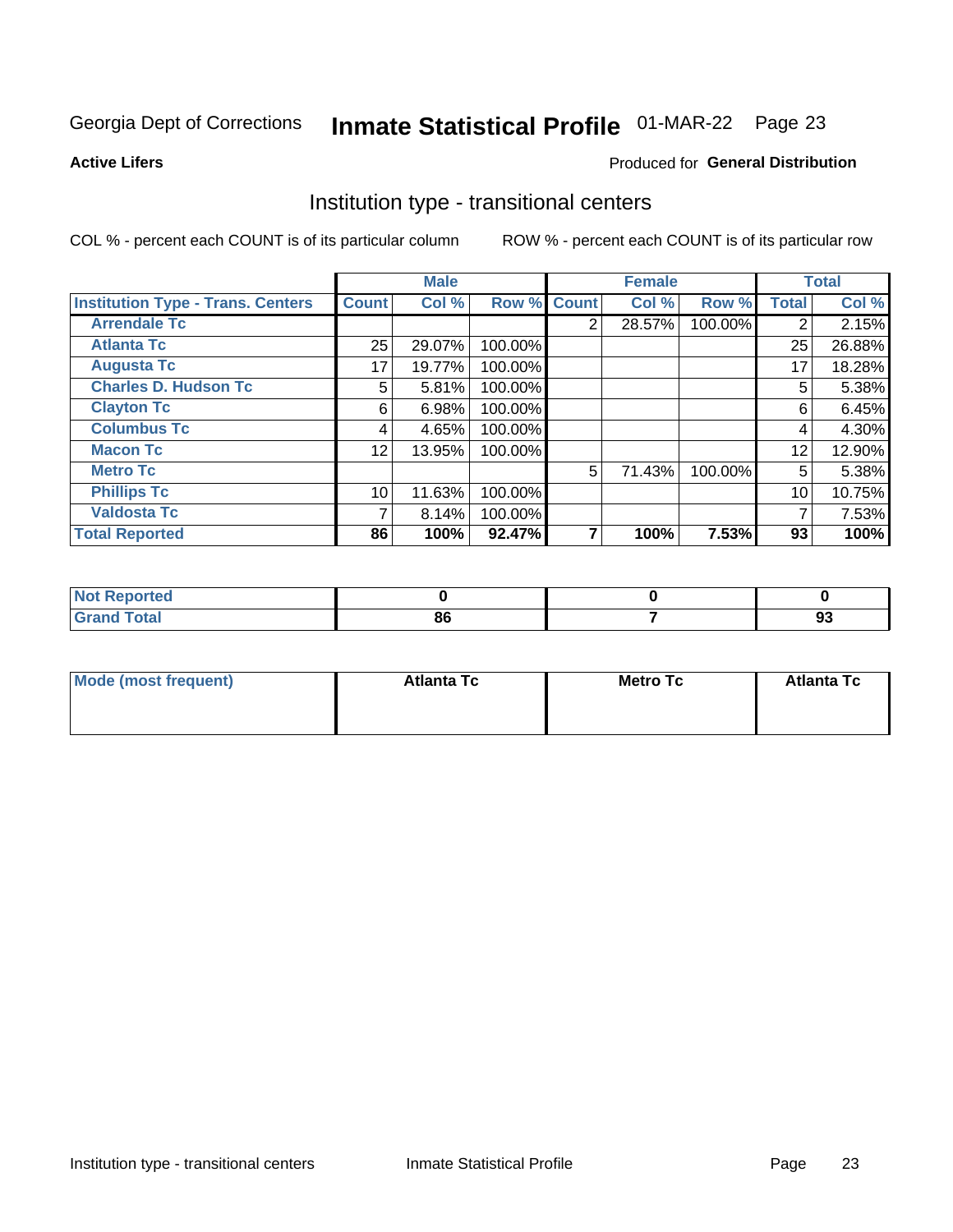Georgia Dept of Corrections **Inmate Statistical Profile** 01-MAR-22 Page 23

**Active Lifers**

Produced for **General Distribution**

## Institution type - transitional centers

COL % - percent each COUNT is of its particular column

ROW % - percent each COUNT is of its particular row

| | Male | | | Female | | | Total | |
|---|---|---|---|---|---|---|---|---|
| **Institution Type - Trans. Centers** | **Count** | **Col %** | **Row %** | **Count** | **Col %** | **Row %** | **Total** | **Col %** |
| **Arrendale Tc** | | | | 2 | 28.57% | 100.00% | 2 | 2.15% |
| **Atlanta Tc** | 25 | 29.07% | 100.00% | | | | 25 | 26.88% |
| **Augusta Tc** | 17 | 19.77% | 100.00% | | | | 17 | 18.28% |
| **Charles D. Hudson Tc** | 5 | 5.81% | 100.00% | | | | 5 | 5.38% |
| **Clayton Tc** | 6 | 6.98% | 100.00% | | | | 6 | 6.45% |
| **Columbus Tc** | 4 | 4.65% | 100.00% | | | | 4 | 4.30% |
| **Macon Tc** | 12 | 13.95% | 100.00% | | | | 12 | 12.90% |
| **Metro Tc** | | | | 5 | 71.43% | 100.00% | 5 | 5.38% |
| **Phillips Tc** | 10 | 11.63% | 100.00% | | | | 10 | 10.75% |
| **Valdosta Tc** | 7 | 8.14% | 100.00% | | | | 7 | 7.53% |
| **Total Reported** | **86** | **100%** | **92.47%** | **7** | **100%** | **7.53%** | **93** | **100%** |

| | Male | Female | Total |
|---|---|---|---|
| **Not Reported** | **0** | **0** | **0** |
| **Grand Total** | **86** | **7** | **93** |

| | Male | Female | Total |
|---|---|---|---|
| **Mode (most frequent)** | **Atlanta Tc** | **Metro Tc** | **Atlanta Tc** |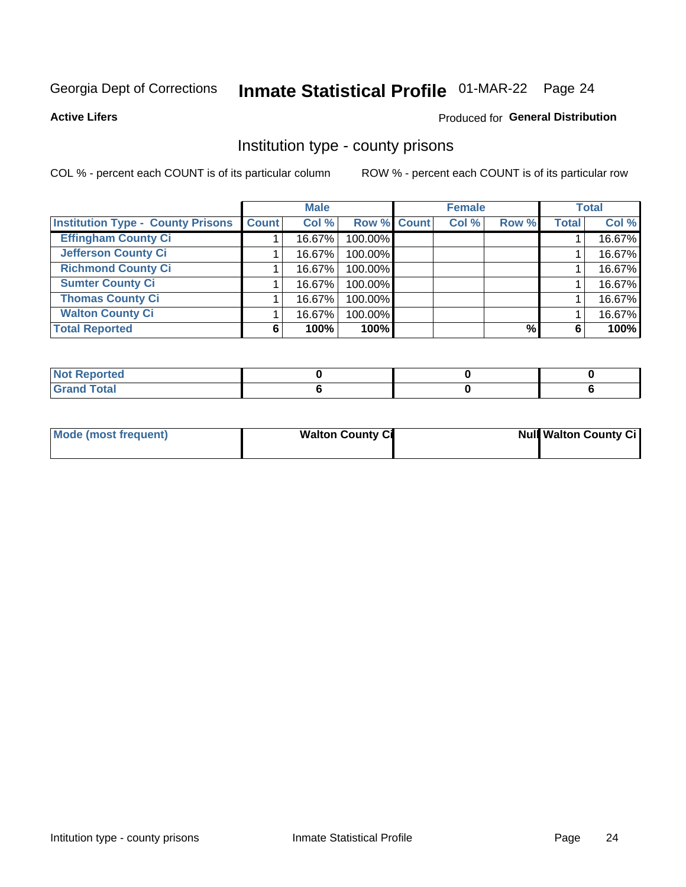Georgia Dept of Corrections **Inmate Statistical Profile** 01-MAR-22

**Active Lifers**

Produced for **General Distribution**

## Institution type - county prisons

COL % - percent each COUNT is of its particular column

ROW % - percent each COUNT is of its particular row

| | Male | | | Female | | | Total | |
|---|---|---|---|---|---|---|---|---|
| **Institution Type - County Prisons** | **Count** | **Col %** | **Row %** | **Count** | **Col %** | **Row %** | **Total** | **Col %** |
| **Effingham County Ci** | 1 | 16.67% | 100.00% | | | | 1 | 16.67% |
| **Jefferson County Ci** | 1 | 16.67% | 100.00% | | | | 1 | 16.67% |
| **Richmond County Ci** | 1 | 16.67% | 100.00% | | | | 1 | 16.67% |
| **Sumter County Ci** | 1 | 16.67% | 100.00% | | | | 1 | 16.67% |
| **Thomas County Ci** | 1 | 16.67% | 100.00% | | | | 1 | 16.67% |
| **Walton County Ci** | 1 | 16.67% | 100.00% | | | | 1 | 16.67% |
| **Total Reported** | **6** | **100%** | **100%** | | | **%** | **6** | **100%** |

| | Male | Female | Total |
|---|---|---|---|
| **Not Reported** | **0** | **0** | **0** |
| **Grand Total** | **6** | **0** | **6** |

| | Male | Female | Total |
|---|---|---|---|
| **Mode (most frequent)** | **Walton County Ci** | **Null** | **Walton County Ci** |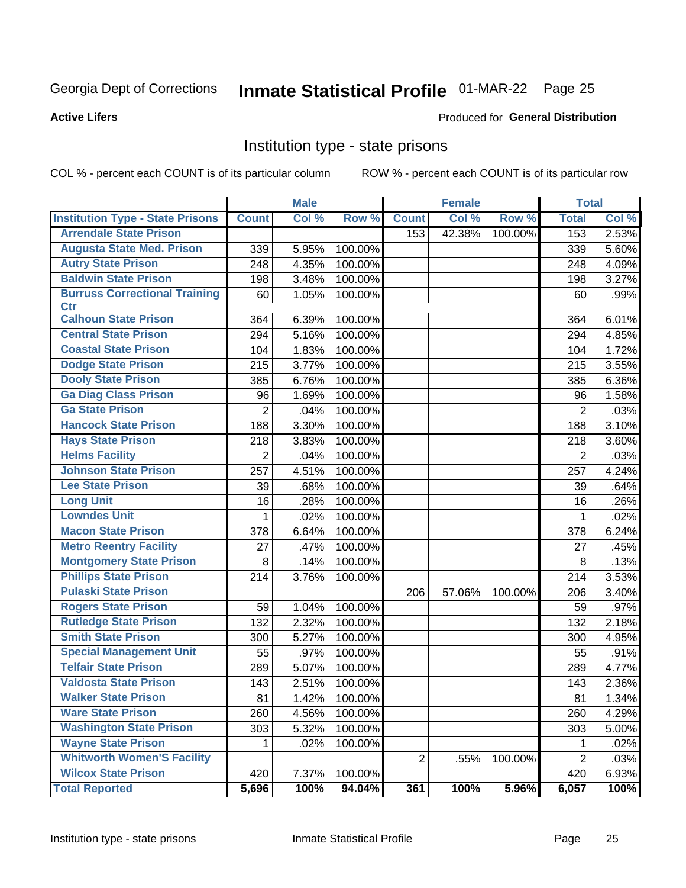Georgia Dept of Corrections **Inmate Statistical Profile** 01-MAR-22 Page 25

**Active Lifers**

Produced for **General Distribution**

## Institution type - state prisons

COL % - percent each COUNT is of its particular column ROW % - percent each COUNT is of its particular row

| | Male | | | Female | | | Total | |
|---|---|---|---|---|---|---|---|---|
| **Institution Type - State Prisons** | **Count** | **Col %** | **Row %** | **Count** | **Col %** | **Row %** | **Total** | **Col %** |
| **Arrendale State Prison** | | | | 153 | 42.38% | 100.00% | 153 | 2.53% |
| **Augusta State Med. Prison** | 339 | 5.95% | 100.00% | | | | 339 | 5.60% |
| **Autry State Prison** | 248 | 4.35% | 100.00% | | | | 248 | 4.09% |
| **Baldwin State Prison** | 198 | 3.48% | 100.00% | | | | 198 | 3.27% |
| **Burruss Correctional Training Ctr** | 60 | 1.05% | 100.00% | | | | 60 | .99% |
| **Calhoun State Prison** | 364 | 6.39% | 100.00% | | | | 364 | 6.01% |
| **Central State Prison** | 294 | 5.16% | 100.00% | | | | 294 | 4.85% |
| **Coastal State Prison** | 104 | 1.83% | 100.00% | | | | 104 | 1.72% |
| **Dodge State Prison** | 215 | 3.77% | 100.00% | | | | 215 | 3.55% |
| **Dooly State Prison** | 385 | 6.76% | 100.00% | | | | 385 | 6.36% |
| **Ga Diag Class Prison** | 96 | 1.69% | 100.00% | | | | 96 | 1.58% |
| **Ga State Prison** | 2 | .04% | 100.00% | | | | 2 | .03% |
| **Hancock State Prison** | 188 | 3.30% | 100.00% | | | | 188 | 3.10% |
| **Hays State Prison** | 218 | 3.83% | 100.00% | | | | 218 | 3.60% |
| **Helms Facility** | 2 | .04% | 100.00% | | | | 2 | .03% |
| **Johnson State Prison** | 257 | 4.51% | 100.00% | | | | 257 | 4.24% |
| **Lee State Prison** | 39 | .68% | 100.00% | | | | 39 | .64% |
| **Long Unit** | 16 | .28% | 100.00% | | | | 16 | .26% |
| **Lowndes Unit** | 1 | .02% | 100.00% | | | | 1 | .02% |
| **Macon State Prison** | 378 | 6.64% | 100.00% | | | | 378 | 6.24% |
| **Metro Reentry Facility** | 27 | .47% | 100.00% | | | | 27 | .45% |
| **Montgomery State Prison** | 8 | .14% | 100.00% | | | | 8 | .13% |
| **Phillips State Prison** | 214 | 3.76% | 100.00% | | | | 214 | 3.53% |
| **Pulaski State Prison** | | | | 206 | 57.06% | 100.00% | 206 | 3.40% |
| **Rogers State Prison** | 59 | 1.04% | 100.00% | | | | 59 | .97% |
| **Rutledge State Prison** | 132 | 2.32% | 100.00% | | | | 132 | 2.18% |
| **Smith State Prison** | 300 | 5.27% | 100.00% | | | | 300 | 4.95% |
| **Special Management Unit** | 55 | .97% | 100.00% | | | | 55 | .91% |
| **Telfair State Prison** | 289 | 5.07% | 100.00% | | | | 289 | 4.77% |
| **Valdosta State Prison** | 143 | 2.51% | 100.00% | | | | 143 | 2.36% |
| **Walker State Prison** | 81 | 1.42% | 100.00% | | | | 81 | 1.34% |
| **Ware State Prison** | 260 | 4.56% | 100.00% | | | | 260 | 4.29% |
| **Washington State Prison** | 303 | 5.32% | 100.00% | | | | 303 | 5.00% |
| **Wayne State Prison** | 1 | .02% | 100.00% | | | | 1 | .02% |
| **Whitworth Women'S Facility** | | | | 2 | .55% | 100.00% | 2 | .03% |
| **Wilcox State Prison** | 420 | 7.37% | 100.00% | | | | 420 | 6.93% |
| **Total Reported** | **5,696** | **100%** | **94.04%** | **361** | **100%** | **5.96%** | **6,057** | **100%** |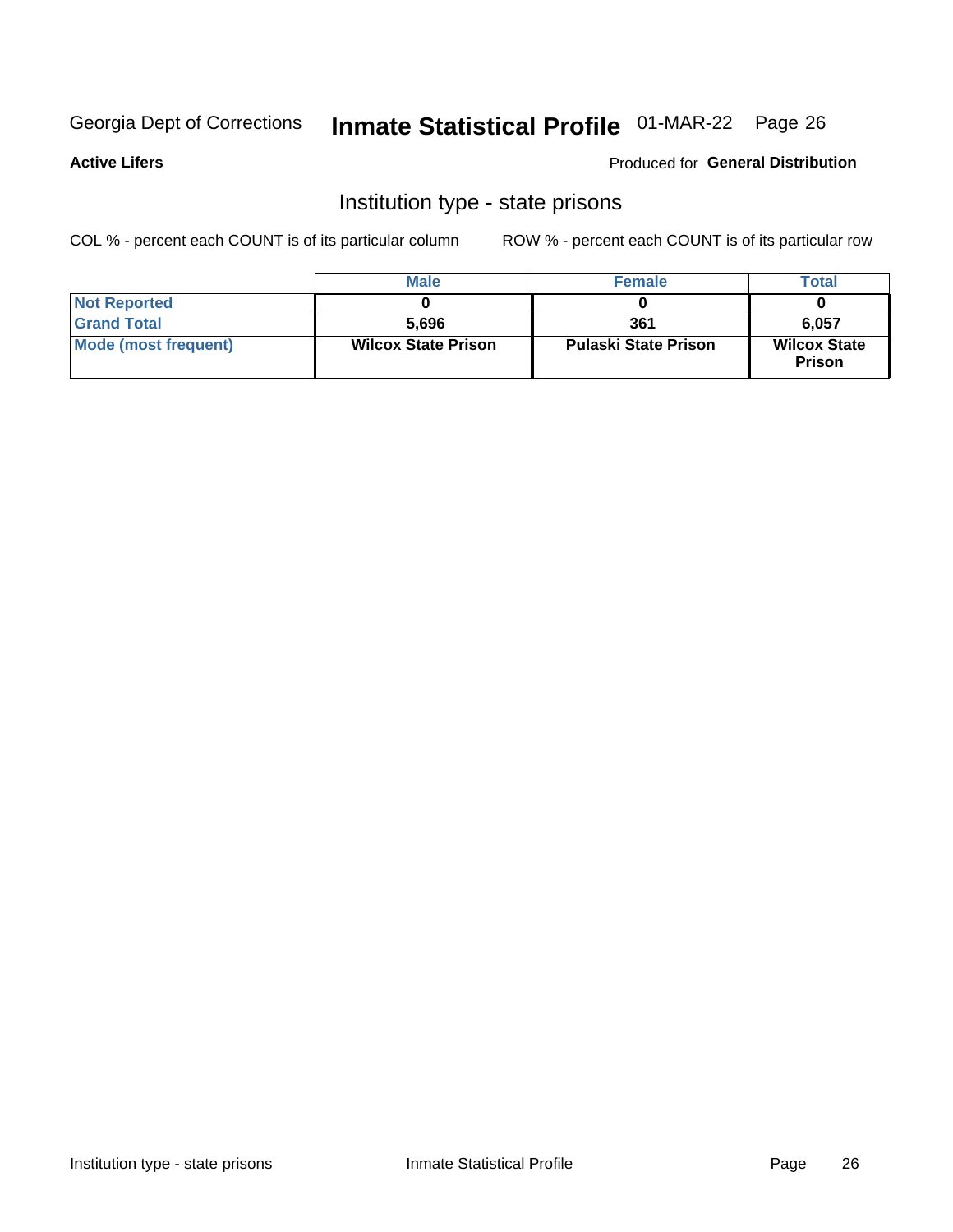Georgia Dept of Corrections **Inmate Statistical Profile** 01-MAR-22

**Active Lifers**

Produced for **General Distribution**

## Institution type - state prisons

COL % - percent each COUNT is of its particular column ROW % - percent each COUNT is of its particular row

| | Male | Female | Total |
|---|---|---|---|
| **Not Reported** | **0** | **0** | **0** |
| **Grand Total** | **5,696** | **361** | **6,057** |
| **Mode (most frequent)** | **Wilcox State Prison** | **Pulaski State Prison** | **Wilcox State Prison** |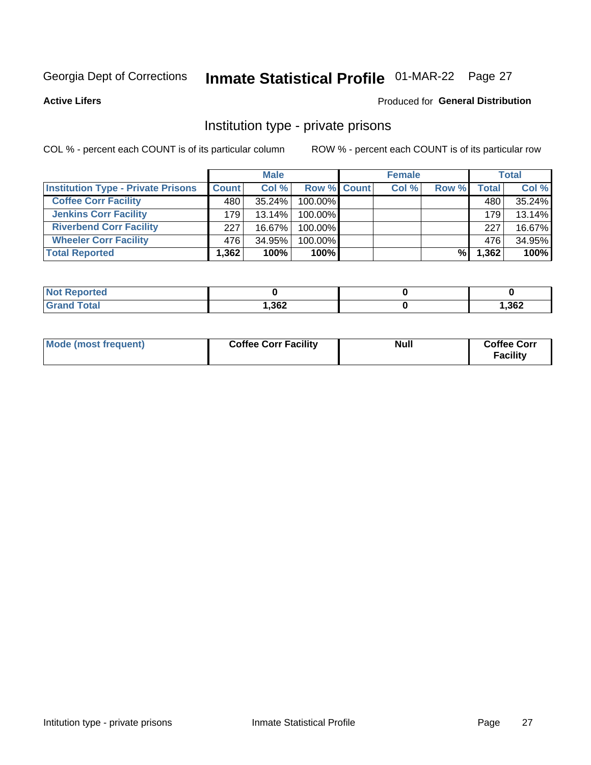Georgia Dept of Corrections **Inmate Statistical Profile** 01-MAR-22

**Active Lifers**

Produced for **General Distribution**

## Institution type - private prisons

COL % - percent each COUNT is of its particular column

ROW % - percent each COUNT is of its particular row

| | Male | | | Female | | | Total | |
|---|---|---|---|---|---|---|---|---|
| **Institution Type - Private Prisons** | **Count** | **Col %** | **Row %** | **Count** | **Col %** | **Row %** | **Total** | **Col %** |
| **Coffee Corr Facility** | 480 | 35.24% | 100.00% | | | | 480 | 35.24% |
| **Jenkins Corr Facility** | 179 | 13.14% | 100.00% | | | | 179 | 13.14% |
| **Riverbend Corr Facility** | 227 | 16.67% | 100.00% | | | | 227 | 16.67% |
| **Wheeler Corr Facility** | 476 | 34.95% | 100.00% | | | | 476 | 34.95% |
| **Total Reported** | **1,362** | **100%** | **100%** | | | **%** | **1,362** | **100%** |

| | Male | Female | Total |
|---|---|---|---|
| **Not Reported** | **0** | **0** | **0** |
| **Grand Total** | **1,362** | **0** | **1,362** |

| | Male | Female | Total |
|---|---|---|---|
| **Mode (most frequent)** | **Coffee Corr Facility** | **Null** | **Coffee Corr Facility** |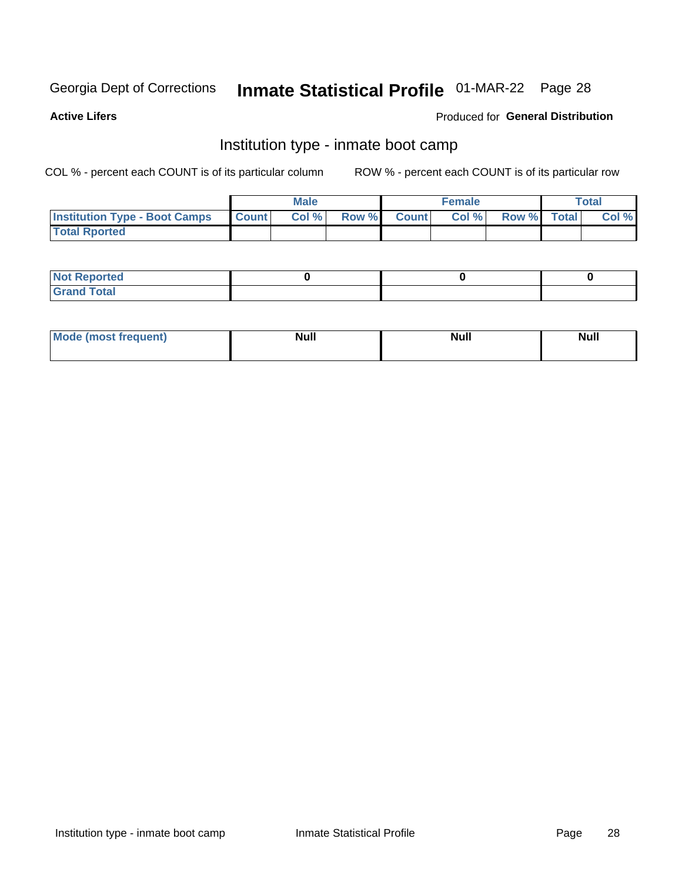Georgia Dept of Corrections **Inmate Statistical Profile** 01-MAR-22

**Active Lifers**

Produced for **General Distribution**

## Institution type - inmate boot camp

COL % - percent each COUNT is of its particular column

ROW % - percent each COUNT is of its particular row

| | Male | | | Female | | | Total | |
|---|---|---|---|---|---|---|---|---|
| Institution Type - Boot Camps | Count | Col % | Row % | Count | Col % | Row % | Total | Col % |
| Total Rported | | | | | | | | |

| | Male | Female | Total |
|---|---|---|---|
| Not Reported | 0 | 0 | 0 |
| Grand Total | | | |

| | Male | Female | Total |
|---|---|---|---|
| Mode (most frequent) | Null | Null | Null |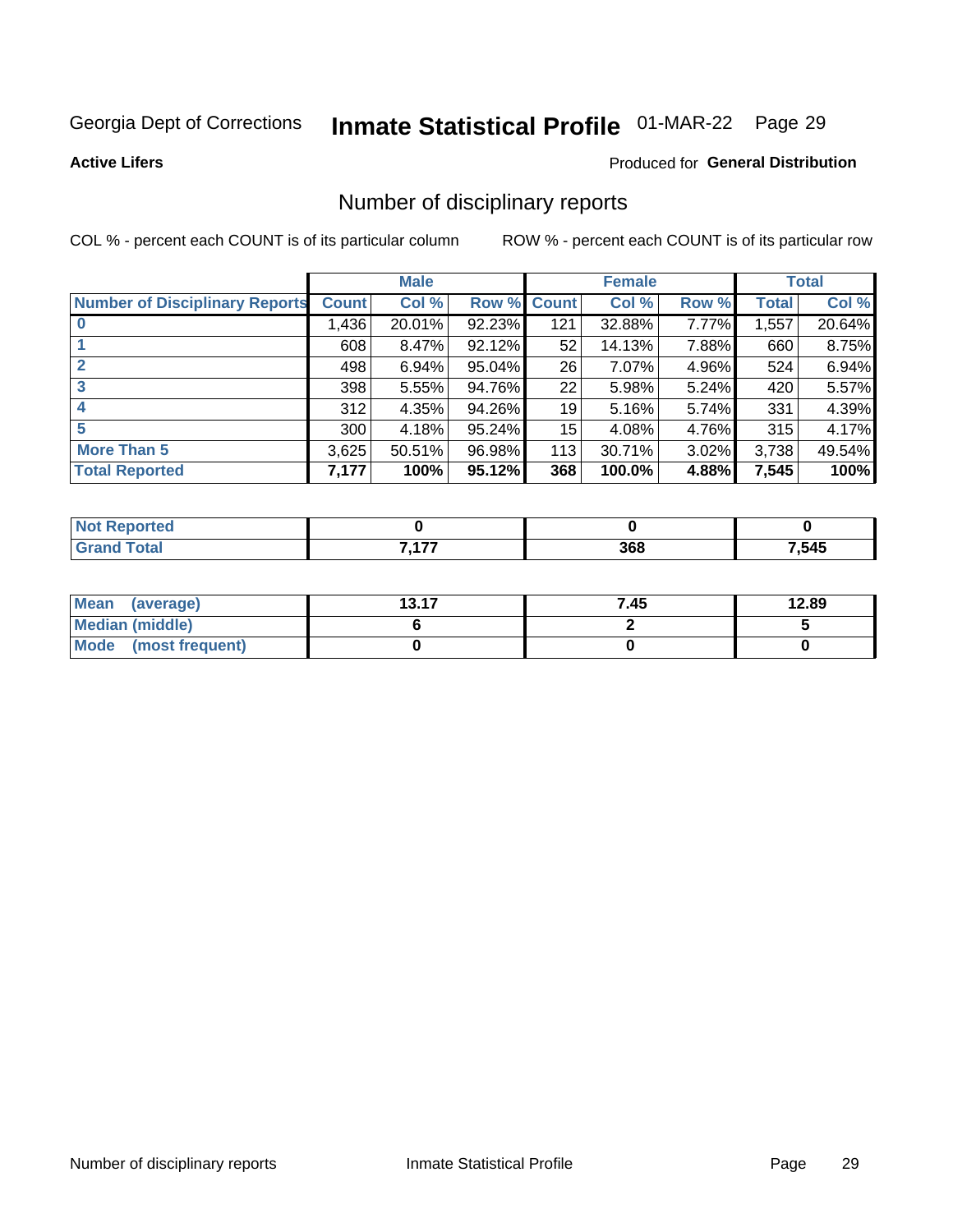Georgia Dept of Corrections **Inmate Statistical Profile** 01-MAR-22

**Active Lifers**

Produced for **General Distribution**

## Number of disciplinary reports

COL % - percent each COUNT is of its particular column

ROW % - percent each COUNT is of its particular row

| | Male | | | Female | | | Total | |
|---|---|---|---|---|---|---|---|---|
| **Number of Disciplinary Reports** | **Count** | **Col %** | **Row %** | **Count** | **Col %** | **Row %** | **Total** | **Col %** |
| **0** | 1,436 | 20.01% | 92.23% | 121 | 32.88% | 7.77% | 1,557 | 20.64% |
| **1** | 608 | 8.47% | 92.12% | 52 | 14.13% | 7.88% | 660 | 8.75% |
| **2** | 498 | 6.94% | 95.04% | 26 | 7.07% | 4.96% | 524 | 6.94% |
| **3** | 398 | 5.55% | 94.76% | 22 | 5.98% | 5.24% | 420 | 5.57% |
| **4** | 312 | 4.35% | 94.26% | 19 | 5.16% | 5.74% | 331 | 4.39% |
| **5** | 300 | 4.18% | 95.24% | 15 | 4.08% | 4.76% | 315 | 4.17% |
| **More Than 5** | 3,625 | 50.51% | 96.98% | 113 | 30.71% | 3.02% | 3,738 | 49.54% |
| **Total Reported** | **7,177** | **100%** | **95.12%** | **368** | **100.0%** | **4.88%** | **7,545** | **100%** |

| | Male | Female | Total |
|---|---|---|---|
| **Not Reported** | **0** | **0** | **0** |
| **Grand Total** | **7,177** | **368** | **7,545** |

| | Male | Female | Total |
|---|---|---|---|
| **Mean (average)** | **13.17** | **7.45** | **12.89** |
| **Median (middle)** | **6** | **2** | **5** |
| **Mode (most frequent)** | **0** | **0** | **0** |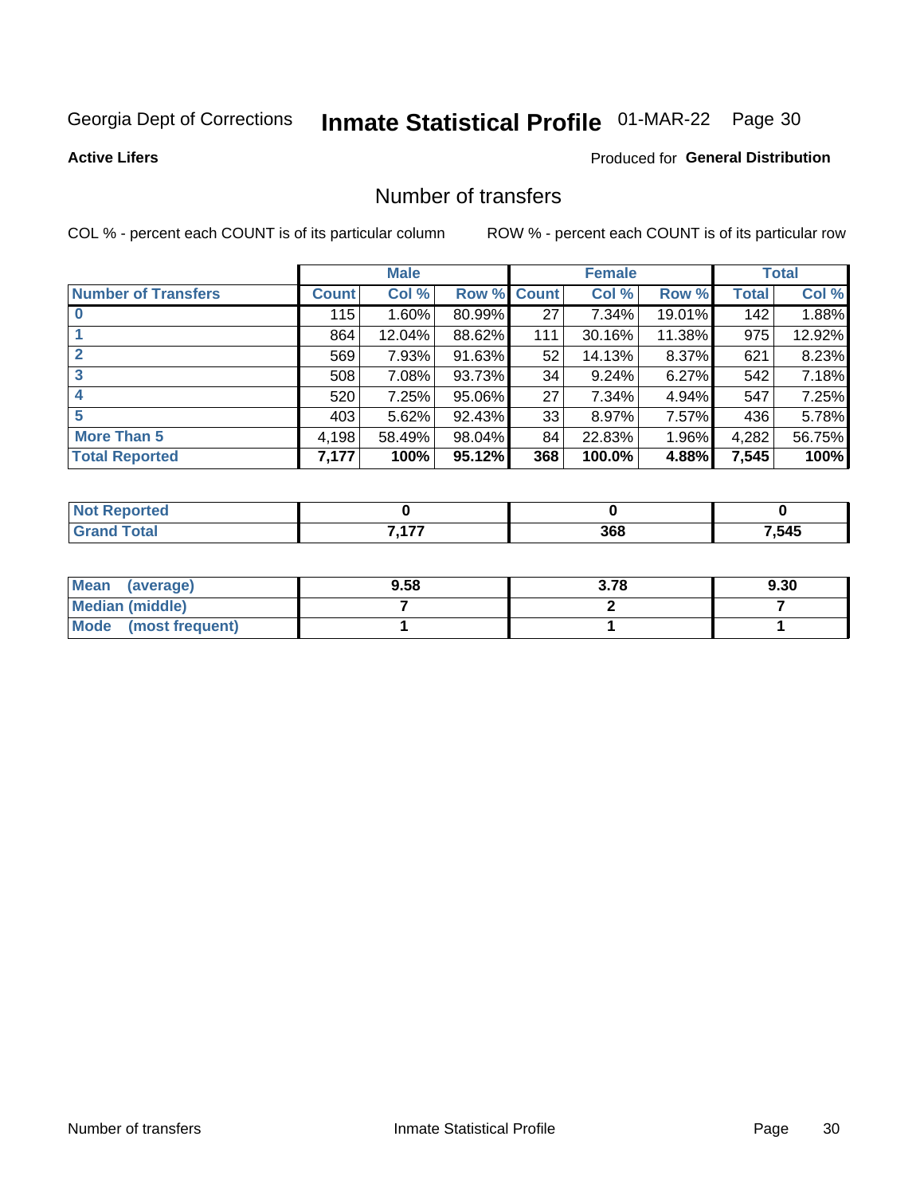Georgia Dept of Corrections **Inmate Statistical Profile** 01-MAR-22 Page 30

**Active Lifers**

Produced for **General Distribution**

## Number of transfers

COL % - percent each COUNT is of its particular column ROW % - percent each COUNT is of its particular row

| | Male | | | Female | | | Total | |
|---|---|---|---|---|---|---|---|---|
| **Number of Transfers** | **Count** | **Col %** | **Row %** | **Count** | **Col %** | **Row %** | **Total** | **Col %** |
| **0** | 115 | 1.60% | 80.99% | 27 | 7.34% | 19.01% | 142 | 1.88% |
| **1** | 864 | 12.04% | 88.62% | 111 | 30.16% | 11.38% | 975 | 12.92% |
| **2** | 569 | 7.93% | 91.63% | 52 | 14.13% | 8.37% | 621 | 8.23% |
| **3** | 508 | 7.08% | 93.73% | 34 | 9.24% | 6.27% | 542 | 7.18% |
| **4** | 520 | 7.25% | 95.06% | 27 | 7.34% | 4.94% | 547 | 7.25% |
| **5** | 403 | 5.62% | 92.43% | 33 | 8.97% | 7.57% | 436 | 5.78% |
| **More Than 5** | 4,198 | 58.49% | 98.04% | 84 | 22.83% | 1.96% | 4,282 | 56.75% |
| **Total Reported** | **7,177** | **100%** | **95.12%** | **368** | **100.0%** | **4.88%** | **7,545** | **100%** |

| | Male | Female | Total |
|---|---|---|---|
| **Not Reported** | **0** | **0** | **0** |
| **Grand Total** | **7,177** | **368** | **7,545** |

| | Male | Female | Total |
|---|---|---|---|
| **Mean (average)** | **9.58** | **3.78** | **9.30** |
| **Median (middle)** | **7** | **2** | **7** |
| **Mode (most frequent)** | **1** | **1** | **1** |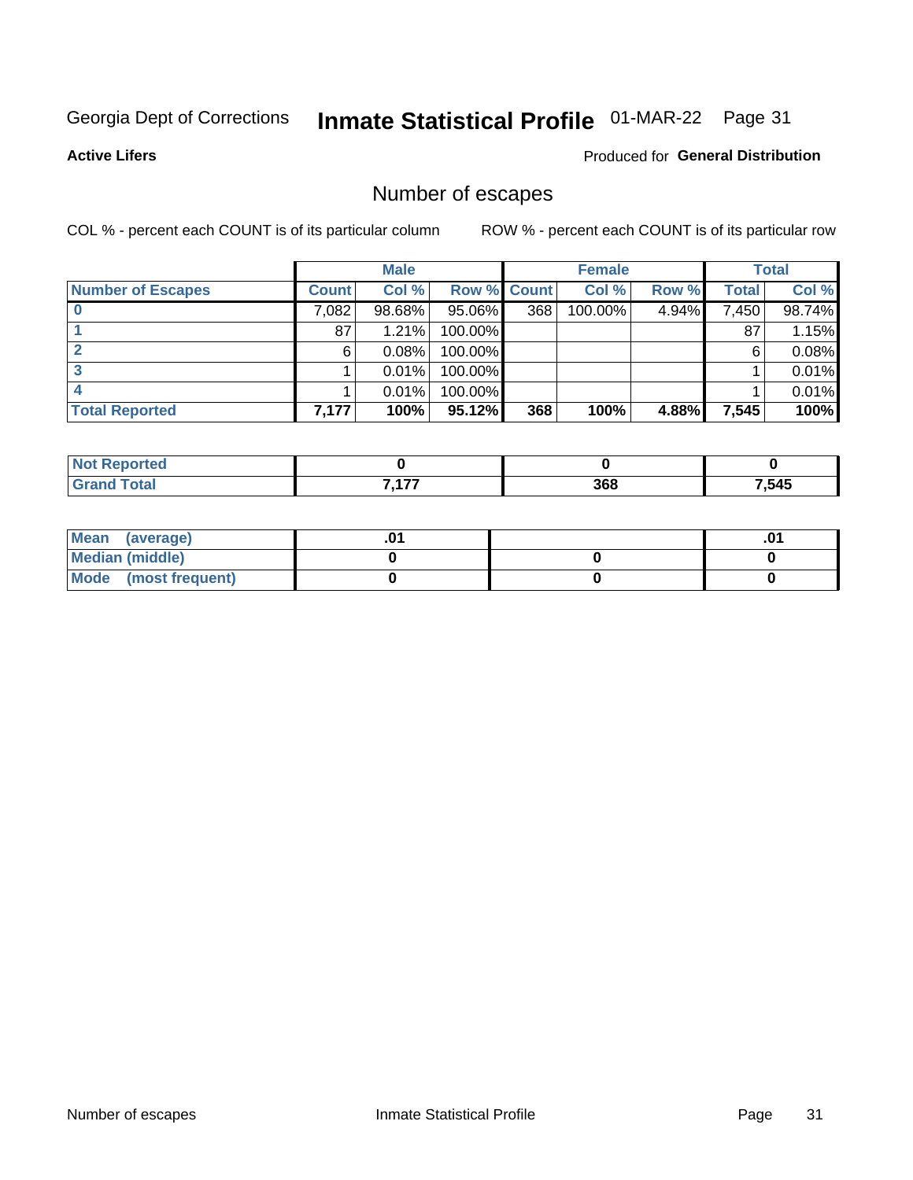Georgia Dept of Corrections **Inmate Statistical Profile** 01-MAR-22

**Active Lifers**

Produced for **General Distribution**

## Number of escapes

COL % - percent each COUNT is of its particular column

ROW % - percent each COUNT is of its particular row

| | Male | | | Female | | | Total | |
|---|---|---|---|---|---|---|---|---|
| **Number of Escapes** | **Count** | **Col %** | **Row %** | **Count** | **Col %** | **Row %** | **Total** | **Col %** |
| **0** | 7,082 | 98.68% | 95.06% | 368 | 100.00% | 4.94% | 7,450 | 98.74% |
| **1** | 87 | 1.21% | 100.00% | | | | 87 | 1.15% |
| **2** | 6 | 0.08% | 100.00% | | | | 6 | 0.08% |
| **3** | 1 | 0.01% | 100.00% | | | | 1 | 0.01% |
| **4** | 1 | 0.01% | 100.00% | | | | 1 | 0.01% |
| **Total Reported** | **7,177** | **100%** | **95.12%** | **368** | **100%** | **4.88%** | **7,545** | **100%** |

| | Male | Female | Total |
|---|---|---|---|
| **Not Reported** | **0** | **0** | **0** |
| **Grand Total** | **7,177** | **368** | **7,545** |

| | Male | Female | Total |
|---|---|---|---|
| **Mean (average)** | **.01** | | **.01** |
| **Median (middle)** | **0** | **0** | **0** |
| **Mode (most frequent)** | **0** | **0** | **0** |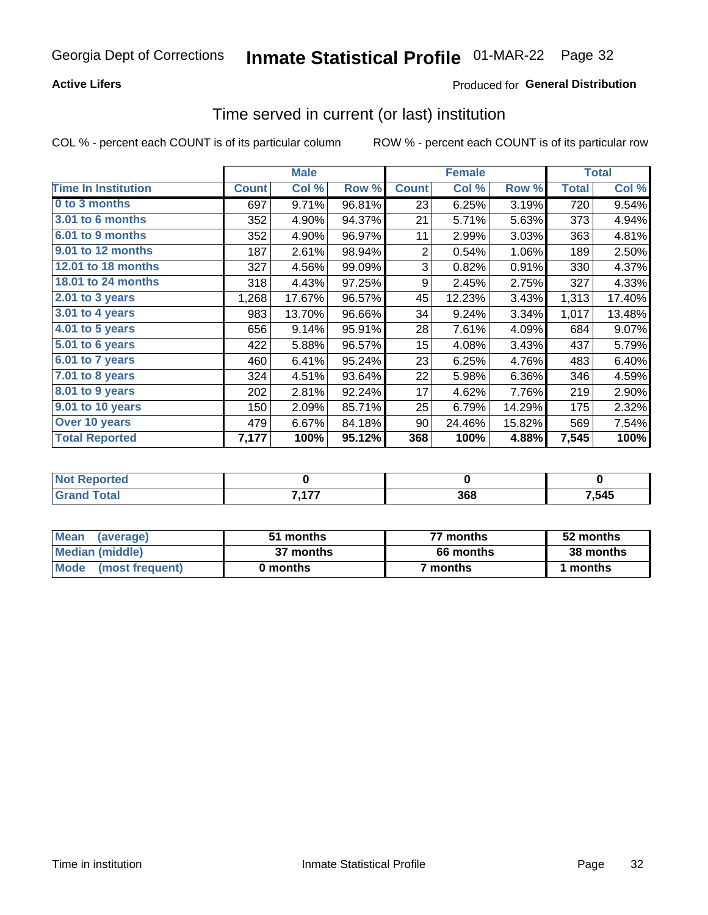Georgia Dept of Corrections **Inmate Statistical Profile** 01-MAR-22

**Active Lifers**

Produced for **General Distribution**

## Time served in current (or last) institution

COL % - percent each COUNT is of its particular column

ROW % - percent each COUNT is of its particular row

| | Male | | | Female | | | Total | |
|---|---|---|---|---|---|---|---|---|
| **Time In Institution** | **Count** | **Col %** | **Row %** | **Count** | **Col %** | **Row %** | **Total** | **Col %** |
| **0 to 3 months** | 697 | 9.71% | 96.81% | 23 | 6.25% | 3.19% | 720 | 9.54% |
| **3.01 to 6 months** | 352 | 4.90% | 94.37% | 21 | 5.71% | 5.63% | 373 | 4.94% |
| **6.01 to 9 months** | 352 | 4.90% | 96.97% | 11 | 2.99% | 3.03% | 363 | 4.81% |
| **9.01 to 12 months** | 187 | 2.61% | 98.94% | 2 | 0.54% | 1.06% | 189 | 2.50% |
| **12.01 to 18 months** | 327 | 4.56% | 99.09% | 3 | 0.82% | 0.91% | 330 | 4.37% |
| **18.01 to 24 months** | 318 | 4.43% | 97.25% | 9 | 2.45% | 2.75% | 327 | 4.33% |
| **2.01 to 3 years** | 1,268 | 17.67% | 96.57% | 45 | 12.23% | 3.43% | 1,313 | 17.40% |
| **3.01 to 4 years** | 983 | 13.70% | 96.66% | 34 | 9.24% | 3.34% | 1,017 | 13.48% |
| **4.01 to 5 years** | 656 | 9.14% | 95.91% | 28 | 7.61% | 4.09% | 684 | 9.07% |
| **5.01 to 6 years** | 422 | 5.88% | 96.57% | 15 | 4.08% | 3.43% | 437 | 5.79% |
| **6.01 to 7 years** | 460 | 6.41% | 95.24% | 23 | 6.25% | 4.76% | 483 | 6.40% |
| **7.01 to 8 years** | 324 | 4.51% | 93.64% | 22 | 5.98% | 6.36% | 346 | 4.59% |
| **8.01 to 9 years** | 202 | 2.81% | 92.24% | 17 | 4.62% | 7.76% | 219 | 2.90% |
| **9.01 to 10 years** | 150 | 2.09% | 85.71% | 25 | 6.79% | 14.29% | 175 | 2.32% |
| **Over 10 years** | 479 | 6.67% | 84.18% | 90 | 24.46% | 15.82% | 569 | 7.54% |
| **Total Reported** | **7,177** | **100%** | **95.12%** | **368** | **100%** | **4.88%** | **7,545** | **100%** |

| | Male | Female | Total |
|---|---|---|---|
| **Not Reported** | **0** | **0** | **0** |
| **Grand Total** | **7,177** | **368** | **7,545** |

| | Male | Female | Total |
|---|---|---|---|
| **Mean (average)** | **51 months** | **77 months** | **52 months** |
| **Median (middle)** | **37 months** | **66 months** | **38 months** |
| **Mode (most frequent)** | **0 months** | **7 months** | **1 months** |

Time in institution

Inmate Statistical Profile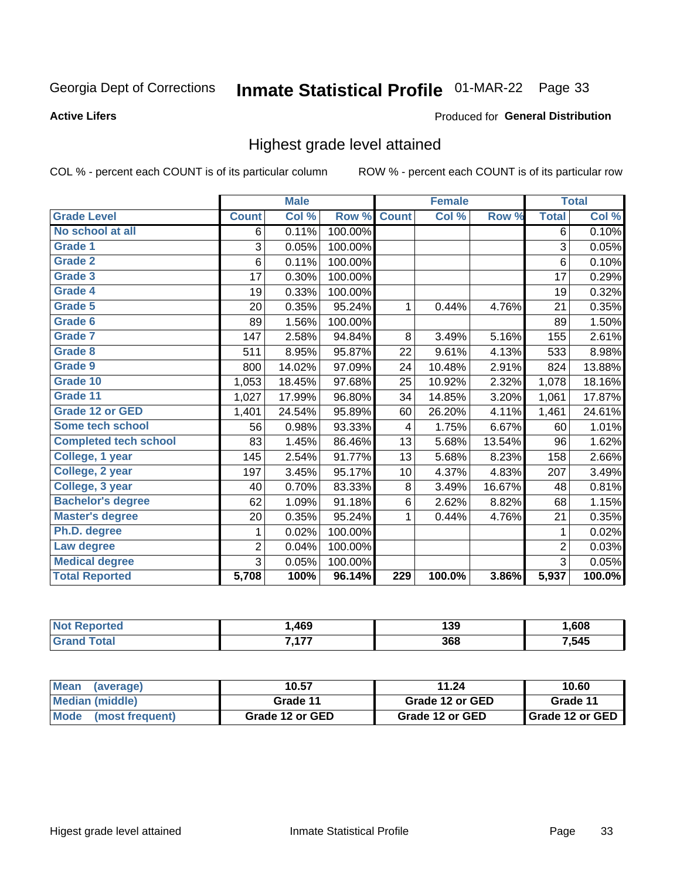Georgia Dept of Corrections **Inmate Statistical Profile** 01-MAR-22

**Active Lifers**

Produced for **General Distribution**

## Highest grade level attained

COL % - percent each COUNT is of its particular column ROW % - percent each COUNT is of its particular row

| | Male | | | Female | | | Total | |
|---|---|---|---|---|---|---|---|---|
| **Grade Level** | **Count** | **Col %** | **Row %** | **Count** | **Col %** | **Row %** | **Total** | **Col %** |
| No school at all | 6 | 0.11% | 100.00% | | | | 6 | 0.10% |
| Grade 1 | 3 | 0.05% | 100.00% | | | | 3 | 0.05% |
| Grade 2 | 6 | 0.11% | 100.00% | | | | 6 | 0.10% |
| Grade 3 | 17 | 0.30% | 100.00% | | | | 17 | 0.29% |
| Grade 4 | 19 | 0.33% | 100.00% | | | | 19 | 0.32% |
| Grade 5 | 20 | 0.35% | 95.24% | 1 | 0.44% | 4.76% | 21 | 0.35% |
| Grade 6 | 89 | 1.56% | 100.00% | | | | 89 | 1.50% |
| Grade 7 | 147 | 2.58% | 94.84% | 8 | 3.49% | 5.16% | 155 | 2.61% |
| Grade 8 | 511 | 8.95% | 95.87% | 22 | 9.61% | 4.13% | 533 | 8.98% |
| Grade 9 | 800 | 14.02% | 97.09% | 24 | 10.48% | 2.91% | 824 | 13.88% |
| Grade 10 | 1,053 | 18.45% | 97.68% | 25 | 10.92% | 2.32% | 1,078 | 18.16% |
| Grade 11 | 1,027 | 17.99% | 96.80% | 34 | 14.85% | 3.20% | 1,061 | 17.87% |
| Grade 12 or GED | 1,401 | 24.54% | 95.89% | 60 | 26.20% | 4.11% | 1,461 | 24.61% |
| Some tech school | 56 | 0.98% | 93.33% | 4 | 1.75% | 6.67% | 60 | 1.01% |
| Completed tech school | 83 | 1.45% | 86.46% | 13 | 5.68% | 13.54% | 96 | 1.62% |
| College, 1 year | 145 | 2.54% | 91.77% | 13 | 5.68% | 8.23% | 158 | 2.66% |
| College, 2 year | 197 | 3.45% | 95.17% | 10 | 4.37% | 4.83% | 207 | 3.49% |
| College, 3 year | 40 | 0.70% | 83.33% | 8 | 3.49% | 16.67% | 48 | 0.81% |
| Bachelor's degree | 62 | 1.09% | 91.18% | 6 | 2.62% | 8.82% | 68 | 1.15% |
| Master's degree | 20 | 0.35% | 95.24% | 1 | 0.44% | 4.76% | 21 | 0.35% |
| Ph.D. degree | 1 | 0.02% | 100.00% | | | | 1 | 0.02% |
| Law degree | 2 | 0.04% | 100.00% | | | | 2 | 0.03% |
| Medical degree | 3 | 0.05% | 100.00% | | | | 3 | 0.05% |
| **Total Reported** | **5,708** | **100%** | **96.14%** | **229** | **100.0%** | **3.86%** | **5,937** | **100.0%** |

| | Male | Female | Total |
|---|---|---|---|
| Not Reported | 1,469 | 139 | 1,608 |
| Grand Total | 7,177 | 368 | 7,545 |

| | Male | Female | Total |
|---|---|---|---|
| Mean (average) | 10.57 | 11.24 | 10.60 |
| Median (middle) | Grade 11 | Grade 12 or GED | Grade 11 |
| Mode (most frequent) | Grade 12 or GED | Grade 12 or GED | Grade 12 or GED |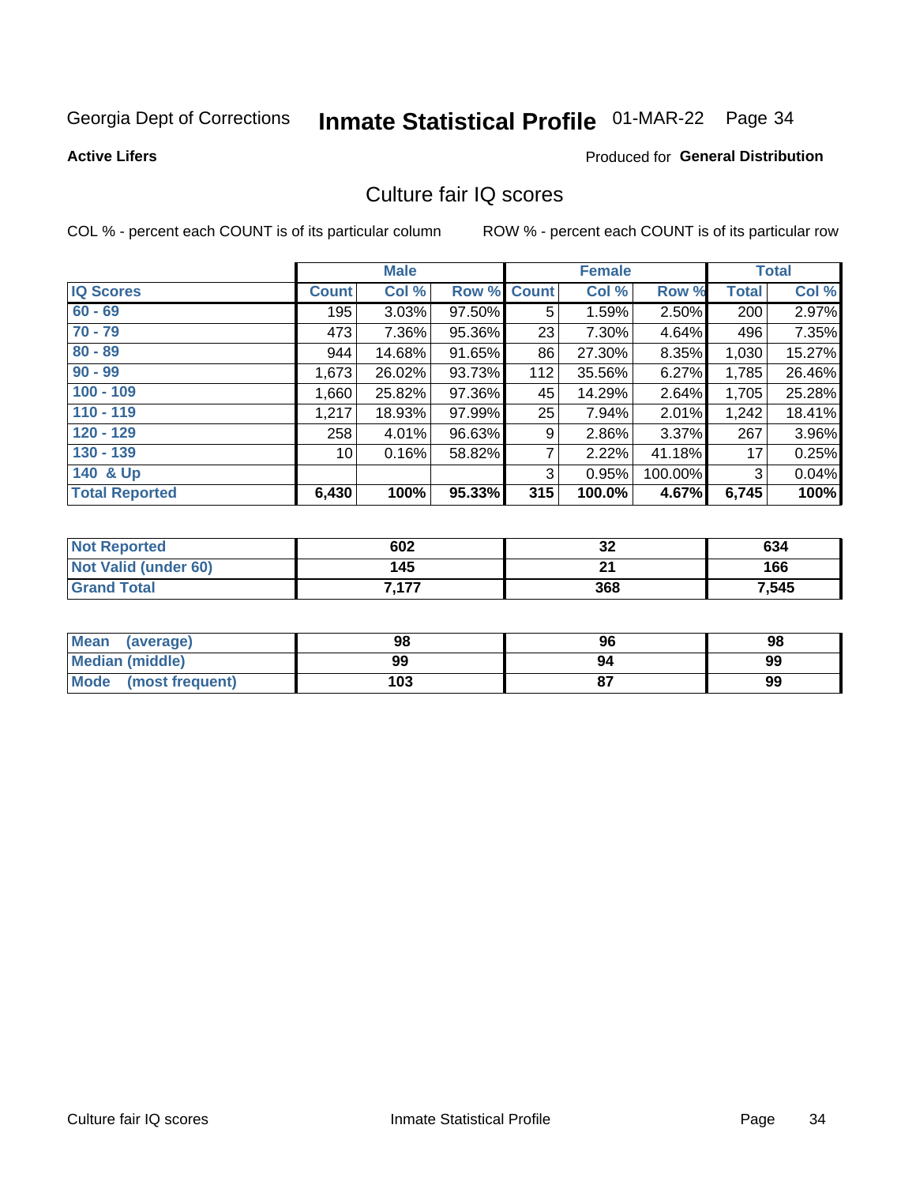Georgia Dept of Corrections **Inmate Statistical Profile** 01-MAR-22

**Active Lifers**

Produced for **General Distribution**

## Culture fair IQ scores

COL % - percent each COUNT is of its particular column

ROW % - percent each COUNT is of its particular row

| | Male | | | Female | | | Total | |
|---|---|---|---|---|---|---|---|---|
| IQ Scores | Count | Col % | Row % | Count | Col % | Row % | Total | Col % |
| 60 - 69 | 195 | 3.03% | 97.50% | 5 | 1.59% | 2.50% | 200 | 2.97% |
| 70 - 79 | 473 | 7.36% | 95.36% | 23 | 7.30% | 4.64% | 496 | 7.35% |
| 80 - 89 | 944 | 14.68% | 91.65% | 86 | 27.30% | 8.35% | 1,030 | 15.27% |
| 90 - 99 | 1,673 | 26.02% | 93.73% | 112 | 35.56% | 6.27% | 1,785 | 26.46% |
| 100 - 109 | 1,660 | 25.82% | 97.36% | 45 | 14.29% | 2.64% | 1,705 | 25.28% |
| 110 - 119 | 1,217 | 18.93% | 97.99% | 25 | 7.94% | 2.01% | 1,242 | 18.41% |
| 120 - 129 | 258 | 4.01% | 96.63% | 9 | 2.86% | 3.37% | 267 | 3.96% |
| 130 - 139 | 10 | 0.16% | 58.82% | 7 | 2.22% | 41.18% | 17 | 0.25% |
| 140 & Up | | | | 3 | 0.95% | 100.00% | 3 | 0.04% |
| **Total Reported** | **6,430** | **100%** | **95.33%** | **315** | **100.0%** | **4.67%** | **6,745** | **100%** |

| | Male | Female | Total |
|---|---|---|---|
| Not Reported | 602 | 32 | 634 |
| Not Valid (under 60) | 145 | 21 | 166 |
| Grand Total | 7,177 | 368 | 7,545 |

| | Male | Female | Total |
|---|---|---|---|
| Mean (average) | 98 | 96 | 98 |
| Median (middle) | 99 | 94 | 99 |
| Mode (most frequent) | 103 | 87 | 99 |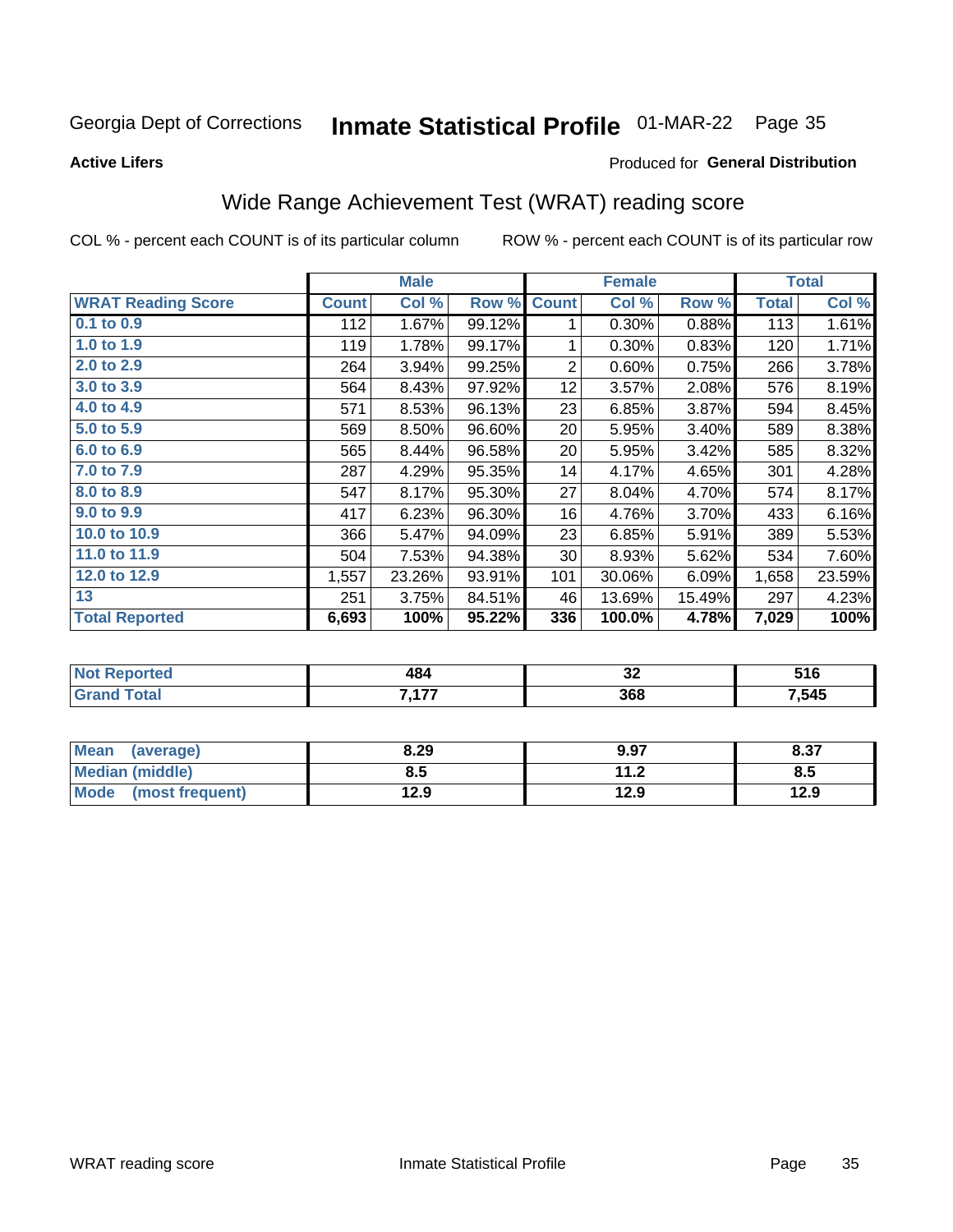Georgia Dept of Corrections **Inmate Statistical Profile** 01-MAR-22

**Active Lifers**

Produced for **General Distribution**

## Wide Range Achievement Test (WRAT) reading score

COL % - percent each COUNT is of its particular column ROW % - percent each COUNT is of its particular row

| | Male | | | Female | | | Total | |
|---|---|---|---|---|---|---|---|---|
| **WRAT Reading Score** | **Count** | **Col %** | **Row %** | **Count** | **Col %** | **Row %** | **Total** | **Col %** |
| 0.1 to 0.9 | 112 | 1.67% | 99.12% | 1 | 0.30% | 0.88% | 113 | 1.61% |
| 1.0 to 1.9 | 119 | 1.78% | 99.17% | 1 | 0.30% | 0.83% | 120 | 1.71% |
| 2.0 to 2.9 | 264 | 3.94% | 99.25% | 2 | 0.60% | 0.75% | 266 | 3.78% |
| 3.0 to 3.9 | 564 | 8.43% | 97.92% | 12 | 3.57% | 2.08% | 576 | 8.19% |
| 4.0 to 4.9 | 571 | 8.53% | 96.13% | 23 | 6.85% | 3.87% | 594 | 8.45% |
| 5.0 to 5.9 | 569 | 8.50% | 96.60% | 20 | 5.95% | 3.40% | 589 | 8.38% |
| 6.0 to 6.9 | 565 | 8.44% | 96.58% | 20 | 5.95% | 3.42% | 585 | 8.32% |
| 7.0 to 7.9 | 287 | 4.29% | 95.35% | 14 | 4.17% | 4.65% | 301 | 4.28% |
| 8.0 to 8.9 | 547 | 8.17% | 95.30% | 27 | 8.04% | 4.70% | 574 | 8.17% |
| 9.0 to 9.9 | 417 | 6.23% | 96.30% | 16 | 4.76% | 3.70% | 433 | 6.16% |
| 10.0 to 10.9 | 366 | 5.47% | 94.09% | 23 | 6.85% | 5.91% | 389 | 5.53% |
| 11.0 to 11.9 | 504 | 7.53% | 94.38% | 30 | 8.93% | 5.62% | 534 | 7.60% |
| 12.0 to 12.9 | 1,557 | 23.26% | 93.91% | 101 | 30.06% | 6.09% | 1,658 | 23.59% |
| 13 | 251 | 3.75% | 84.51% | 46 | 13.69% | 15.49% | 297 | 4.23% |
| **Total Reported** | **6,693** | **100%** | **95.22%** | **336** | **100.0%** | **4.78%** | **7,029** | **100%** |

| | Male | Female | Total |
|---|---|---|---|
| Not Reported | 484 | 32 | 516 |
| Grand Total | 7,177 | 368 | 7,545 |

| | Male | Female | Total |
|---|---|---|---|
| Mean (average) | 8.29 | 9.97 | 8.37 |
| Median (middle) | 8.5 | 11.2 | 8.5 |
| Mode (most frequent) | 12.9 | 12.9 | 12.9 |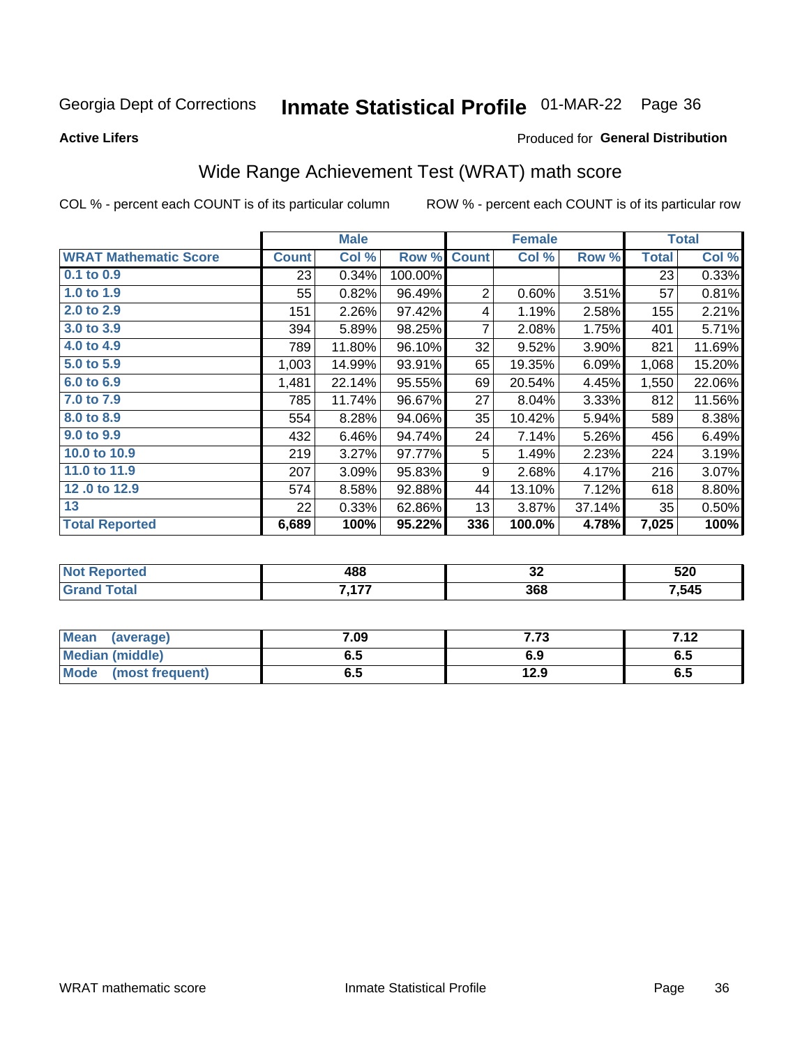Georgia Dept of Corrections **Inmate Statistical Profile** 01-MAR-22 Page 36

**Active Lifers**

Produced for **General Distribution**

## Wide Range Achievement Test (WRAT) math score

COL % - percent each COUNT is of its particular column ROW % - percent each COUNT is of its particular row

| | Male | | | Female | | | Total | |
|---|---|---|---|---|---|---|---|---|
| **WRAT Mathematic Score** | **Count** | **Col %** | **Row %** | **Count** | **Col %** | **Row %** | **Total** | **Col %** |
| 0.1 to 0.9 | 23 | 0.34% | 100.00% | | | | 23 | 0.33% |
| 1.0 to 1.9 | 55 | 0.82% | 96.49% | 2 | 0.60% | 3.51% | 57 | 0.81% |
| 2.0 to 2.9 | 151 | 2.26% | 97.42% | 4 | 1.19% | 2.58% | 155 | 2.21% |
| 3.0 to 3.9 | 394 | 5.89% | 98.25% | 7 | 2.08% | 1.75% | 401 | 5.71% |
| 4.0 to 4.9 | 789 | 11.80% | 96.10% | 32 | 9.52% | 3.90% | 821 | 11.69% |
| 5.0 to 5.9 | 1,003 | 14.99% | 93.91% | 65 | 19.35% | 6.09% | 1,068 | 15.20% |
| 6.0 to 6.9 | 1,481 | 22.14% | 95.55% | 69 | 20.54% | 4.45% | 1,550 | 22.06% |
| 7.0 to 7.9 | 785 | 11.74% | 96.67% | 27 | 8.04% | 3.33% | 812 | 11.56% |
| 8.0 to 8.9 | 554 | 8.28% | 94.06% | 35 | 10.42% | 5.94% | 589 | 8.38% |
| 9.0 to 9.9 | 432 | 6.46% | 94.74% | 24 | 7.14% | 5.26% | 456 | 6.49% |
| 10.0 to 10.9 | 219 | 3.27% | 97.77% | 5 | 1.49% | 2.23% | 224 | 3.19% |
| 11.0 to 11.9 | 207 | 3.09% | 95.83% | 9 | 2.68% | 4.17% | 216 | 3.07% |
| 12 .0 to 12.9 | 574 | 8.58% | 92.88% | 44 | 13.10% | 7.12% | 618 | 8.80% |
| 13 | 22 | 0.33% | 62.86% | 13 | 3.87% | 37.14% | 35 | 0.50% |
| **Total Reported** | **6,689** | **100%** | **95.22%** | **336** | **100.0%** | **4.78%** | **7,025** | **100%** |

| | Male | Female | Total |
|---|---|---|---|
| Not Reported | 488 | 32 | 520 |
| Grand Total | 7,177 | 368 | 7,545 |

| | Male | Female | Total |
|---|---|---|---|
| Mean (average) | 7.09 | 7.73 | 7.12 |
| Median (middle) | 6.5 | 6.9 | 6.5 |
| Mode (most frequent) | 6.5 | 12.9 | 6.5 |

WRAT mathematic score Inmate Statistical Profile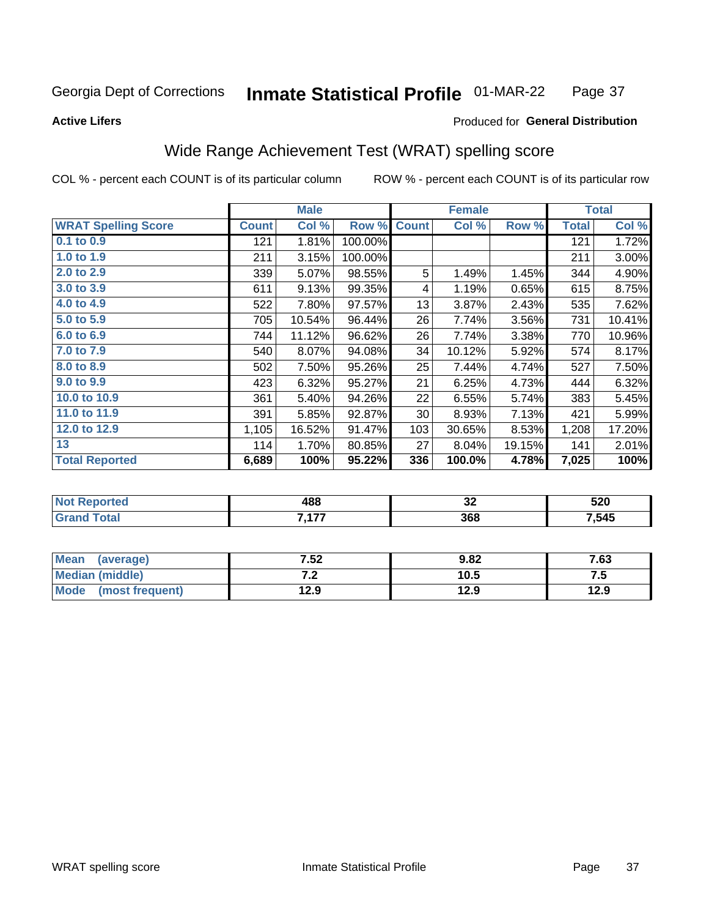Georgia Dept of Corrections **Inmate Statistical Profile** 01-MAR-22

**Active Lifers**

Produced for **General Distribution**

## Wide Range Achievement Test (WRAT) spelling score

COL % - percent each COUNT is of its particular column    ROW % - percent each COUNT is of its particular row

| | Male | | | Female | | | Total | |
|---|---|---|---|---|---|---|---|---|
| **WRAT Spelling Score** | **Count** | **Col %** | **Row %** | **Count** | **Col %** | **Row %** | **Total** | **Col %** |
| 0.1 to 0.9 | 121 | 1.81% | 100.00% | | | | 121 | 1.72% |
| 1.0 to 1.9 | 211 | 3.15% | 100.00% | | | | 211 | 3.00% |
| 2.0 to 2.9 | 339 | 5.07% | 98.55% | 5 | 1.49% | 1.45% | 344 | 4.90% |
| 3.0 to 3.9 | 611 | 9.13% | 99.35% | 4 | 1.19% | 0.65% | 615 | 8.75% |
| 4.0 to 4.9 | 522 | 7.80% | 97.57% | 13 | 3.87% | 2.43% | 535 | 7.62% |
| 5.0 to 5.9 | 705 | 10.54% | 96.44% | 26 | 7.74% | 3.56% | 731 | 10.41% |
| 6.0 to 6.9 | 744 | 11.12% | 96.62% | 26 | 7.74% | 3.38% | 770 | 10.96% |
| 7.0 to 7.9 | 540 | 8.07% | 94.08% | 34 | 10.12% | 5.92% | 574 | 8.17% |
| 8.0 to 8.9 | 502 | 7.50% | 95.26% | 25 | 7.44% | 4.74% | 527 | 7.50% |
| 9.0 to 9.9 | 423 | 6.32% | 95.27% | 21 | 6.25% | 4.73% | 444 | 6.32% |
| 10.0 to 10.9 | 361 | 5.40% | 94.26% | 22 | 6.55% | 5.74% | 383 | 5.45% |
| 11.0 to 11.9 | 391 | 5.85% | 92.87% | 30 | 8.93% | 7.13% | 421 | 5.99% |
| 12.0 to 12.9 | 1,105 | 16.52% | 91.47% | 103 | 30.65% | 8.53% | 1,208 | 17.20% |
| 13 | 114 | 1.70% | 80.85% | 27 | 8.04% | 19.15% | 141 | 2.01% |
| **Total Reported** | **6,689** | **100%** | **95.22%** | **336** | **100.0%** | **4.78%** | **7,025** | **100%** |

| | Male | Female | Total |
|---|---|---|---|
| Not Reported | 488 | 32 | 520 |
| Grand Total | 7,177 | 368 | 7,545 |

| | Male | Female | Total |
|---|---|---|---|
| Mean (average) | 7.52 | 9.82 | 7.63 |
| Median (middle) | 7.2 | 10.5 | 7.5 |
| Mode (most frequent) | 12.9 | 12.9 | 12.9 |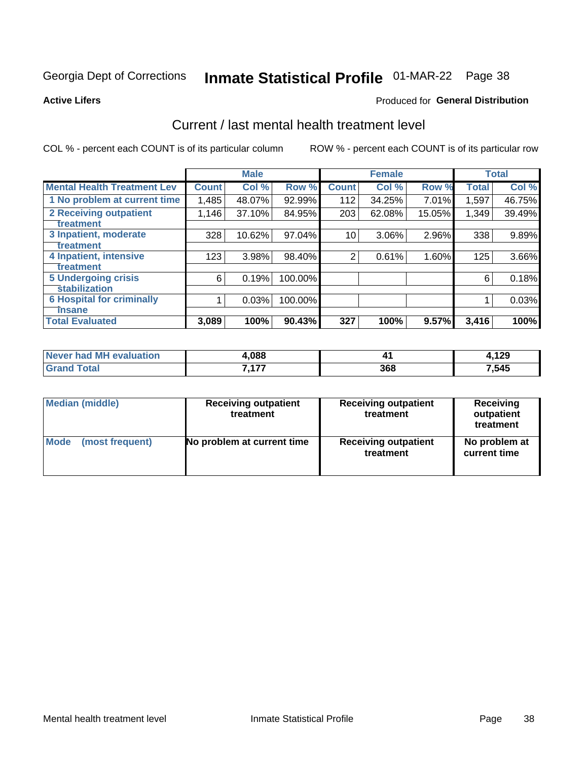Georgia Dept of Corrections **Inmate Statistical Profile** 01-MAR-22

**Active Lifers**

Produced for **General Distribution**

## Current / last mental health treatment level

COL % - percent each COUNT is of its particular column    ROW % - percent each COUNT is of its particular row

| | Male | | | Female | | | Total | |
|---|---|---|---|---|---|---|---|---|
| **Mental Health Treatment Lev** | **Count** | **Col %** | **Row %** | **Count** | **Col %** | **Row %** | **Total** | **Col %** |
| **1 No problem at current time** | 1,485 | 48.07% | 92.99% | 112 | 34.25% | 7.01% | 1,597 | 46.75% |
| **2 Receiving outpatient treatment** | 1,146 | 37.10% | 84.95% | 203 | 62.08% | 15.05% | 1,349 | 39.49% |
| **3 Inpatient, moderate treatment** | 328 | 10.62% | 97.04% | 10 | 3.06% | 2.96% | 338 | 9.89% |
| **4 Inpatient, intensive treatment** | 123 | 3.98% | 98.40% | 2 | 0.61% | 1.60% | 125 | 3.66% |
| **5 Undergoing crisis stabilization** | 6 | 0.19% | 100.00% | | | | 6 | 0.18% |
| **6 Hospital for criminally insane** | 1 | 0.03% | 100.00% | | | | 1 | 0.03% |
| **Total Evaluated** | **3,089** | **100%** | **90.43%** | **327** | **100%** | **9.57%** | **3,416** | **100%** |

| | Male | Female | Total |
|---|---|---|---|
| **Never had MH evaluation** | **4,088** | **41** | **4,129** |
| **Grand Total** | **7,177** | **368** | **7,545** |

| | Male | Female | Total |
|---|---|---|---|
| **Median (middle)** | **Receiving outpatient treatment** | **Receiving outpatient treatment** | **Receiving outpatient treatment** |
| **Mode (most frequent)** | **No problem at current time** | **Receiving outpatient treatment** | **No problem at current time** |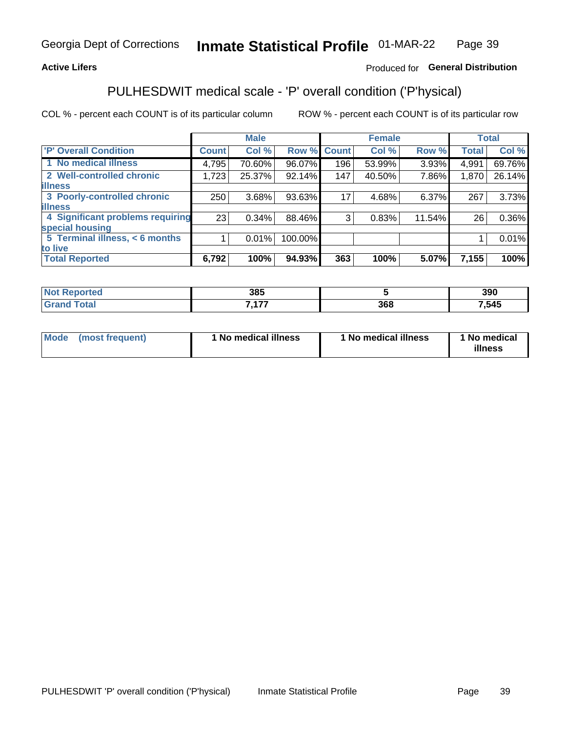**Active Lifers**

Produced for **General Distribution**

## PULHESDWIT medical scale - 'P' overall condition ('P'hysical)

COL % - percent each COUNT is of its particular column

ROW % - percent each COUNT is of its particular row

| | Male | | | Female | | | Total | |
|---|---|---|---|---|---|---|---|---|
| 'P' Overall Condition | Count | Col % | Row % | Count | Col % | Row % | Total | Col % |
| 1 No medical illness | 4,795 | 70.60% | 96.07% | 196 | 53.99% | 3.93% | 4,991 | 69.76% |
| 2 Well-controlled chronic illness | 1,723 | 25.37% | 92.14% | 147 | 40.50% | 7.86% | 1,870 | 26.14% |
| 3 Poorly-controlled chronic illness | 250 | 3.68% | 93.63% | 17 | 4.68% | 6.37% | 267 | 3.73% |
| 4 Significant problems requiring special housing | 23 | 0.34% | 88.46% | 3 | 0.83% | 11.54% | 26 | 0.36% |
| 5 Terminal illness, < 6 months to live | 1 | 0.01% | 100.00% | | | | 1 | 0.01% |
| **Total Reported** | **6,792** | **100%** | **94.93%** | **363** | **100%** | **5.07%** | **7,155** | **100%** |

| | Male | Female | Total |
|---|---|---|---|
| Not Reported | 385 | 5 | 390 |
| Grand Total | 7,177 | 368 | 7,545 |

| | Male | Female | Total |
|---|---|---|---|
| Mode (most frequent) | 1 No medical illness | 1 No medical illness | 1 No medical illness |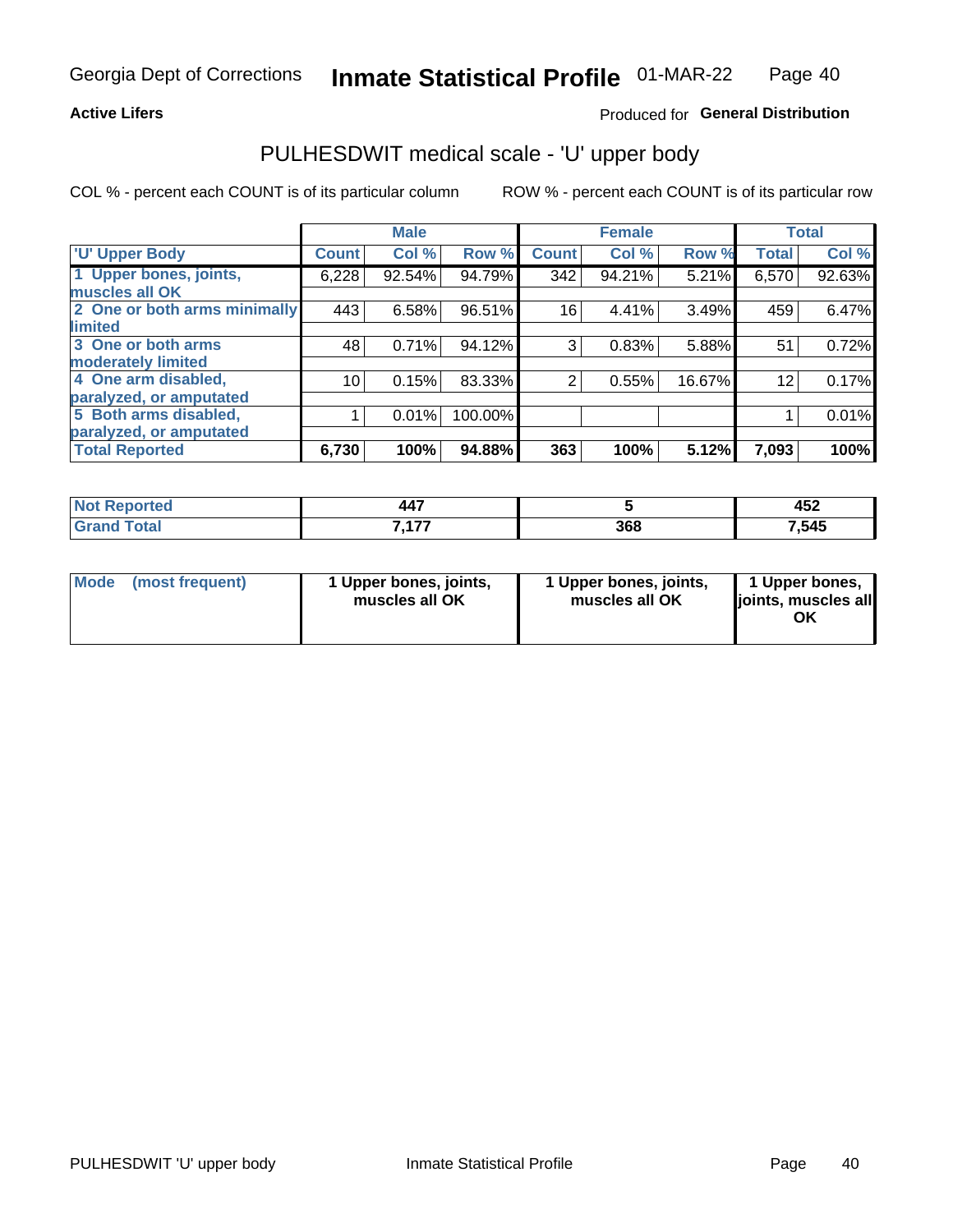**Active Lifers** Produced for **General Distribution**

## PULHESDWIT medical scale - 'U' upper body

COL % - percent each COUNT is of its particular column ROW % - percent each COUNT is of its particular row

| | Male | | | Female | | | Total | |
|---|---|---|---|---|---|---|---|---|
| 'U' Upper Body | Count | Col % | Row % | Count | Col % | Row % | Total | Col % |
| 1 Upper bones, joints, muscles all OK | 6,228 | 92.54% | 94.79% | 342 | 94.21% | 5.21% | 6,570 | 92.63% |
| 2 One or both arms minimally limited | 443 | 6.58% | 96.51% | 16 | 4.41% | 3.49% | 459 | 6.47% |
| 3 One or both arms moderately limited | 48 | 0.71% | 94.12% | 3 | 0.83% | 5.88% | 51 | 0.72% |
| 4 One arm disabled, paralyzed, or amputated | 10 | 0.15% | 83.33% | 2 | 0.55% | 16.67% | 12 | 0.17% |
| 5 Both arms disabled, paralyzed, or amputated | 1 | 0.01% | 100.00% | | | | 1 | 0.01% |
| **Total Reported** | **6,730** | **100%** | **94.88%** | **363** | **100%** | **5.12%** | **7,093** | **100%** |

| | Male | Female | Total |
|---|---|---|---|
| Not Reported | 447 | 5 | 452 |
| Grand Total | 7,177 | 368 | 7,545 |

| | Male | Female | Total |
|---|---|---|---|
| Mode (most frequent) | 1 Upper bones, joints, muscles all OK | 1 Upper bones, joints, muscles all OK | 1 Upper bones, joints, muscles all OK |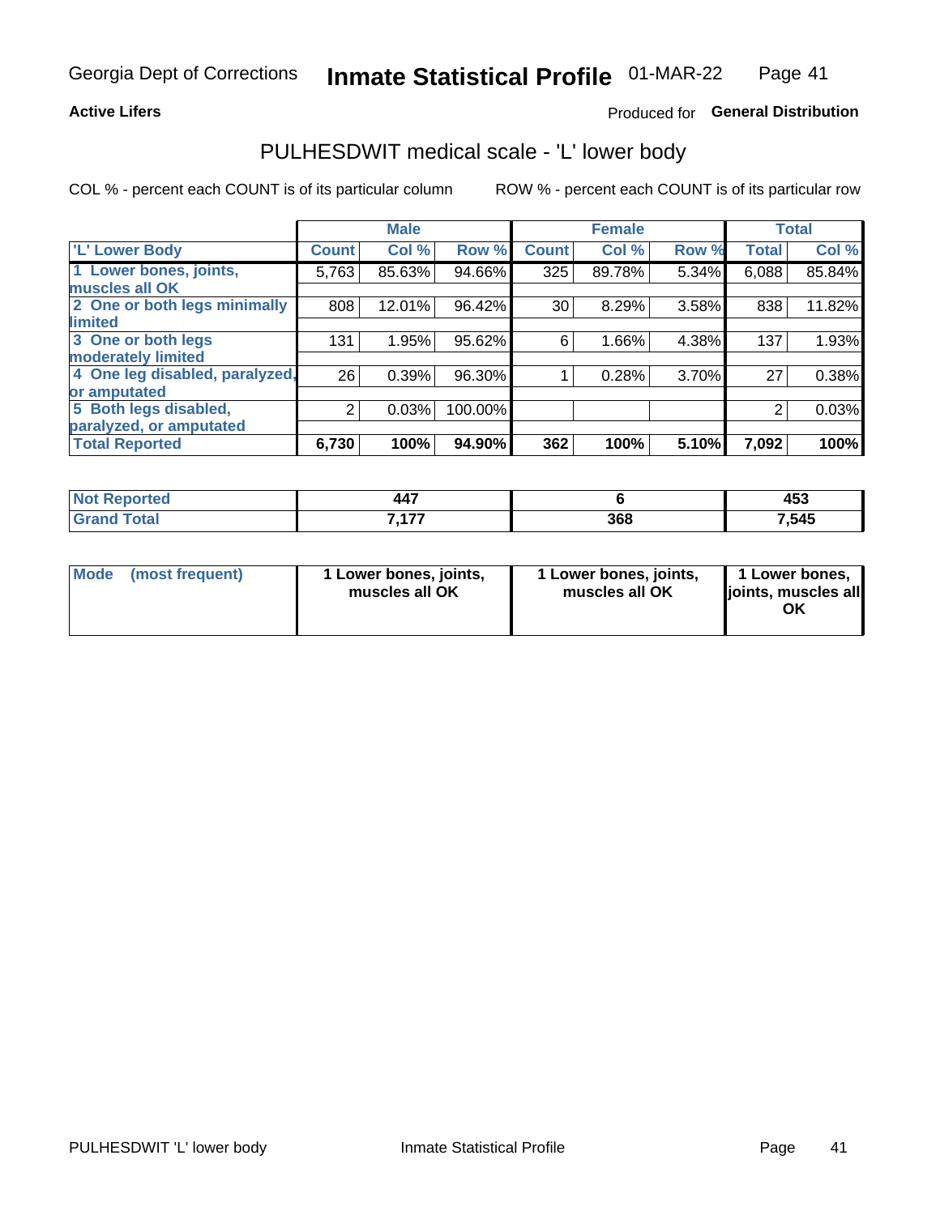Georgia Dept of Corrections **Inmate Statistical Profile** 01-MAR-22

**Active Lifers**

Produced for **General Distribution**

## PULHESDWIT medical scale - 'L' lower body

COL % - percent each COUNT is of its particular column

ROW % - percent each COUNT is of its particular row

| | Male | | | Female | | | Total | |
|---|---|---|---|---|---|---|---|---|
| **'L' Lower Body** | **Count** | **Col %** | **Row %** | **Count** | **Col %** | **Row %** | **Total** | **Col %** |
| **1 Lower bones, joints, muscles all OK** | 5,763 | 85.63% | 94.66% | 325 | 89.78% | 5.34% | 6,088 | 85.84% |
| **2 One or both legs minimally limited** | 808 | 12.01% | 96.42% | 30 | 8.29% | 3.58% | 838 | 11.82% |
| **3 One or both legs moderately limited** | 131 | 1.95% | 95.62% | 6 | 1.66% | 4.38% | 137 | 1.93% |
| **4 One leg disabled, paralyzed, or amputated** | 26 | 0.39% | 96.30% | 1 | 0.28% | 3.70% | 27 | 0.38% |
| **5 Both legs disabled, paralyzed, or amputated** | 2 | 0.03% | 100.00% | | | | 2 | 0.03% |
| **Total Reported** | **6,730** | **100%** | **94.90%** | **362** | **100%** | **5.10%** | **7,092** | **100%** |

| | Male | Female | Total |
|---|---|---|---|
| **Not Reported** | **447** | **6** | **453** |
| **Grand Total** | **7,177** | **368** | **7,545** |

| | Male | Female | Total |
|---|---|---|---|
| **Mode (most frequent)** | **1 Lower bones, joints, muscles all OK** | **1 Lower bones, joints, muscles all OK** | **1 Lower bones, joints, muscles all OK** |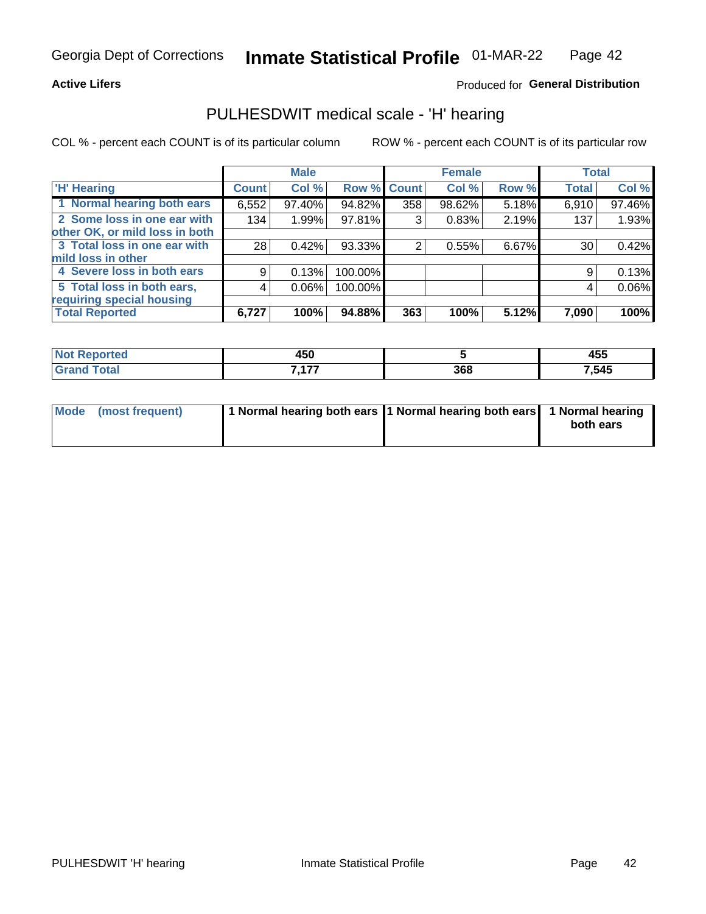Georgia Dept of Corrections **Inmate Statistical Profile** 01-MAR-22

**Active Lifers**

Produced for **General Distribution**

## PULHESDWIT medical scale - 'H' hearing

COL % - percent each COUNT is of its particular column

ROW % - percent each COUNT is of its particular row

| | Male | | | Female | | | Total | |
|---|---|---|---|---|---|---|---|---|
| 'H' Hearing | Count | Col % | Row % | Count | Col % | Row % | Total | Col % |
| 1 Normal hearing both ears | 6,552 | 97.40% | 94.82% | 358 | 98.62% | 5.18% | 6,910 | 97.46% |
| 2 Some loss in one ear with other OK, or mild loss in both | 134 | 1.99% | 97.81% | 3 | 0.83% | 2.19% | 137 | 1.93% |
| 3 Total loss in one ear with mild loss in other | 28 | 0.42% | 93.33% | 2 | 0.55% | 6.67% | 30 | 0.42% |
| 4 Severe loss in both ears | 9 | 0.13% | 100.00% | | | | 9 | 0.13% |
| 5 Total loss in both ears, requiring special housing | 4 | 0.06% | 100.00% | | | | 4 | 0.06% |
| **Total Reported** | **6,727** | **100%** | **94.88%** | **363** | **100%** | **5.12%** | **7,090** | **100%** |

| | Male | Female | Total |
|---|---|---|---|
| Not Reported | 450 | 5 | 455 |
| Grand Total | 7,177 | 368 | 7,545 |

| | Male | Female | Total |
|---|---|---|---|
| Mode (most frequent) | 1 Normal hearing both ears | 1 Normal hearing both ears | 1 Normal hearing both ears |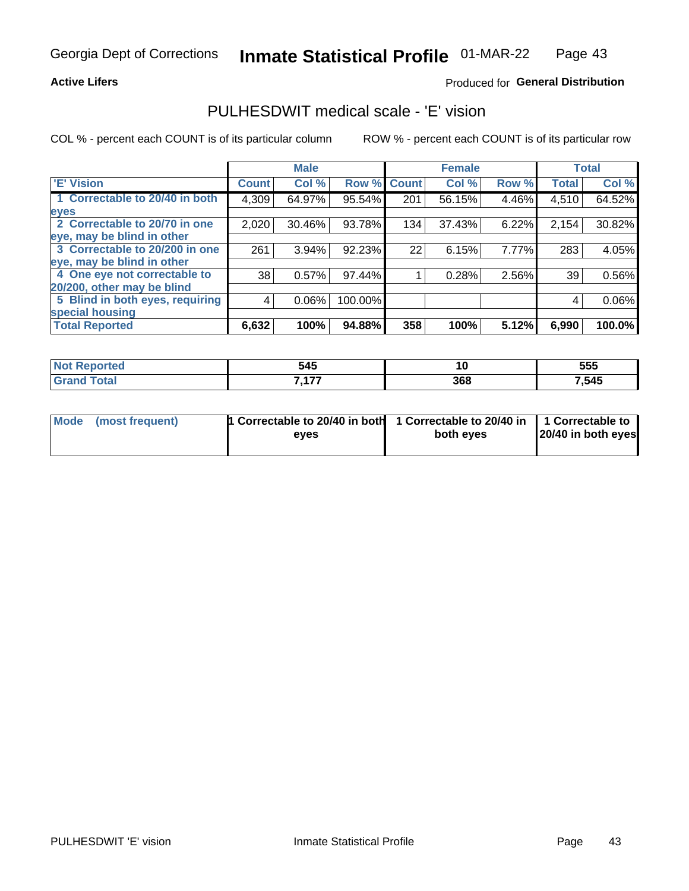Georgia Dept of Corrections **Inmate Statistical Profile** 01-MAR-22

**Active Lifers**

Produced for **General Distribution**

## PULHESDWIT medical scale - 'E' vision

COL % - percent each COUNT is of its particular column

ROW % - percent each COUNT is of its particular row

| | Male | | | Female | | | Total | |
|---|---|---|---|---|---|---|---|---|
| 'E' Vision | Count | Col % | Row % | Count | Col % | Row % | Total | Col % |
| 1 Correctable to 20/40 in both eyes | 4,309 | 64.97% | 95.54% | 201 | 56.15% | 4.46% | 4,510 | 64.52% |
| 2 Correctable to 20/70 in one eye, may be blind in other | 2,020 | 30.46% | 93.78% | 134 | 37.43% | 6.22% | 2,154 | 30.82% |
| 3 Correctable to 20/200 in one eye, may be blind in other | 261 | 3.94% | 92.23% | 22 | 6.15% | 7.77% | 283 | 4.05% |
| 4 One eye not correctable to 20/200, other may be blind | 38 | 0.57% | 97.44% | 1 | 0.28% | 2.56% | 39 | 0.56% |
| 5 Blind in both eyes, requiring special housing | 4 | 0.06% | 100.00% | | | | 4 | 0.06% |
| **Total Reported** | **6,632** | **100%** | **94.88%** | **358** | **100%** | **5.12%** | **6,990** | **100.0%** |

| | Male | Female | Total |
|---|---|---|---|
| Not Reported | 545 | 10 | 555 |
| Grand Total | 7,177 | 368 | 7,545 |

| | Male | Female | Total |
|---|---|---|---|
| Mode (most frequent) | 1 Correctable to 20/40 in both eyes | 1 Correctable to 20/40 in both eyes | 1 Correctable to 20/40 in both eyes |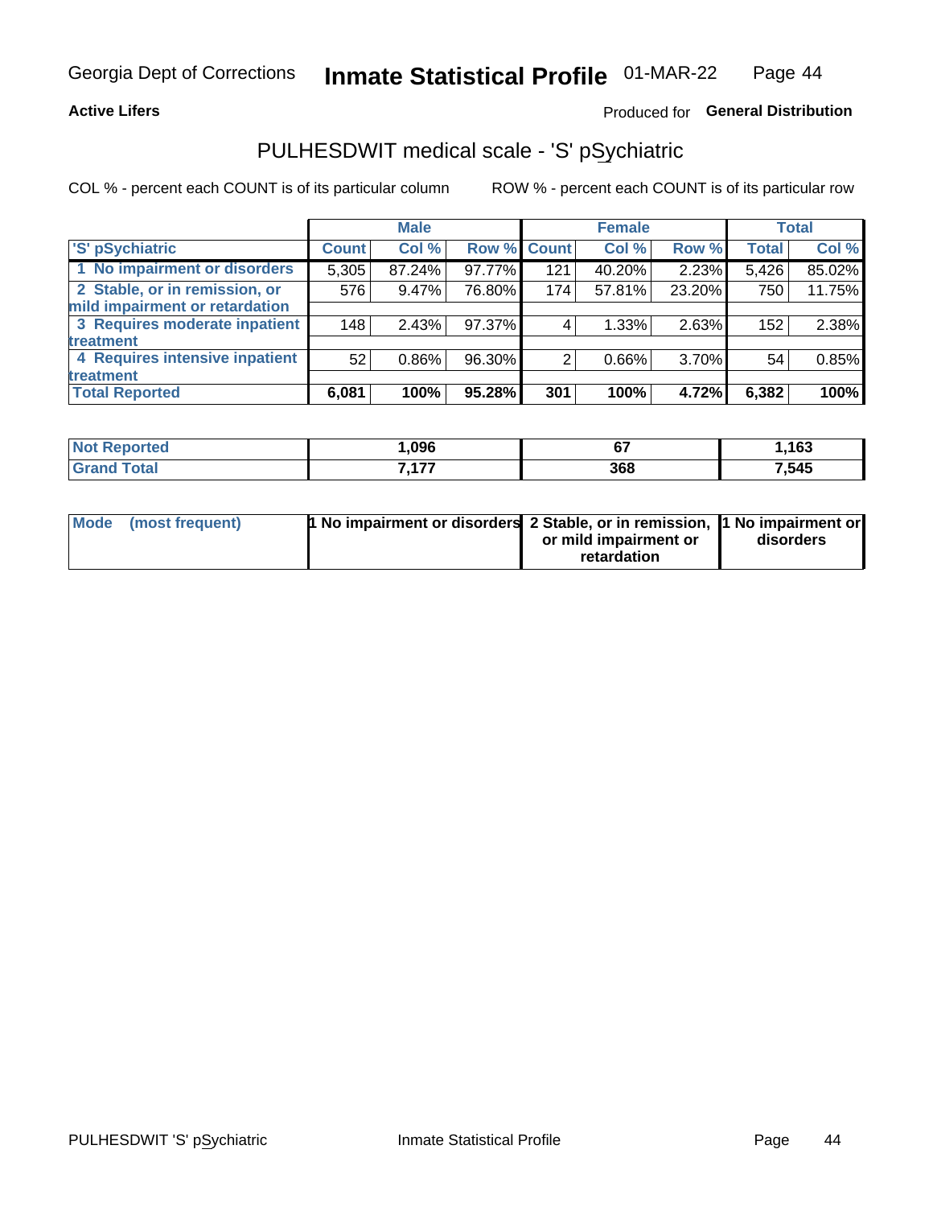Georgia Dept of Corrections **Inmate Statistical Profile** 01-MAR-22

**Active Lifers**

Produced for **General Distribution**

## PULHESDWIT medical scale - 'S' pSychiatric

COL % - percent each COUNT is of its particular column ROW % - percent each COUNT is of its particular row

| 'S' pSychiatric | Male | | | Female | | | Total | |
|---|---|---|---|---|---|---|---|---|
| | Count | Col % | Row % | Count | Col % | Row % | Total | Col % |
| 1 No impairment or disorders | 5,305 | 87.24% | 97.77% | 121 | 40.20% | 2.23% | 5,426 | 85.02% |
| 2 Stable, or in remission, or mild impairment or retardation | 576 | 9.47% | 76.80% | 174 | 57.81% | 23.20% | 750 | 11.75% |
| 3 Requires moderate inpatient treatment | 148 | 2.43% | 97.37% | 4 | 1.33% | 2.63% | 152 | 2.38% |
| 4 Requires intensive inpatient treatment | 52 | 0.86% | 96.30% | 2 | 0.66% | 3.70% | 54 | 0.85% |
| **Total Reported** | **6,081** | **100%** | **95.28%** | **301** | **100%** | **4.72%** | **6,382** | **100%** |

| | Male | Female | Total |
|---|---|---|---|
| Not Reported | 1,096 | 67 | 1,163 |
| Grand Total | 7,177 | 368 | 7,545 |

| | Male | Female | Total |
|---|---|---|---|
| Mode (most frequent) | 1 No impairment or disorders | 2 Stable, or in remission, or mild impairment or retardation | 1 No impairment or disorders |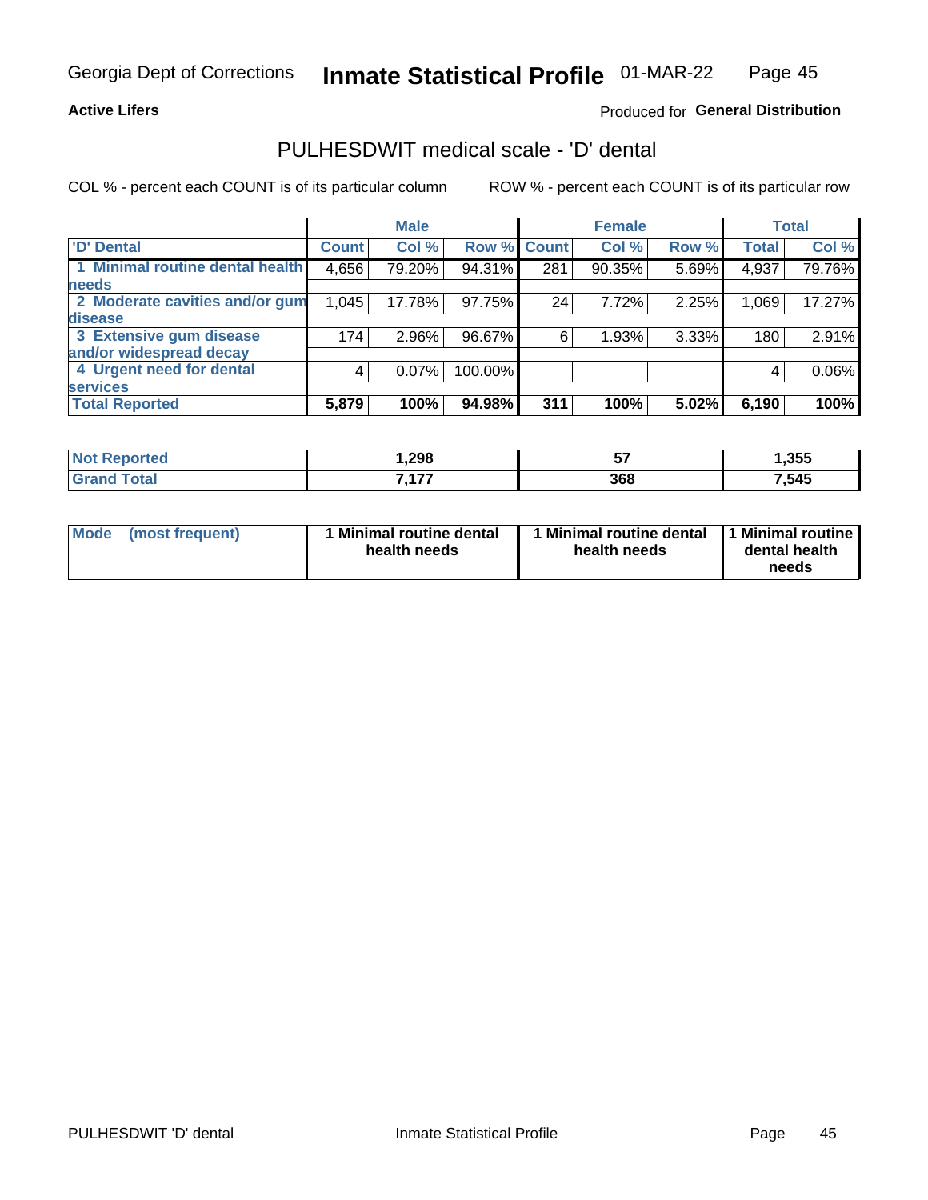Georgia Dept of Corrections **Inmate Statistical Profile** 01-MAR-22

**Active Lifers**

Produced for **General Distribution**

## PULHESDWIT medical scale - 'D' dental

COL % - percent each COUNT is of its particular column ROW % - percent each COUNT is of its particular row

| 'D' Dental | Male | | | Female | | | Total | |
|---|---|---|---|---|---|---|---|---|
| | Count | Col % | Row % | Count | Col % | Row % | Total | Col % |
| 1 Minimal routine dental health needs | 4,656 | 79.20% | 94.31% | 281 | 90.35% | 5.69% | 4,937 | 79.76% |
| 2 Moderate cavities and/or gum disease | 1,045 | 17.78% | 97.75% | 24 | 7.72% | 2.25% | 1,069 | 17.27% |
| 3 Extensive gum disease and/or widespread decay | 174 | 2.96% | 96.67% | 6 | 1.93% | 3.33% | 180 | 2.91% |
| 4 Urgent need for dental services | 4 | 0.07% | 100.00% | | | | 4 | 0.06% |
| **Total Reported** | **5,879** | **100%** | **94.98%** | **311** | **100%** | **5.02%** | **6,190** | **100%** |

| | Male | Female | Total |
|---|---|---|---|
| **Not Reported** | **1,298** | **57** | **1,355** |
| **Grand Total** | **7,177** | **368** | **7,545** |

| | Male | Female | Total |
|---|---|---|---|
| **Mode (most frequent)** | **1 Minimal routine dental health needs** | **1 Minimal routine dental health needs** | **1 Minimal routine dental health needs** |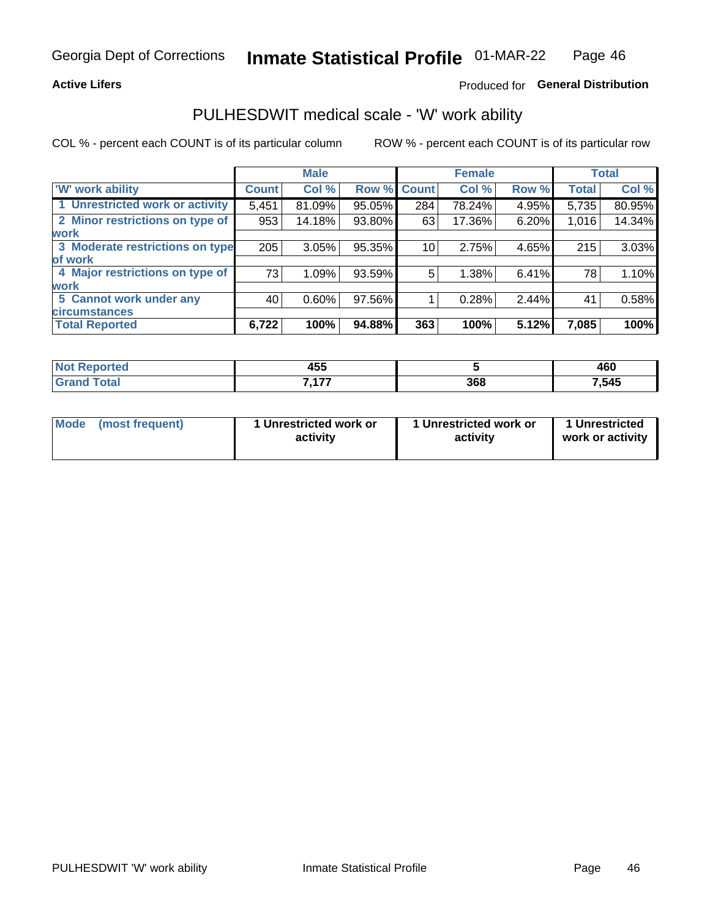Georgia Dept of Corrections **Inmate Statistical Profile** 01-MAR-22

**Active Lifers**

Produced for **General Distribution**

## PULHESDWIT medical scale - 'W' work ability

COL % - percent each COUNT is of its particular column

ROW % - percent each COUNT is of its particular row

| | Male | | | Female | | | Total | |
|---|---|---|---|---|---|---|---|---|
| 'W' work ability | Count | Col % | Row % | Count | Col % | Row % | Total | Col % |
| 1 Unrestricted work or activity | 5,451 | 81.09% | 95.05% | 284 | 78.24% | 4.95% | 5,735 | 80.95% |
| 2 Minor restrictions on type of work | 953 | 14.18% | 93.80% | 63 | 17.36% | 6.20% | 1,016 | 14.34% |
| 3 Moderate restrictions on type of work | 205 | 3.05% | 95.35% | 10 | 2.75% | 4.65% | 215 | 3.03% |
| 4 Major restrictions on type of work | 73 | 1.09% | 93.59% | 5 | 1.38% | 6.41% | 78 | 1.10% |
| 5 Cannot work under any circumstances | 40 | 0.60% | 97.56% | 1 | 0.28% | 2.44% | 41 | 0.58% |
| **Total Reported** | **6,722** | **100%** | **94.88%** | **363** | **100%** | **5.12%** | **7,085** | **100%** |

| | Male | Female | Total |
|---|---|---|---|
| Not Reported | 455 | 5 | 460 |
| Grand Total | 7,177 | 368 | 7,545 |

| | Male | Female | Total |
|---|---|---|---|
| Mode (most frequent) | 1 Unrestricted work or activity | 1 Unrestricted work or activity | 1 Unrestricted work or activity |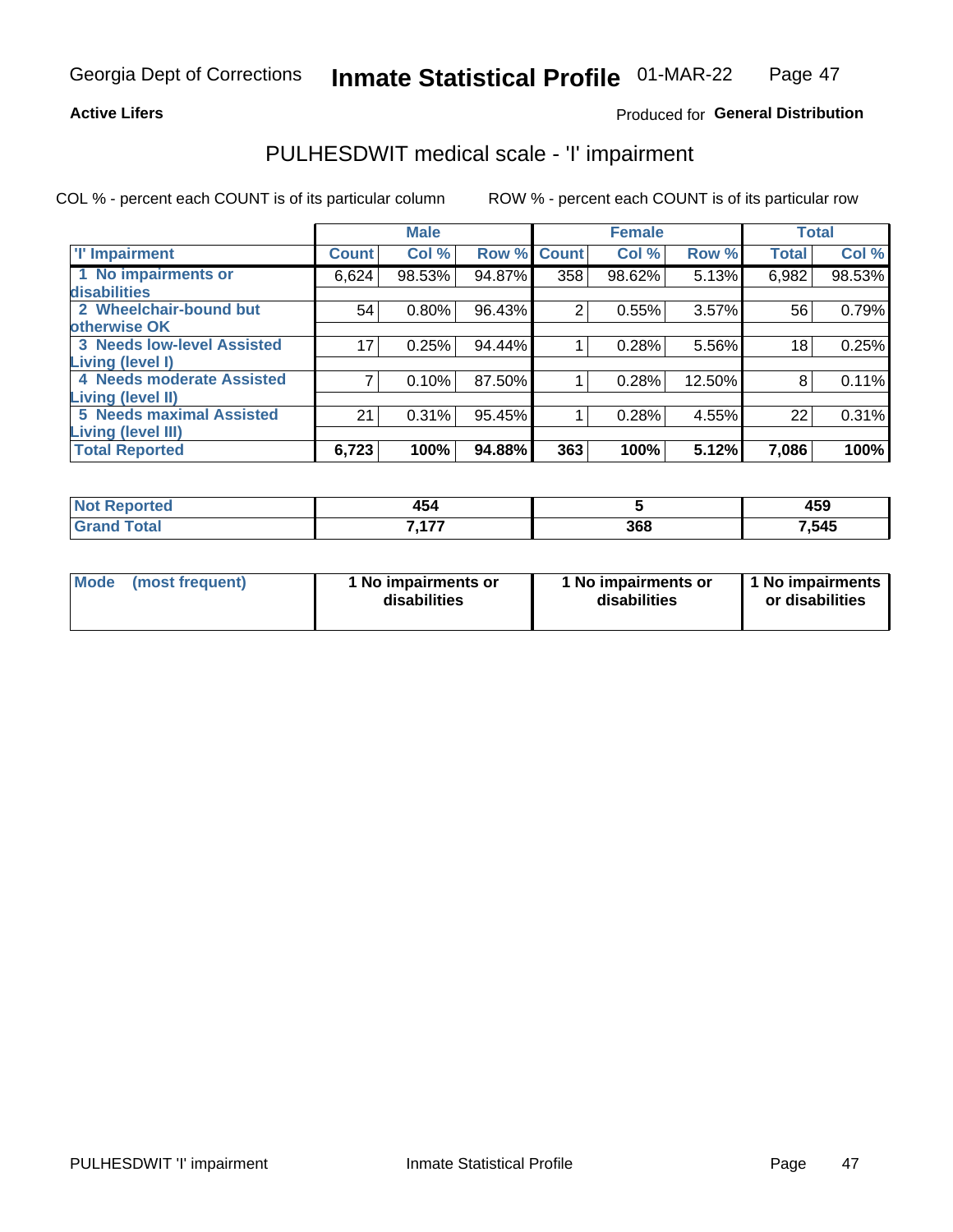Georgia Dept of Corrections **Inhmate Statistical Profile** 01-MAR-22

**Active Lifers**

Produced for **General Distribution**

## PULHESDWIT medical scale - 'I' impairment

COL % - percent each COUNT is of its particular column ROW % - percent each COUNT is of its particular row

| | Male | | | Female | | | Total | |
|---|---|---|---|---|---|---|---|---|
| 'I' Impairment | Count | Col % | Row % | Count | Col % | Row % | Total | Col % |
| 1 No impairments or disabilities | 6,624 | 98.53% | 94.87% | 358 | 98.62% | 5.13% | 6,982 | 98.53% |
| 2 Wheelchair-bound but otherwise OK | 54 | 0.80% | 96.43% | 2 | 0.55% | 3.57% | 56 | 0.79% |
| 3 Needs low-level Assisted Living (level I) | 17 | 0.25% | 94.44% | 1 | 0.28% | 5.56% | 18 | 0.25% |
| 4 Needs moderate Assisted Living (level II) | 7 | 0.10% | 87.50% | 1 | 0.28% | 12.50% | 8 | 0.11% |
| 5 Needs maximal Assisted Living (level III) | 21 | 0.31% | 95.45% | 1 | 0.28% | 4.55% | 22 | 0.31% |
| **Total Reported** | **6,723** | **100%** | **94.88%** | **363** | **100%** | **5.12%** | **7,086** | **100%** |

| | Male | Female | Total |
|---|---|---|---|
| Not Reported | 454 | 5 | 459 |
| Grand Total | 7,177 | 368 | 7,545 |

| | Male | Female | Total |
|---|---|---|---|
| Mode (most frequent) | 1 No impairments or disabilities | 1 No impairments or disabilities | 1 No impairments or disabilities |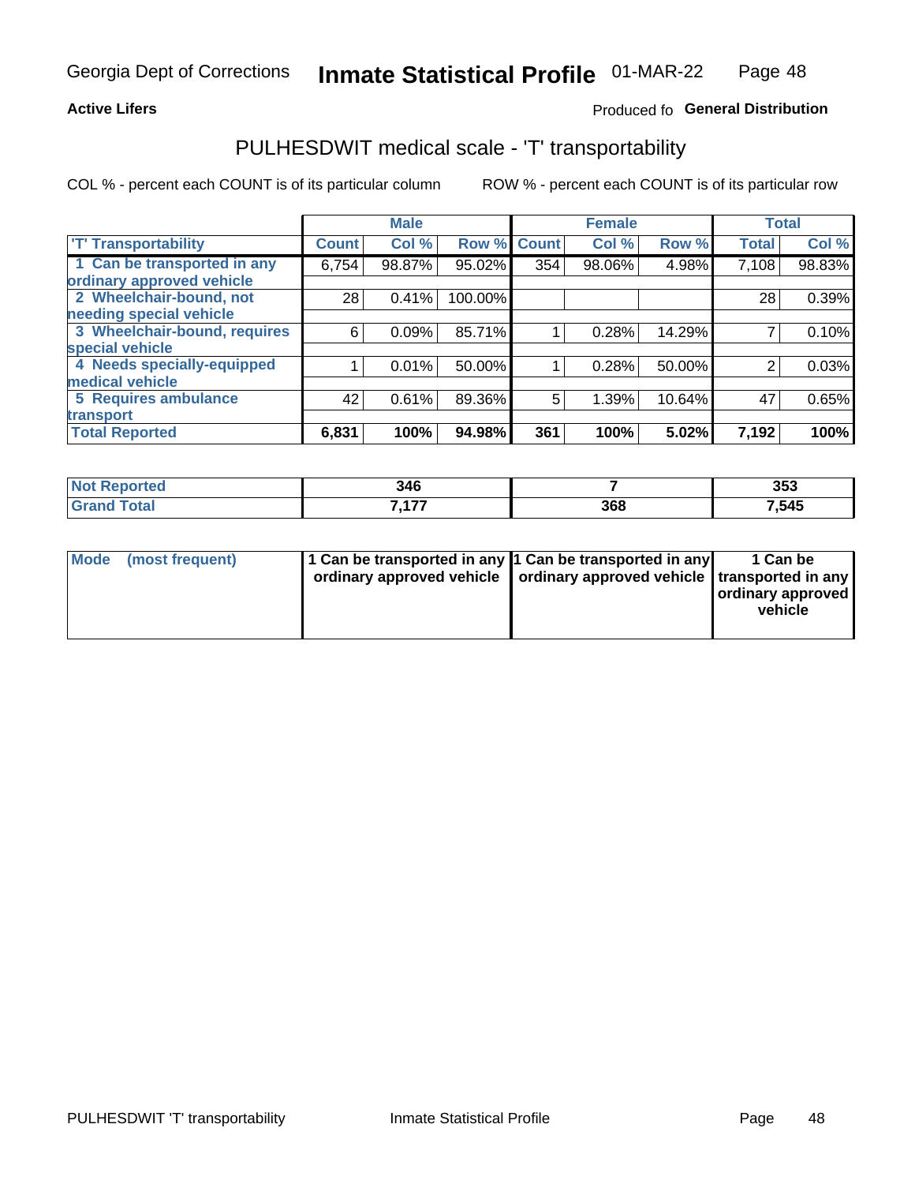Georgia Dept of Corrections **Inmate Statistical Profile** 01-MAR-22

**Active Lifers**

Produced fo **General Distribution**

## PULHESDWIT medical scale - 'T' transportability

COL % - percent each COUNT is of its particular column ROW % - percent each COUNT is of its particular row

| | Male | | | Female | | | Total | |
|---|---|---|---|---|---|---|---|---|
| 'T' Transportability | Count | Col % | Row % | Count | Col % | Row % | Total | Col % |
| 1 Can be transported in any ordinary approved vehicle | 6,754 | 98.87% | 95.02% | 354 | 98.06% | 4.98% | 7,108 | 98.83% |
| 2 Wheelchair-bound, not needing special vehicle | 28 | 0.41% | 100.00% | | | | 28 | 0.39% |
| 3 Wheelchair-bound, requires special vehicle | 6 | 0.09% | 85.71% | 1 | 0.28% | 14.29% | 7 | 0.10% |
| 4 Needs specially-equipped medical vehicle | 1 | 0.01% | 50.00% | 1 | 0.28% | 50.00% | 2 | 0.03% |
| 5 Requires ambulance transport | 42 | 0.61% | 89.36% | 5 | 1.39% | 10.64% | 47 | 0.65% |
| **Total Reported** | **6,831** | **100%** | **94.98%** | **361** | **100%** | **5.02%** | **7,192** | **100%** |

| | Male | Female | Total |
|---|---|---|---|
| Not Reported | 346 | 7 | 353 |
| Grand Total | 7,177 | 368 | 7,545 |

| | Male | Female | Total |
|---|---|---|---|
| Mode (most frequent) | 1 Can be transported in any ordinary approved vehicle | 1 Can be transported in any ordinary approved vehicle | 1 Can be transported in any ordinary approved vehicle |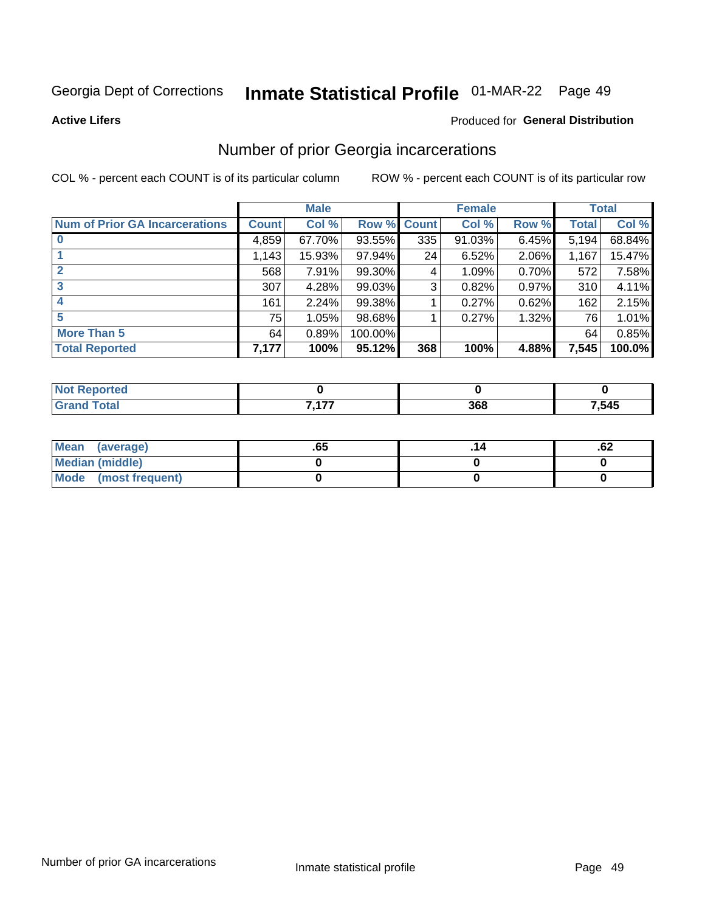Georgia Dept of Corrections **Inmate Statistical Profile** 01-MAR-22

**Active Lifers**

Produced for **General Distribution**

## Number of prior Georgia incarcerations

COL % - percent each COUNT is of its particular column ROW % - percent each COUNT is of its particular row

| | Male | | | Female | | | Total | |
|---|---|---|---|---|---|---|---|---|
| **Num of Prior GA Incarcerations** | **Count** | **Col %** | **Row %** | **Count** | **Col %** | **Row %** | **Total** | **Col %** |
| **0** | 4,859 | 67.70% | 93.55% | 335 | 91.03% | 6.45% | 5,194 | 68.84% |
| **1** | 1,143 | 15.93% | 97.94% | 24 | 6.52% | 2.06% | 1,167 | 15.47% |
| **2** | 568 | 7.91% | 99.30% | 4 | 1.09% | 0.70% | 572 | 7.58% |
| **3** | 307 | 4.28% | 99.03% | 3 | 0.82% | 0.97% | 310 | 4.11% |
| **4** | 161 | 2.24% | 99.38% | 1 | 0.27% | 0.62% | 162 | 2.15% |
| **5** | 75 | 1.05% | 98.68% | 1 | 0.27% | 1.32% | 76 | 1.01% |
| **More Than 5** | 64 | 0.89% | 100.00% | | | | 64 | 0.85% |
| **Total Reported** | **7,177** | **100%** | **95.12%** | **368** | **100%** | **4.88%** | **7,545** | **100.0%** |

| | Male | Female | Total |
|---|---|---|---|
| **Not Reported** | **0** | **0** | **0** |
| **Grand Total** | **7,177** | **368** | **7,545** |

| | Male | Female | Total |
|---|---|---|---|
| **Mean (average)** | **.65** | **.14** | **.62** |
| **Median (middle)** | **0** | **0** | **0** |
| **Mode (most frequent)** | **0** | **0** | **0** |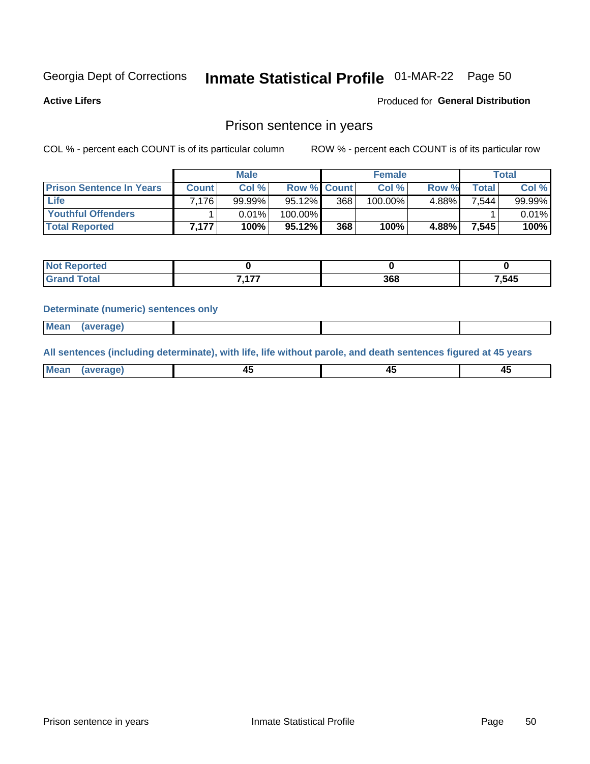Georgia Dept of Corrections **Inmate Statistical Profile** 01-MAR-22

**Active Lifers**

Produced for **General Distribution**

## Prison sentence in years

COL % - percent each COUNT is of its particular column

ROW % - percent each COUNT is of its particular row

| | Male | | | Female | | | Total | |
|---|---|---|---|---|---|---|---|---|
| **Prison Sentence In Years** | **Count** | **Col %** | **Row %** | **Count** | **Col %** | **Row %** | **Total** | **Col %** |
| **Life** | 7,176 | 99.99% | 95.12% | 368 | 100.00% | 4.88% | 7,544 | 99.99% |
| **Youthful Offenders** | 1 | 0.01% | 100.00% | | | | 1 | 0.01% |
| **Total Reported** | **7,177** | **100%** | **95.12%** | **368** | **100%** | **4.88%** | **7,545** | **100%** |

| | Male | Female | Total |
|---|---|---|---|
| **Not Reported** | **0** | **0** | **0** |
| **Grand Total** | **7,177** | **368** | **7,545** |

**Determinate (numeric) sentences only**

| | Male | Female | Total |
|---|---|---|---|
| **Mean (average)** | | | |

**All sentences (including determinate), with life, life without parole, and death sentences figured at 45 years**

| | Male | Female | Total |
|---|---|---|---|
| **Mean (average)** | **45** | **45** | **45** |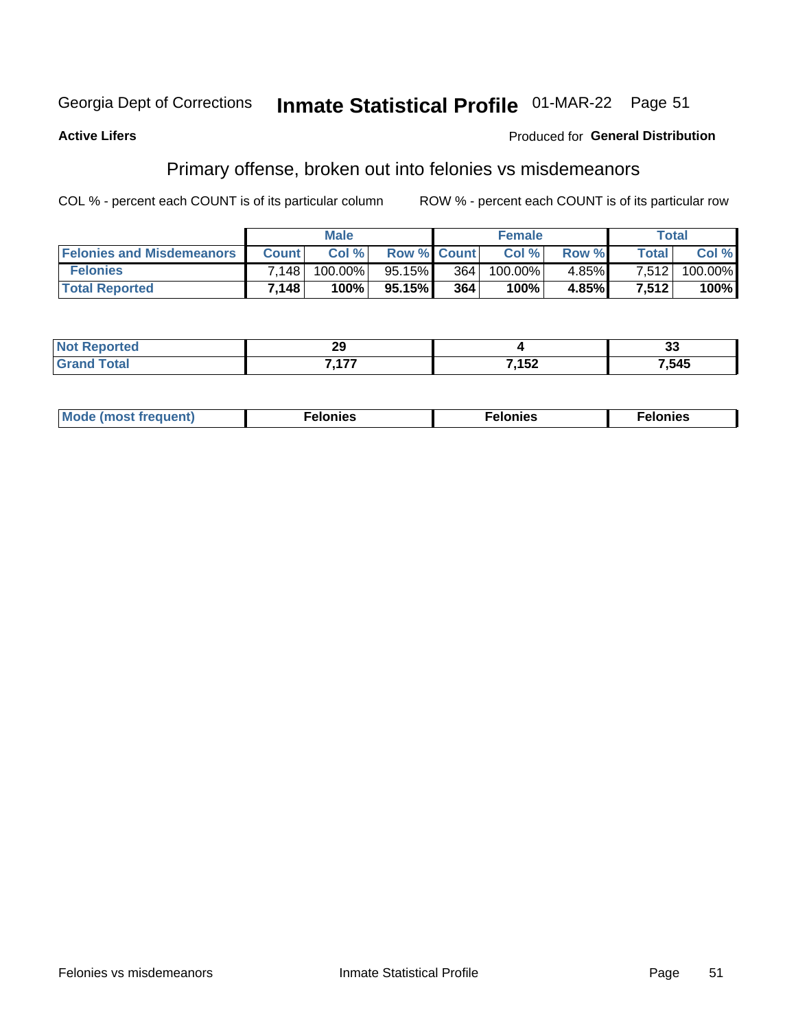Georgia Dept of Corrections **Inmate Statistical Profile** 01-MAR-22

**Active Lifers**

Produced for **General Distribution**

## Primary offense, broken out into felonies vs misdemeanors

COL % - percent each COUNT is of its particular column    ROW % - percent each COUNT is of its particular row

| | Male | | | Female | | | Total | |
|---|---|---|---|---|---|---|---|---|
| Felonies and Misdemeanors | Count | Col % | Row % | Count | Col % | Row % | Total | Col % |
| Felonies | 7,148 | 100.00% | 95.15% | 364 | 100.00% | 4.85% | 7,512 | 100.00% |
| **Total Reported** | **7,148** | **100%** | **95.15%** | **364** | **100%** | **4.85%** | **7,512** | **100%** |

| | Male | Female | Total |
|---|---|---|---|
| Not Reported | 29 | 4 | 33 |
| Grand Total | 7,177 | 7,152 | 7,545 |

| | Male | Female | Total |
|---|---|---|---|
| Mode (most frequent) | Felonies | Felonies | Felonies |

Felonies vs misdemeanors    Inmate Statistical Profile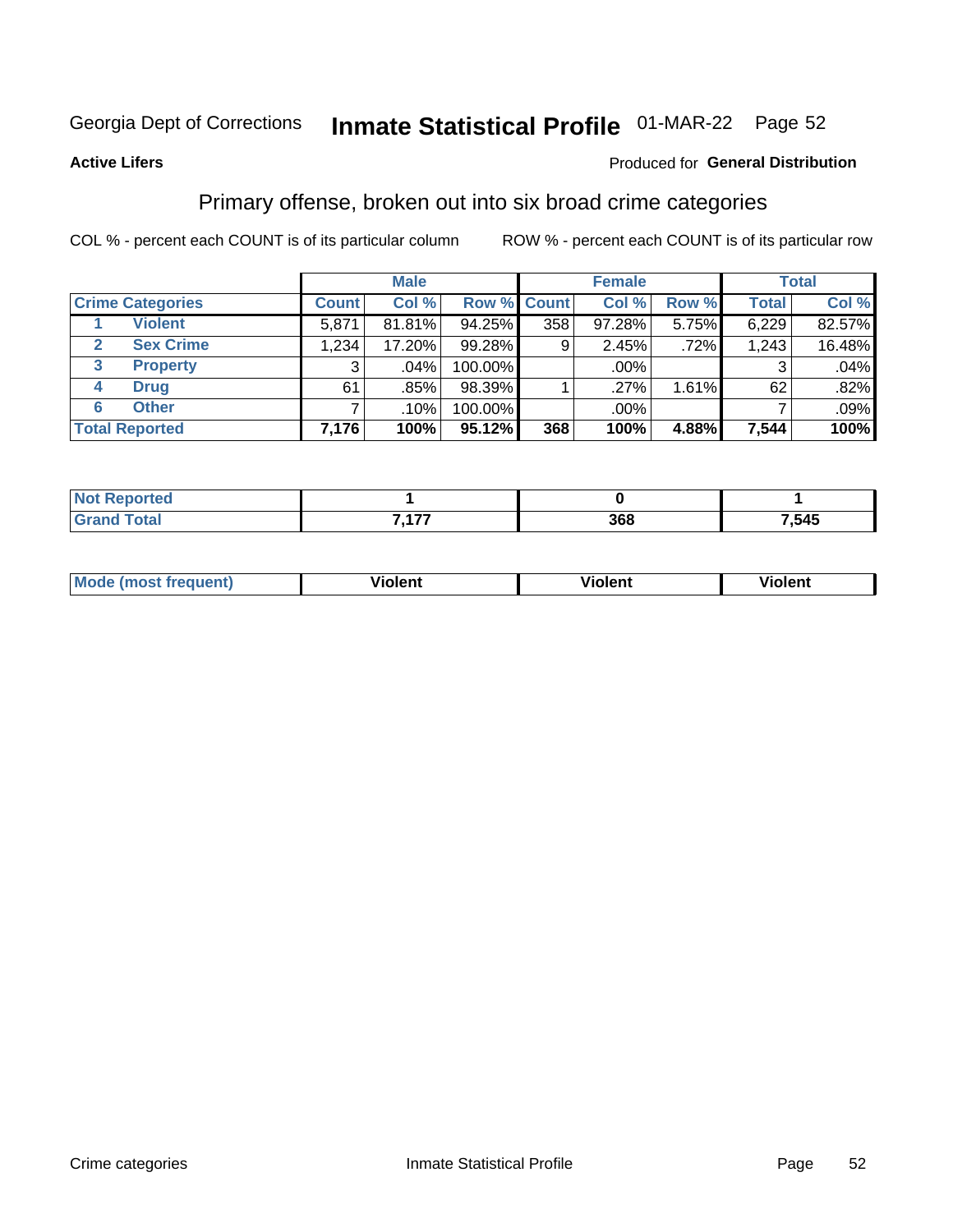Georgia Dept of Corrections **Inmate Statistical Profile** 01-MAR-22 Page 52

**Active Lifers**

Produced for **General Distribution**

## Primary offense, broken out into six broad crime categories

COL % - percent each COUNT is of its particular column

ROW % - percent each COUNT is of its particular row

| | | Male | | | Female | | | Total | |
|---|---|---|---|---|---|---|---|---|---|
| Crime Categories | | Count | Col % | Row % | Count | Col % | Row % | Total | Col % |
| 1 | Violent | 5,871 | 81.81% | 94.25% | 358 | 97.28% | 5.75% | 6,229 | 82.57% |
| 2 | Sex Crime | 1,234 | 17.20% | 99.28% | 9 | 2.45% | .72% | 1,243 | 16.48% |
| 3 | Property | 3 | .04% | 100.00% | | .00% | | 3 | .04% |
| 4 | Drug | 61 | .85% | 98.39% | 1 | .27% | 1.61% | 62 | .82% |
| 6 | Other | 7 | .10% | 100.00% | | .00% | | 7 | .09% |
| **Total Reported** | | **7,176** | **100%** | **95.12%** | **368** | **100%** | **4.88%** | **7,544** | **100%** |

| | Male | Female | Total |
|---|---|---|---|
| Not Reported | **1** | **0** | **1** |
| Grand Total | **7,177** | **368** | **7,545** |

| | Male | Female | Total |
|---|---|---|---|
| Mode (most frequent) | **Violent** | **Violent** | **Violent** |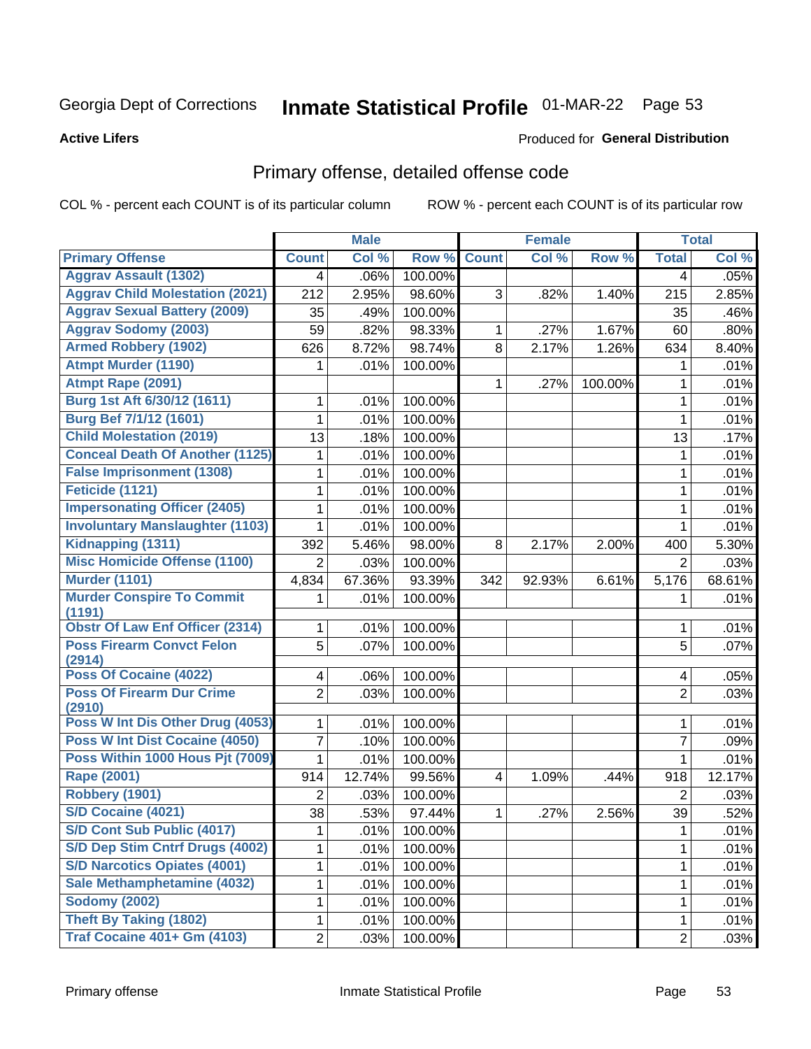Georgia Dept of Corrections **Inmate Statistical Profile** 01-MAR-22

**Active Lifers**

Produced for **General Distribution**

## Primary offense, detailed offense code

COL % - percent each COUNT is of its particular column

ROW % - percent each COUNT is of its particular row

| | Male | | | Female | | | Total | |
|---|---|---|---|---|---|---|---|---|
| Primary Offense | Count | Col % | Row % | Count | Col % | Row % | Total | Col % |
| Aggrav Assault (1302) | 4 | .06% | 100.00% | | | | 4 | .05% |
| Aggrav Child Molestation (2021) | 212 | 2.95% | 98.60% | 3 | .82% | 1.40% | 215 | 2.85% |
| Aggrav Sexual Battery (2009) | 35 | .49% | 100.00% | | | | 35 | .46% |
| Aggrav Sodomy (2003) | 59 | .82% | 98.33% | 1 | .27% | 1.67% | 60 | .80% |
| Armed Robbery (1902) | 626 | 8.72% | 98.74% | 8 | 2.17% | 1.26% | 634 | 8.40% |
| Atmpt Murder (1190) | 1 | .01% | 100.00% | | | | 1 | .01% |
| Atmpt Rape (2091) | | | | 1 | .27% | 100.00% | 1 | .01% |
| Burg 1st Aft 6/30/12 (1611) | 1 | .01% | 100.00% | | | | 1 | .01% |
| Burg Bef 7/1/12 (1601) | 1 | .01% | 100.00% | | | | 1 | .01% |
| Child Molestation (2019) | 13 | .18% | 100.00% | | | | 13 | .17% |
| Conceal Death Of Another (1125) | 1 | .01% | 100.00% | | | | 1 | .01% |
| False Imprisonment (1308) | 1 | .01% | 100.00% | | | | 1 | .01% |
| Feticide (1121) | 1 | .01% | 100.00% | | | | 1 | .01% |
| Impersonating Officer (2405) | 1 | .01% | 100.00% | | | | 1 | .01% |
| Involuntary Manslaughter (1103) | 1 | .01% | 100.00% | | | | 1 | .01% |
| Kidnapping (1311) | 392 | 5.46% | 98.00% | 8 | 2.17% | 2.00% | 400 | 5.30% |
| Misc Homicide Offense (1100) | 2 | .03% | 100.00% | | | | 2 | .03% |
| Murder (1101) | 4,834 | 67.36% | 93.39% | 342 | 92.93% | 6.61% | 5,176 | 68.61% |
| Murder Conspire To Commit (1191) | 1 | .01% | 100.00% | | | | 1 | .01% |
| Obstr Of Law Enf Officer (2314) | 1 | .01% | 100.00% | | | | 1 | .01% |
| Poss Firearm Convct Felon (2914) | 5 | .07% | 100.00% | | | | 5 | .07% |
| Poss Of Cocaine (4022) | 4 | .06% | 100.00% | | | | 4 | .05% |
| Poss Of Firearm Dur Crime (2910) | 2 | .03% | 100.00% | | | | 2 | .03% |
| Poss W Int Dis Other Drug (4053) | 1 | .01% | 100.00% | | | | 1 | .01% |
| Poss W Int Dist Cocaine (4050) | 7 | .10% | 100.00% | | | | 7 | .09% |
| Poss Within 1000 Hous Pjt (7009) | 1 | .01% | 100.00% | | | | 1 | .01% |
| Rape (2001) | 914 | 12.74% | 99.56% | 4 | 1.09% | .44% | 918 | 12.17% |
| Robbery (1901) | 2 | .03% | 100.00% | | | | 2 | .03% |
| S/D Cocaine (4021) | 38 | .53% | 97.44% | 1 | .27% | 2.56% | 39 | .52% |
| S/D Cont Sub Public (4017) | 1 | .01% | 100.00% | | | | 1 | .01% |
| S/D Dep Stim Cntrf Drugs (4002) | 1 | .01% | 100.00% | | | | 1 | .01% |
| S/D Narcotics Opiates (4001) | 1 | .01% | 100.00% | | | | 1 | .01% |
| Sale Methamphetamine (4032) | 1 | .01% | 100.00% | | | | 1 | .01% |
| Sodomy (2002) | 1 | .01% | 100.00% | | | | 1 | .01% |
| Theft By Taking (1802) | 1 | .01% | 100.00% | | | | 1 | .01% |
| Traf Cocaine 401+ Gm (4103) | 2 | .03% | 100.00% | | | | 2 | .03% |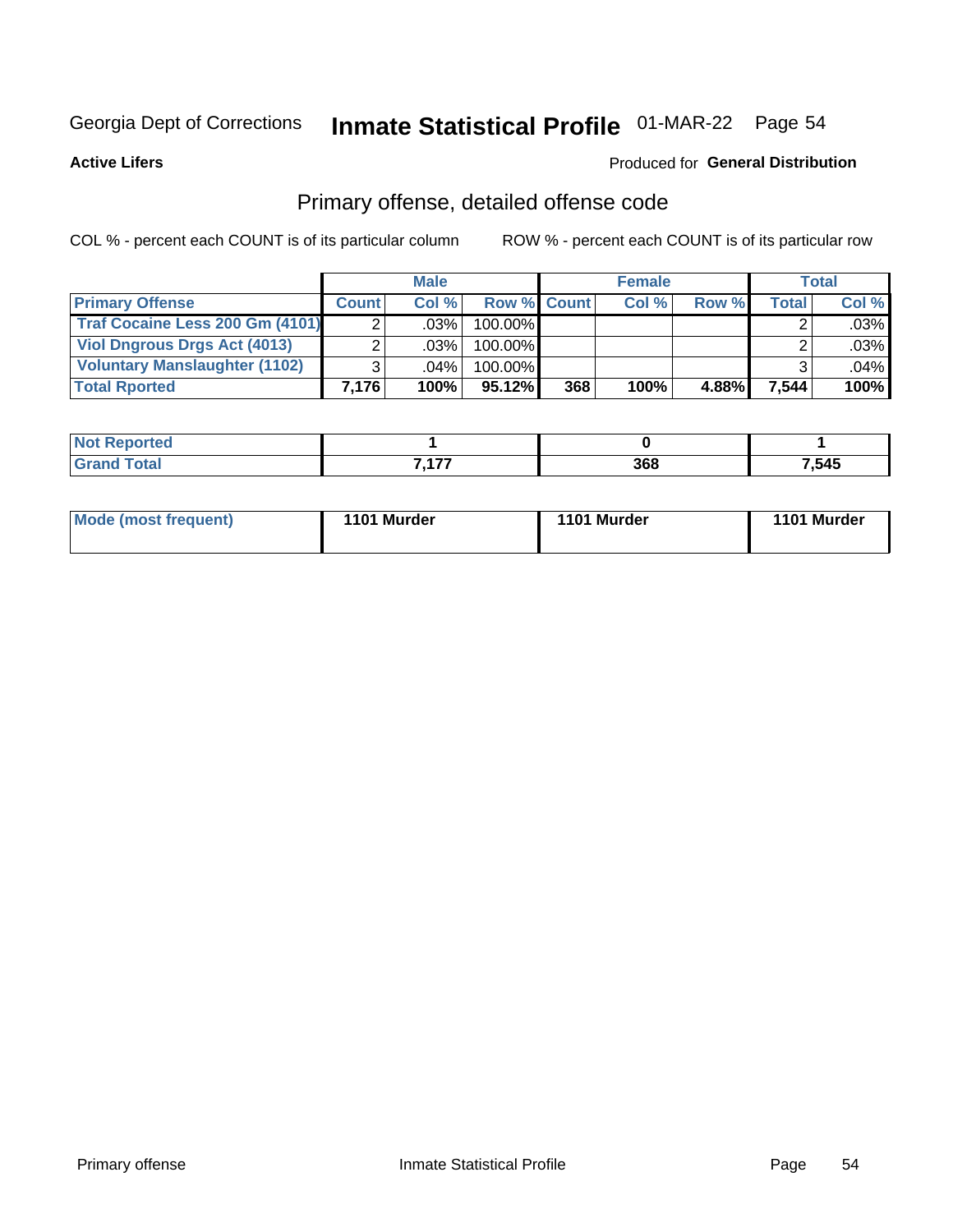Georgia Dept of Corrections **Inmate Statistical Profile** 01-MAR-22

**Active Lifers**

Produced for **General Distribution**

## Primary offense, detailed offense code

COL % - percent each COUNT is of its particular column

ROW % - percent each COUNT is of its particular row

| | Male | | | Female | | | Total | |
|---|---|---|---|---|---|---|---|---|
| **Primary Offense** | **Count** | **Col %** | **Row %** | **Count** | **Col %** | **Row %** | **Total** | **Col %** |
| **Traf Cocaine Less 200 Gm (4101)** | 2 | .03% | 100.00% | | | | 2 | .03% |
| **Viol Dngrous Drgs Act (4013)** | 2 | .03% | 100.00% | | | | 2 | .03% |
| **Voluntary Manslaughter (1102)** | 3 | .04% | 100.00% | | | | 3 | .04% |
| **Total Rported** | **7,176** | **100%** | **95.12%** | **368** | **100%** | **4.88%** | **7,544** | **100%** |

| | Male | Female | Total |
|---|---|---|---|
| **Not Reported** | **1** | **0** | **1** |
| **Grand Total** | **7,177** | **368** | **7,545** |

| | Male | Female | Total |
|---|---|---|---|
| **Mode (most frequent)** | **1101 Murder** | **1101 Murder** | **1101 Murder** |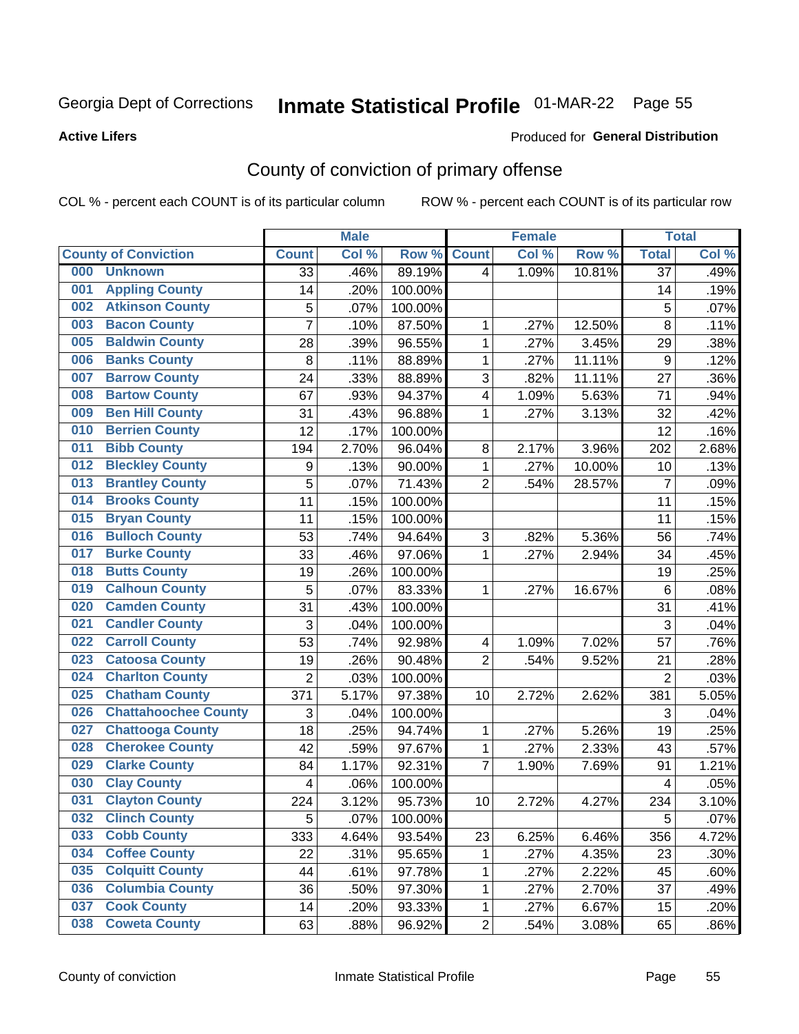# Georgia Dept of Corrections **Inmate Statistical Profile** 01-MAR-22 Page 55

**Active Lifers**

Produced for **General Distribution**

## County of conviction of primary offense

COL % - percent each COUNT is of its particular column ROW % - percent each COUNT is of its particular row

| County of Conviction | | Male | | | Female | | | Total | |
|---|---|---|---|---|---|---|---|---|---|
| | | Count | Col % | Row % | Count | Col % | Row % | Total | Col % |
| 000 | Unknown | 33 | .46% | 89.19% | 4 | 1.09% | 10.81% | 37 | .49% |
| 001 | Appling County | 14 | .20% | 100.00% | | | | 14 | .19% |
| 002 | Atkinson County | 5 | .07% | 100.00% | | | | 5 | .07% |
| 003 | Bacon County | 7 | .10% | 87.50% | 1 | .27% | 12.50% | 8 | .11% |
| 005 | Baldwin County | 28 | .39% | 96.55% | 1 | .27% | 3.45% | 29 | .38% |
| 006 | Banks County | 8 | .11% | 88.89% | 1 | .27% | 11.11% | 9 | .12% |
| 007 | Barrow County | 24 | .33% | 88.89% | 3 | .82% | 11.11% | 27 | .36% |
| 008 | Bartow County | 67 | .93% | 94.37% | 4 | 1.09% | 5.63% | 71 | .94% |
| 009 | Ben Hill County | 31 | .43% | 96.88% | 1 | .27% | 3.13% | 32 | .42% |
| 010 | Berrien County | 12 | .17% | 100.00% | | | | 12 | .16% |
| 011 | Bibb County | 194 | 2.70% | 96.04% | 8 | 2.17% | 3.96% | 202 | 2.68% |
| 012 | Bleckley County | 9 | .13% | 90.00% | 1 | .27% | 10.00% | 10 | .13% |
| 013 | Brantley County | 5 | .07% | 71.43% | 2 | .54% | 28.57% | 7 | .09% |
| 014 | Brooks County | 11 | .15% | 100.00% | | | | 11 | .15% |
| 015 | Bryan County | 11 | .15% | 100.00% | | | | 11 | .15% |
| 016 | Bulloch County | 53 | .74% | 94.64% | 3 | .82% | 5.36% | 56 | .74% |
| 017 | Burke County | 33 | .46% | 97.06% | 1 | .27% | 2.94% | 34 | .45% |
| 018 | Butts County | 19 | .26% | 100.00% | | | | 19 | .25% |
| 019 | Calhoun County | 5 | .07% | 83.33% | 1 | .27% | 16.67% | 6 | .08% |
| 020 | Camden County | 31 | .43% | 100.00% | | | | 31 | .41% |
| 021 | Candler County | 3 | .04% | 100.00% | | | | 3 | .04% |
| 022 | Carroll County | 53 | .74% | 92.98% | 4 | 1.09% | 7.02% | 57 | .76% |
| 023 | Catoosa County | 19 | .26% | 90.48% | 2 | .54% | 9.52% | 21 | .28% |
| 024 | Charlton County | 2 | .03% | 100.00% | | | | 2 | .03% |
| 025 | Chatham County | 371 | 5.17% | 97.38% | 10 | 2.72% | 2.62% | 381 | 5.05% |
| 026 | Chattahoochee County | 3 | .04% | 100.00% | | | | 3 | .04% |
| 027 | Chattooga County | 18 | .25% | 94.74% | 1 | .27% | 5.26% | 19 | .25% |
| 028 | Cherokee County | 42 | .59% | 97.67% | 1 | .27% | 2.33% | 43 | .57% |
| 029 | Clarke County | 84 | 1.17% | 92.31% | 7 | 1.90% | 7.69% | 91 | 1.21% |
| 030 | Clay County | 4 | .06% | 100.00% | | | | 4 | .05% |
| 031 | Clayton County | 224 | 3.12% | 95.73% | 10 | 2.72% | 4.27% | 234 | 3.10% |
| 032 | Clinch County | 5 | .07% | 100.00% | | | | 5 | .07% |
| 033 | Cobb County | 333 | 4.64% | 93.54% | 23 | 6.25% | 6.46% | 356 | 4.72% |
| 034 | Coffee County | 22 | .31% | 95.65% | 1 | .27% | 4.35% | 23 | .30% |
| 035 | Colquitt County | 44 | .61% | 97.78% | 1 | .27% | 2.22% | 45 | .60% |
| 036 | Columbia County | 36 | .50% | 97.30% | 1 | .27% | 2.70% | 37 | .49% |
| 037 | Cook County | 14 | .20% | 93.33% | 1 | .27% | 6.67% | 15 | .20% |
| 038 | Coweta County | 63 | .88% | 96.92% | 2 | .54% | 3.08% | 65 | .86% |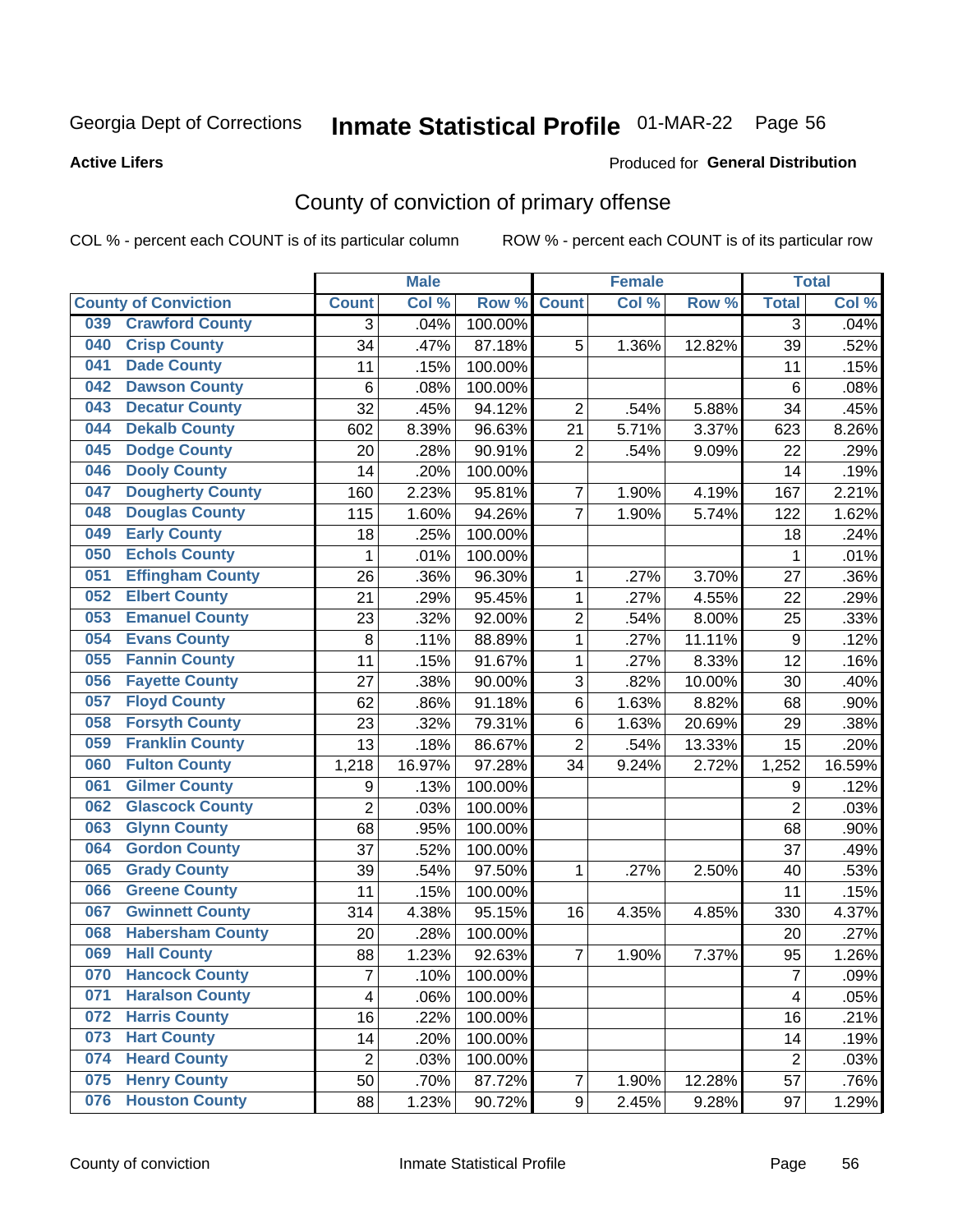Georgia Dept of Corrections **Inmate Statistical Profile** 01-MAR-22

**Active Lifers**

Produced for **General Distribution**

## County of conviction of primary offense

COL % - percent each COUNT is of its particular column ROW % - percent each COUNT is of its particular row

| County of Conviction | Male | | | Female | | | Total | |
|---|---|---|---|---|---|---|---|---|
| | Count | Col % | Row % | Count | Col % | Row % | Total | Col % |
| 039 Crawford County | 3 | .04% | 100.00% | | | | 3 | .04% |
| 040 Crisp County | 34 | .47% | 87.18% | 5 | 1.36% | 12.82% | 39 | .52% |
| 041 Dade County | 11 | .15% | 100.00% | | | | 11 | .15% |
| 042 Dawson County | 6 | .08% | 100.00% | | | | 6 | .08% |
| 043 Decatur County | 32 | .45% | 94.12% | 2 | .54% | 5.88% | 34 | .45% |
| 044 Dekalb County | 602 | 8.39% | 96.63% | 21 | 5.71% | 3.37% | 623 | 8.26% |
| 045 Dodge County | 20 | .28% | 90.91% | 2 | .54% | 9.09% | 22 | .29% |
| 046 Dooly County | 14 | .20% | 100.00% | | | | 14 | .19% |
| 047 Dougherty County | 160 | 2.23% | 95.81% | 7 | 1.90% | 4.19% | 167 | 2.21% |
| 048 Douglas County | 115 | 1.60% | 94.26% | 7 | 1.90% | 5.74% | 122 | 1.62% |
| 049 Early County | 18 | .25% | 100.00% | | | | 18 | .24% |
| 050 Echols County | 1 | .01% | 100.00% | | | | 1 | .01% |
| 051 Effingham County | 26 | .36% | 96.30% | 1 | .27% | 3.70% | 27 | .36% |
| 052 Elbert County | 21 | .29% | 95.45% | 1 | .27% | 4.55% | 22 | .29% |
| 053 Emanuel County | 23 | .32% | 92.00% | 2 | .54% | 8.00% | 25 | .33% |
| 054 Evans County | 8 | .11% | 88.89% | 1 | .27% | 11.11% | 9 | .12% |
| 055 Fannin County | 11 | .15% | 91.67% | 1 | .27% | 8.33% | 12 | .16% |
| 056 Fayette County | 27 | .38% | 90.00% | 3 | .82% | 10.00% | 30 | .40% |
| 057 Floyd County | 62 | .86% | 91.18% | 6 | 1.63% | 8.82% | 68 | .90% |
| 058 Forsyth County | 23 | .32% | 79.31% | 6 | 1.63% | 20.69% | 29 | .38% |
| 059 Franklin County | 13 | .18% | 86.67% | 2 | .54% | 13.33% | 15 | .20% |
| 060 Fulton County | 1,218 | 16.97% | 97.28% | 34 | 9.24% | 2.72% | 1,252 | 16.59% |
| 061 Gilmer County | 9 | .13% | 100.00% | | | | 9 | .12% |
| 062 Glascock County | 2 | .03% | 100.00% | | | | 2 | .03% |
| 063 Glynn County | 68 | .95% | 100.00% | | | | 68 | .90% |
| 064 Gordon County | 37 | .52% | 100.00% | | | | 37 | .49% |
| 065 Grady County | 39 | .54% | 97.50% | 1 | .27% | 2.50% | 40 | .53% |
| 066 Greene County | 11 | .15% | 100.00% | | | | 11 | .15% |
| 067 Gwinnett County | 314 | 4.38% | 95.15% | 16 | 4.35% | 4.85% | 330 | 4.37% |
| 068 Habersham County | 20 | .28% | 100.00% | | | | 20 | .27% |
| 069 Hall County | 88 | 1.23% | 92.63% | 7 | 1.90% | 7.37% | 95 | 1.26% |
| 070 Hancock County | 7 | .10% | 100.00% | | | | 7 | .09% |
| 071 Haralson County | 4 | .06% | 100.00% | | | | 4 | .05% |
| 072 Harris County | 16 | .22% | 100.00% | | | | 16 | .21% |
| 073 Hart County | 14 | .20% | 100.00% | | | | 14 | .19% |
| 074 Heard County | 2 | .03% | 100.00% | | | | 2 | .03% |
| 075 Henry County | 50 | .70% | 87.72% | 7 | 1.90% | 12.28% | 57 | .76% |
| 076 Houston County | 88 | 1.23% | 90.72% | 9 | 2.45% | 9.28% | 97 | 1.29% |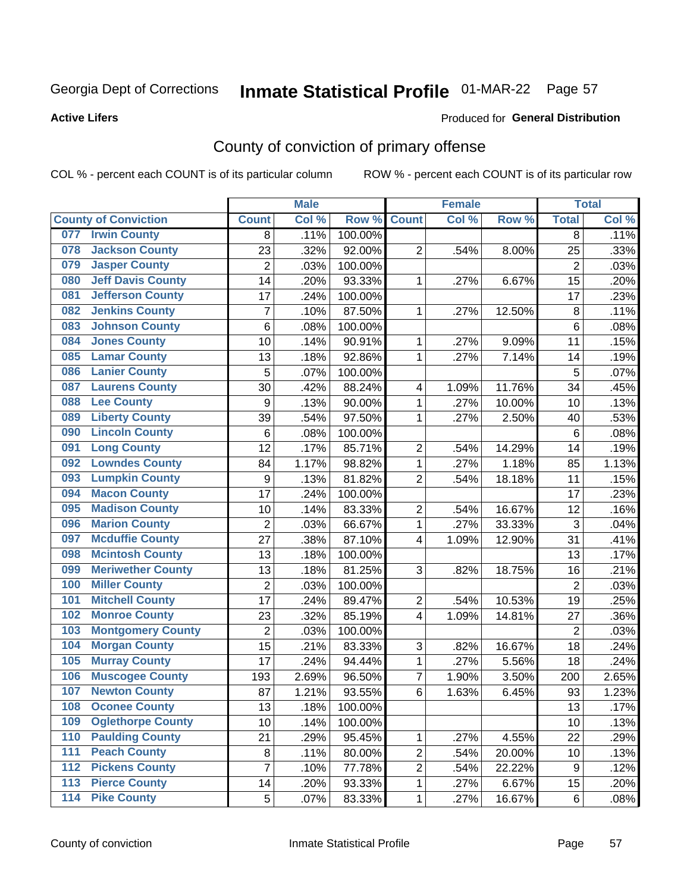Georgia Dept of Corrections **Inmate Statistical Profile** 01-MAR-22

**Active Lifers**

Produced for **General Distribution**

## County of conviction of primary offense

COL % - percent each COUNT is of its particular column     ROW % - percent each COUNT is of its particular row

| County of Conviction | Male | | | Female | | | Total | |
|---|---|---|---|---|---|---|---|---|
| | Count | Col % | Row % | Count | Col % | Row % | Total | Col % |
| 077 Irwin County | 8 | .11% | 100.00% | | | | 8 | .11% |
| 078 Jackson County | 23 | .32% | 92.00% | 2 | .54% | 8.00% | 25 | .33% |
| 079 Jasper County | 2 | .03% | 100.00% | | | | 2 | .03% |
| 080 Jeff Davis County | 14 | .20% | 93.33% | 1 | .27% | 6.67% | 15 | .20% |
| 081 Jefferson County | 17 | .24% | 100.00% | | | | 17 | .23% |
| 082 Jenkins County | 7 | .10% | 87.50% | 1 | .27% | 12.50% | 8 | .11% |
| 083 Johnson County | 6 | .08% | 100.00% | | | | 6 | .08% |
| 084 Jones County | 10 | .14% | 90.91% | 1 | .27% | 9.09% | 11 | .15% |
| 085 Lamar County | 13 | .18% | 92.86% | 1 | .27% | 7.14% | 14 | .19% |
| 086 Lanier County | 5 | .07% | 100.00% | | | | 5 | .07% |
| 087 Laurens County | 30 | .42% | 88.24% | 4 | 1.09% | 11.76% | 34 | .45% |
| 088 Lee County | 9 | .13% | 90.00% | 1 | .27% | 10.00% | 10 | .13% |
| 089 Liberty County | 39 | .54% | 97.50% | 1 | .27% | 2.50% | 40 | .53% |
| 090 Lincoln County | 6 | .08% | 100.00% | | | | 6 | .08% |
| 091 Long County | 12 | .17% | 85.71% | 2 | .54% | 14.29% | 14 | .19% |
| 092 Lowndes County | 84 | 1.17% | 98.82% | 1 | .27% | 1.18% | 85 | 1.13% |
| 093 Lumpkin County | 9 | .13% | 81.82% | 2 | .54% | 18.18% | 11 | .15% |
| 094 Macon County | 17 | .24% | 100.00% | | | | 17 | .23% |
| 095 Madison County | 10 | .14% | 83.33% | 2 | .54% | 16.67% | 12 | .16% |
| 096 Marion County | 2 | .03% | 66.67% | 1 | .27% | 33.33% | 3 | .04% |
| 097 Mcduffie County | 27 | .38% | 87.10% | 4 | 1.09% | 12.90% | 31 | .41% |
| 098 Mcintosh County | 13 | .18% | 100.00% | | | | 13 | .17% |
| 099 Meriwether County | 13 | .18% | 81.25% | 3 | .82% | 18.75% | 16 | .21% |
| 100 Miller County | 2 | .03% | 100.00% | | | | 2 | .03% |
| 101 Mitchell County | 17 | .24% | 89.47% | 2 | .54% | 10.53% | 19 | .25% |
| 102 Monroe County | 23 | .32% | 85.19% | 4 | 1.09% | 14.81% | 27 | .36% |
| 103 Montgomery County | 2 | .03% | 100.00% | | | | 2 | .03% |
| 104 Morgan County | 15 | .21% | 83.33% | 3 | .82% | 16.67% | 18 | .24% |
| 105 Murray County | 17 | .24% | 94.44% | 1 | .27% | 5.56% | 18 | .24% |
| 106 Muscogee County | 193 | 2.69% | 96.50% | 7 | 1.90% | 3.50% | 200 | 2.65% |
| 107 Newton County | 87 | 1.21% | 93.55% | 6 | 1.63% | 6.45% | 93 | 1.23% |
| 108 Oconee County | 13 | .18% | 100.00% | | | | 13 | .17% |
| 109 Oglethorpe County | 10 | .14% | 100.00% | | | | 10 | .13% |
| 110 Paulding County | 21 | .29% | 95.45% | 1 | .27% | 4.55% | 22 | .29% |
| 111 Peach County | 8 | .11% | 80.00% | 2 | .54% | 20.00% | 10 | .13% |
| 112 Pickens County | 7 | .10% | 77.78% | 2 | .54% | 22.22% | 9 | .12% |
| 113 Pierce County | 14 | .20% | 93.33% | 1 | .27% | 6.67% | 15 | .20% |
| 114 Pike County | 5 | .07% | 83.33% | 1 | .27% | 16.67% | 6 | .08% |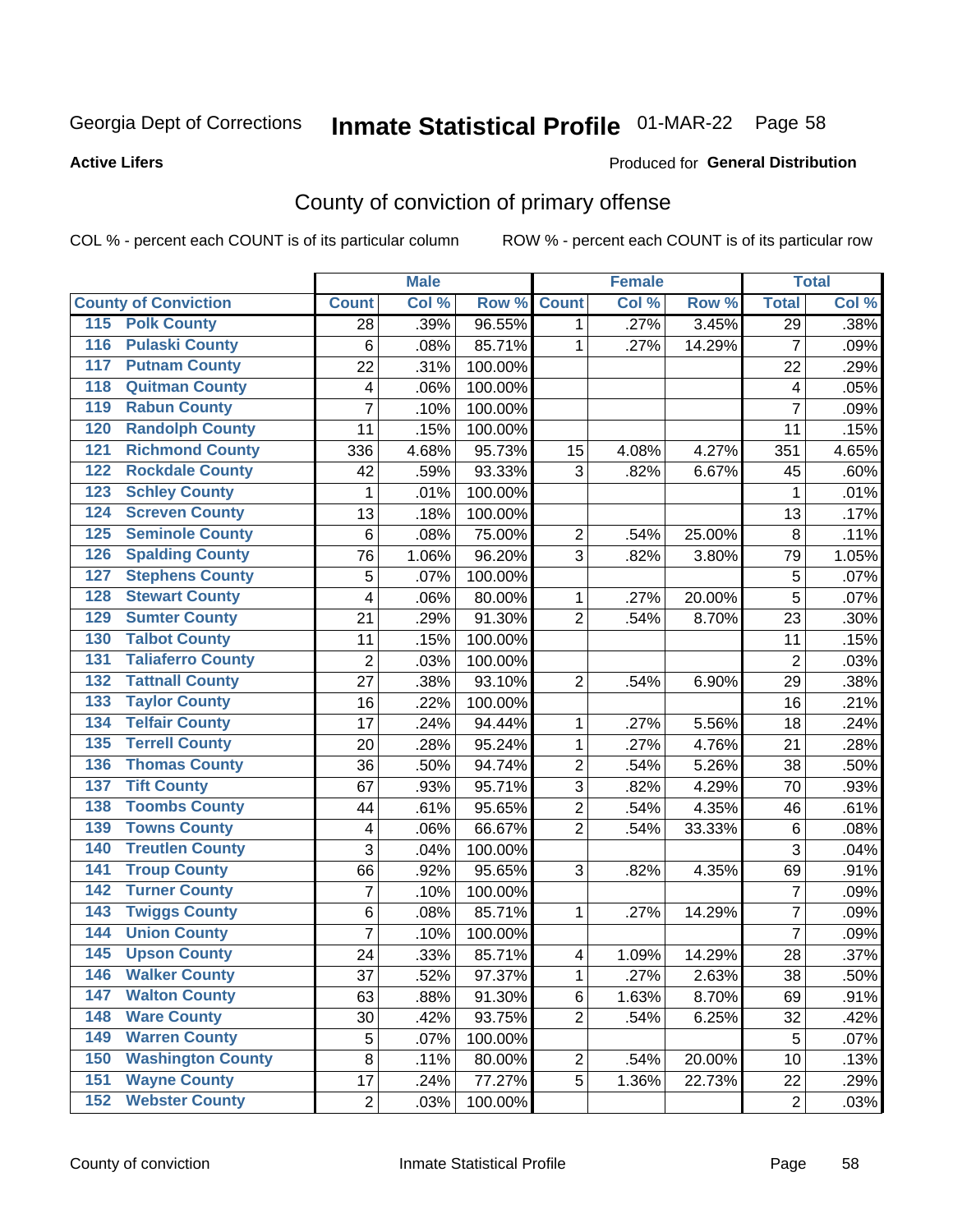Georgia Dept of Corrections **Inmate Statistical Profile** 01-MAR-22 Page 58

**Active Lifers**

Produced for **General Distribution**

## County of conviction of primary offense

COL % - percent each COUNT is of its particular column     ROW % - percent each COUNT is of its particular row

| County of Conviction | Male | | | Female | | | Total | |
|---|---|---|---|---|---|---|---|---|
| | Count | Col % | Row % | Count | Col % | Row % | Total | Col % |
| 115 Polk County | 28 | .39% | 96.55% | 1 | .27% | 3.45% | 29 | .38% |
| 116 Pulaski County | 6 | .08% | 85.71% | 1 | .27% | 14.29% | 7 | .09% |
| 117 Putnam County | 22 | .31% | 100.00% | | | | 22 | .29% |
| 118 Quitman County | 4 | .06% | 100.00% | | | | 4 | .05% |
| 119 Rabun County | 7 | .10% | 100.00% | | | | 7 | .09% |
| 120 Randolph County | 11 | .15% | 100.00% | | | | 11 | .15% |
| 121 Richmond County | 336 | 4.68% | 95.73% | 15 | 4.08% | 4.27% | 351 | 4.65% |
| 122 Rockdale County | 42 | .59% | 93.33% | 3 | .82% | 6.67% | 45 | .60% |
| 123 Schley County | 1 | .01% | 100.00% | | | | 1 | .01% |
| 124 Screven County | 13 | .18% | 100.00% | | | | 13 | .17% |
| 125 Seminole County | 6 | .08% | 75.00% | 2 | .54% | 25.00% | 8 | .11% |
| 126 Spalding County | 76 | 1.06% | 96.20% | 3 | .82% | 3.80% | 79 | 1.05% |
| 127 Stephens County | 5 | .07% | 100.00% | | | | 5 | .07% |
| 128 Stewart County | 4 | .06% | 80.00% | 1 | .27% | 20.00% | 5 | .07% |
| 129 Sumter County | 21 | .29% | 91.30% | 2 | .54% | 8.70% | 23 | .30% |
| 130 Talbot County | 11 | .15% | 100.00% | | | | 11 | .15% |
| 131 Taliaferro County | 2 | .03% | 100.00% | | | | 2 | .03% |
| 132 Tattnall County | 27 | .38% | 93.10% | 2 | .54% | 6.90% | 29 | .38% |
| 133 Taylor County | 16 | .22% | 100.00% | | | | 16 | .21% |
| 134 Telfair County | 17 | .24% | 94.44% | 1 | .27% | 5.56% | 18 | .24% |
| 135 Terrell County | 20 | .28% | 95.24% | 1 | .27% | 4.76% | 21 | .28% |
| 136 Thomas County | 36 | .50% | 94.74% | 2 | .54% | 5.26% | 38 | .50% |
| 137 Tift County | 67 | .93% | 95.71% | 3 | .82% | 4.29% | 70 | .93% |
| 138 Toombs County | 44 | .61% | 95.65% | 2 | .54% | 4.35% | 46 | .61% |
| 139 Towns County | 4 | .06% | 66.67% | 2 | .54% | 33.33% | 6 | .08% |
| 140 Treutlen County | 3 | .04% | 100.00% | | | | 3 | .04% |
| 141 Troup County | 66 | .92% | 95.65% | 3 | .82% | 4.35% | 69 | .91% |
| 142 Turner County | 7 | .10% | 100.00% | | | | 7 | .09% |
| 143 Twiggs County | 6 | .08% | 85.71% | 1 | .27% | 14.29% | 7 | .09% |
| 144 Union County | 7 | .10% | 100.00% | | | | 7 | .09% |
| 145 Upson County | 24 | .33% | 85.71% | 4 | 1.09% | 14.29% | 28 | .37% |
| 146 Walker County | 37 | .52% | 97.37% | 1 | .27% | 2.63% | 38 | .50% |
| 147 Walton County | 63 | .88% | 91.30% | 6 | 1.63% | 8.70% | 69 | .91% |
| 148 Ware County | 30 | .42% | 93.75% | 2 | .54% | 6.25% | 32 | .42% |
| 149 Warren County | 5 | .07% | 100.00% | | | | 5 | .07% |
| 150 Washington County | 8 | .11% | 80.00% | 2 | .54% | 20.00% | 10 | .13% |
| 151 Wayne County | 17 | .24% | 77.27% | 5 | 1.36% | 22.73% | 22 | .29% |
| 152 Webster County | 2 | .03% | 100.00% | | | | 2 | .03% |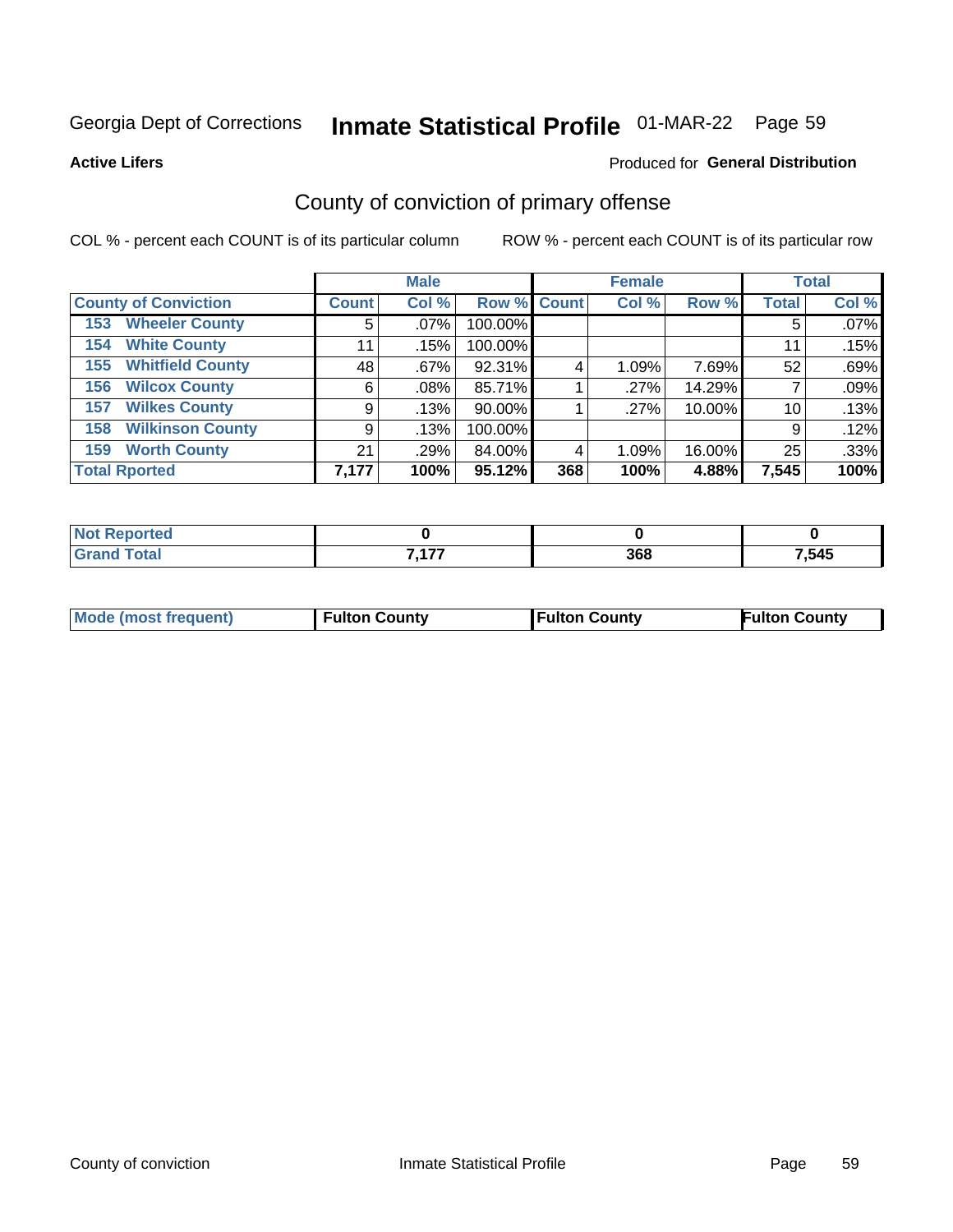Georgia Dept of Corrections **Inmate Statistical Profile** 01-MAR-22 Page 59

**Active Lifers**

Produced for **General Distribution**

## County of conviction of primary offense

COL % - percent each COUNT is of its particular column ROW % - percent each COUNT is of its particular row

| | Male | | | Female | | | Total | |
|---|---|---|---|---|---|---|---|---|
| County of Conviction | Count | Col % | Row % | Count | Col % | Row % | Total | Col % |
| 153 Wheeler County | 5 | .07% | 100.00% | | | | 5 | .07% |
| 154 White County | 11 | .15% | 100.00% | | | | 11 | .15% |
| 155 Whitfield County | 48 | .67% | 92.31% | 4 | 1.09% | 7.69% | 52 | .69% |
| 156 Wilcox County | 6 | .08% | 85.71% | 1 | .27% | 14.29% | 7 | .09% |
| 157 Wilkes County | 9 | .13% | 90.00% | 1 | .27% | 10.00% | 10 | .13% |
| 158 Wilkinson County | 9 | .13% | 100.00% | | | | 9 | .12% |
| 159 Worth County | 21 | .29% | 84.00% | 4 | 1.09% | 16.00% | 25 | .33% |
| **Total Rported** | **7,177** | **100%** | **95.12%** | **368** | **100%** | **4.88%** | **7,545** | **100%** |

| | Male | Female | Total |
|---|---|---|---|
| Not Reported | 0 | 0 | 0 |
| Grand Total | 7,177 | 368 | 7,545 |

| | Male | Female | Total |
|---|---|---|---|
| Mode (most frequent) | Fulton County | Fulton County | Fulton County |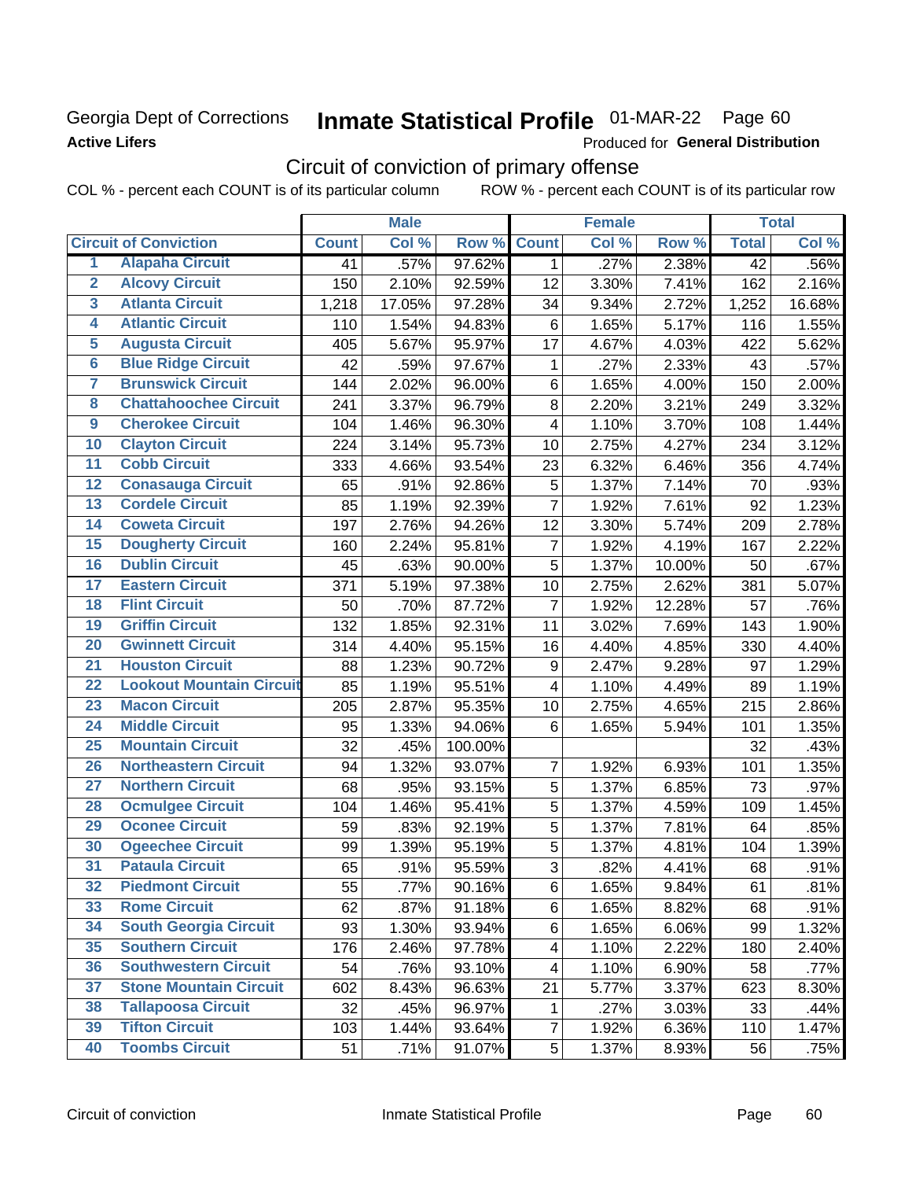Georgia Dept of Corrections **Inmate Statistical Profile** 01-MAR-22 Page 60

**Active Lifers**

Produced for **General Distribution**

## Circuit of conviction of primary offense

COL % - percent each COUNT is of its particular column ROW % - percent each COUNT is of its particular row

| | | Male | | | Female | | | Total | |
|---|---|---|---|---|---|---|---|---|---|
| **Circuit of Conviction** | | **Count** | **Col %** | **Row %** | **Count** | **Col %** | **Row %** | **Total** | **Col %** |
| 1 | Alapaha Circuit | 41 | .57% | 97.62% | 1 | .27% | 2.38% | 42 | .56% |
| 2 | Alcovy Circuit | 150 | 2.10% | 92.59% | 12 | 3.30% | 7.41% | 162 | 2.16% |
| 3 | Atlanta Circuit | 1,218 | 17.05% | 97.28% | 34 | 9.34% | 2.72% | 1,252 | 16.68% |
| 4 | Atlantic Circuit | 110 | 1.54% | 94.83% | 6 | 1.65% | 5.17% | 116 | 1.55% |
| 5 | Augusta Circuit | 405 | 5.67% | 95.97% | 17 | 4.67% | 4.03% | 422 | 5.62% |
| 6 | Blue Ridge Circuit | 42 | .59% | 97.67% | 1 | .27% | 2.33% | 43 | .57% |
| 7 | Brunswick Circuit | 144 | 2.02% | 96.00% | 6 | 1.65% | 4.00% | 150 | 2.00% |
| 8 | Chattahoochee Circuit | 241 | 3.37% | 96.79% | 8 | 2.20% | 3.21% | 249 | 3.32% |
| 9 | Cherokee Circuit | 104 | 1.46% | 96.30% | 4 | 1.10% | 3.70% | 108 | 1.44% |
| 10 | Clayton Circuit | 224 | 3.14% | 95.73% | 10 | 2.75% | 4.27% | 234 | 3.12% |
| 11 | Cobb Circuit | 333 | 4.66% | 93.54% | 23 | 6.32% | 6.46% | 356 | 4.74% |
| 12 | Conasauga Circuit | 65 | .91% | 92.86% | 5 | 1.37% | 7.14% | 70 | .93% |
| 13 | Cordele Circuit | 85 | 1.19% | 92.39% | 7 | 1.92% | 7.61% | 92 | 1.23% |
| 14 | Coweta Circuit | 197 | 2.76% | 94.26% | 12 | 3.30% | 5.74% | 209 | 2.78% |
| 15 | Dougherty Circuit | 160 | 2.24% | 95.81% | 7 | 1.92% | 4.19% | 167 | 2.22% |
| 16 | Dublin Circuit | 45 | .63% | 90.00% | 5 | 1.37% | 10.00% | 50 | .67% |
| 17 | Eastern Circuit | 371 | 5.19% | 97.38% | 10 | 2.75% | 2.62% | 381 | 5.07% |
| 18 | Flint Circuit | 50 | .70% | 87.72% | 7 | 1.92% | 12.28% | 57 | .76% |
| 19 | Griffin Circuit | 132 | 1.85% | 92.31% | 11 | 3.02% | 7.69% | 143 | 1.90% |
| 20 | Gwinnett Circuit | 314 | 4.40% | 95.15% | 16 | 4.40% | 4.85% | 330 | 4.40% |
| 21 | Houston Circuit | 88 | 1.23% | 90.72% | 9 | 2.47% | 9.28% | 97 | 1.29% |
| 22 | Lookout Mountain Circuit | 85 | 1.19% | 95.51% | 4 | 1.10% | 4.49% | 89 | 1.19% |
| 23 | Macon Circuit | 205 | 2.87% | 95.35% | 10 | 2.75% | 4.65% | 215 | 2.86% |
| 24 | Middle Circuit | 95 | 1.33% | 94.06% | 6 | 1.65% | 5.94% | 101 | 1.35% |
| 25 | Mountain Circuit | 32 | .45% | 100.00% | | | | 32 | .43% |
| 26 | Northeastern Circuit | 94 | 1.32% | 93.07% | 7 | 1.92% | 6.93% | 101 | 1.35% |
| 27 | Northern Circuit | 68 | .95% | 93.15% | 5 | 1.37% | 6.85% | 73 | .97% |
| 28 | Ocmulgee Circuit | 104 | 1.46% | 95.41% | 5 | 1.37% | 4.59% | 109 | 1.45% |
| 29 | Oconee Circuit | 59 | .83% | 92.19% | 5 | 1.37% | 7.81% | 64 | .85% |
| 30 | Ogeechee Circuit | 99 | 1.39% | 95.19% | 5 | 1.37% | 4.81% | 104 | 1.39% |
| 31 | Pataula Circuit | 65 | .91% | 95.59% | 3 | .82% | 4.41% | 68 | .91% |
| 32 | Piedmont Circuit | 55 | .77% | 90.16% | 6 | 1.65% | 9.84% | 61 | .81% |
| 33 | Rome Circuit | 62 | .87% | 91.18% | 6 | 1.65% | 8.82% | 68 | .91% |
| 34 | South Georgia Circuit | 93 | 1.30% | 93.94% | 6 | 1.65% | 6.06% | 99 | 1.32% |
| 35 | Southern Circuit | 176 | 2.46% | 97.78% | 4 | 1.10% | 2.22% | 180 | 2.40% |
| 36 | Southwestern Circuit | 54 | .76% | 93.10% | 4 | 1.10% | 6.90% | 58 | .77% |
| 37 | Stone Mountain Circuit | 602 | 8.43% | 96.63% | 21 | 5.77% | 3.37% | 623 | 8.30% |
| 38 | Tallapoosa Circuit | 32 | .45% | 96.97% | 1 | .27% | 3.03% | 33 | .44% |
| 39 | Tifton Circuit | 103 | 1.44% | 93.64% | 7 | 1.92% | 6.36% | 110 | 1.47% |
| 40 | Toombs Circuit | 51 | .71% | 91.07% | 5 | 1.37% | 8.93% | 56 | .75% |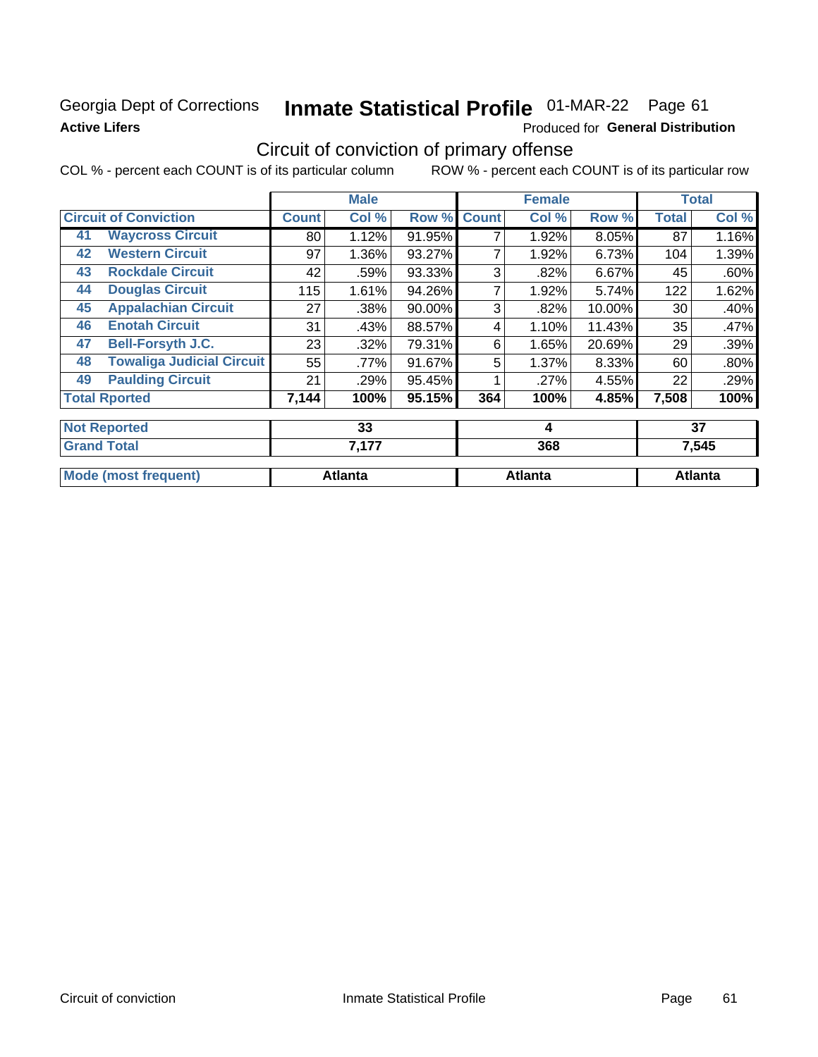Georgia Dept of Corrections **Inmate Statistical Profile** 01-MAR-22 Page 61

**Active Lifers**

Produced for **General Distribution**

## Circuit of conviction of primary offense

COL % - percent each COUNT is of its particular column ROW % - percent each COUNT is of its particular row

| | | Male | | | Female | | | Total | |
|---|---|---|---|---|---|---|---|---|---|
| **Circuit of Conviction** | | **Count** | **Col %** | **Row %** | **Count** | **Col %** | **Row %** | **Total** | **Col %** |
| 41 | Waycross Circuit | 80 | 1.12% | 91.95% | 7 | 1.92% | 8.05% | 87 | 1.16% |
| 42 | Western Circuit | 97 | 1.36% | 93.27% | 7 | 1.92% | 6.73% | 104 | 1.39% |
| 43 | Rockdale Circuit | 42 | .59% | 93.33% | 3 | .82% | 6.67% | 45 | .60% |
| 44 | Douglas Circuit | 115 | 1.61% | 94.26% | 7 | 1.92% | 5.74% | 122 | 1.62% |
| 45 | Appalachian Circuit | 27 | .38% | 90.00% | 3 | .82% | 10.00% | 30 | .40% |
| 46 | Enotah Circuit | 31 | .43% | 88.57% | 4 | 1.10% | 11.43% | 35 | .47% |
| 47 | Bell-Forsyth J.C. | 23 | .32% | 79.31% | 6 | 1.65% | 20.69% | 29 | .39% |
| 48 | Towaliga Judicial Circuit | 55 | .77% | 91.67% | 5 | 1.37% | 8.33% | 60 | .80% |
| 49 | Paulding Circuit | 21 | .29% | 95.45% | 1 | .27% | 4.55% | 22 | .29% |
| **Total Rported** | | **7,144** | **100%** | **95.15%** | **364** | **100%** | **4.85%** | **7,508** | **100%** |
| **Not Reported** | | **33** | | | **4** | | | **37** | |
| **Grand Total** | | **7,177** | | | **368** | | | **7,545** | |
| **Mode (most frequent)** | | **Atlanta** | | | **Atlanta** | | | **Atlanta** | |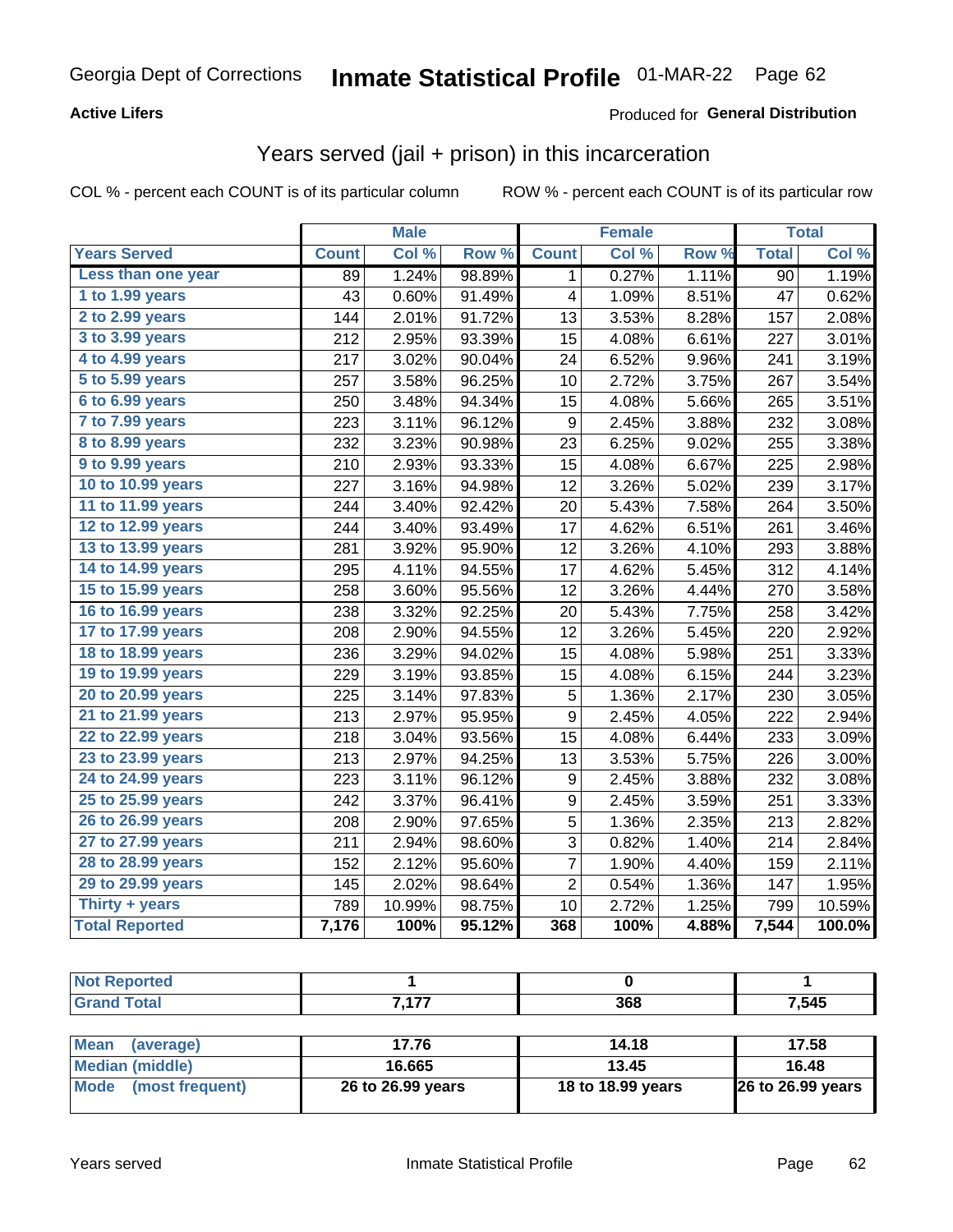Georgia Dept of Corrections **Inmate Statistical Profile** 01-MAR-22

**Active Lifers**

Produced for **General Distribution**

## Years served (jail + prison) in this incarceration

COL % - percent each COUNT is of its particular column    ROW % - percent each COUNT is of its particular row

| | Male | | | Female | | | Total | |
|---|---|---|---|---|---|---|---|---|
| **Years Served** | **Count** | **Col %** | **Row %** | **Count** | **Col %** | **Row %** | **Total** | **Col %** |
| Less than one year | 89 | 1.24% | 98.89% | 1 | 0.27% | 1.11% | 90 | 1.19% |
| 1 to 1.99 years | 43 | 0.60% | 91.49% | 4 | 1.09% | 8.51% | 47 | 0.62% |
| 2 to 2.99 years | 144 | 2.01% | 91.72% | 13 | 3.53% | 8.28% | 157 | 2.08% |
| 3 to 3.99 years | 212 | 2.95% | 93.39% | 15 | 4.08% | 6.61% | 227 | 3.01% |
| 4 to 4.99 years | 217 | 3.02% | 90.04% | 24 | 6.52% | 9.96% | 241 | 3.19% |
| 5 to 5.99 years | 257 | 3.58% | 96.25% | 10 | 2.72% | 3.75% | 267 | 3.54% |
| 6 to 6.99 years | 250 | 3.48% | 94.34% | 15 | 4.08% | 5.66% | 265 | 3.51% |
| 7 to 7.99 years | 223 | 3.11% | 96.12% | 9 | 2.45% | 3.88% | 232 | 3.08% |
| 8 to 8.99 years | 232 | 3.23% | 90.98% | 23 | 6.25% | 9.02% | 255 | 3.38% |
| 9 to 9.99 years | 210 | 2.93% | 93.33% | 15 | 4.08% | 6.67% | 225 | 2.98% |
| 10 to 10.99 years | 227 | 3.16% | 94.98% | 12 | 3.26% | 5.02% | 239 | 3.17% |
| 11 to 11.99 years | 244 | 3.40% | 92.42% | 20 | 5.43% | 7.58% | 264 | 3.50% |
| 12 to 12.99 years | 244 | 3.40% | 93.49% | 17 | 4.62% | 6.51% | 261 | 3.46% |
| 13 to 13.99 years | 281 | 3.92% | 95.90% | 12 | 3.26% | 4.10% | 293 | 3.88% |
| 14 to 14.99 years | 295 | 4.11% | 94.55% | 17 | 4.62% | 5.45% | 312 | 4.14% |
| 15 to 15.99 years | 258 | 3.60% | 95.56% | 12 | 3.26% | 4.44% | 270 | 3.58% |
| 16 to 16.99 years | 238 | 3.32% | 92.25% | 20 | 5.43% | 7.75% | 258 | 3.42% |
| 17 to 17.99 years | 208 | 2.90% | 94.55% | 12 | 3.26% | 5.45% | 220 | 2.92% |
| 18 to 18.99 years | 236 | 3.29% | 94.02% | 15 | 4.08% | 5.98% | 251 | 3.33% |
| 19 to 19.99 years | 229 | 3.19% | 93.85% | 15 | 4.08% | 6.15% | 244 | 3.23% |
| 20 to 20.99 years | 225 | 3.14% | 97.83% | 5 | 1.36% | 2.17% | 230 | 3.05% |
| 21 to 21.99 years | 213 | 2.97% | 95.95% | 9 | 2.45% | 4.05% | 222 | 2.94% |
| 22 to 22.99 years | 218 | 3.04% | 93.56% | 15 | 4.08% | 6.44% | 233 | 3.09% |
| 23 to 23.99 years | 213 | 2.97% | 94.25% | 13 | 3.53% | 5.75% | 226 | 3.00% |
| 24 to 24.99 years | 223 | 3.11% | 96.12% | 9 | 2.45% | 3.88% | 232 | 3.08% |
| 25 to 25.99 years | 242 | 3.37% | 96.41% | 9 | 2.45% | 3.59% | 251 | 3.33% |
| 26 to 26.99 years | 208 | 2.90% | 97.65% | 5 | 1.36% | 2.35% | 213 | 2.82% |
| 27 to 27.99 years | 211 | 2.94% | 98.60% | 3 | 0.82% | 1.40% | 214 | 2.84% |
| 28 to 28.99 years | 152 | 2.12% | 95.60% | 7 | 1.90% | 4.40% | 159 | 2.11% |
| 29 to 29.99 years | 145 | 2.02% | 98.64% | 2 | 0.54% | 1.36% | 147 | 1.95% |
| Thirty + years | 789 | 10.99% | 98.75% | 10 | 2.72% | 1.25% | 799 | 10.59% |
| **Total Reported** | **7,176** | **100%** | **95.12%** | **368** | **100%** | **4.88%** | **7,544** | **100.0%** |

| | Male | Female | Total |
|---|---|---|---|
| **Not Reported** | **1** | **0** | **1** |
| **Grand Total** | **7,177** | **368** | **7,545** |

| | Male | Female | Total |
|---|---|---|---|
| **Mean (average)** | **17.76** | **14.18** | **17.58** |
| **Median (middle)** | **16.665** | **13.45** | **16.48** |
| **Mode (most frequent)** | **26 to 26.99 years** | **18 to 18.99 years** | **26 to 26.99 years** |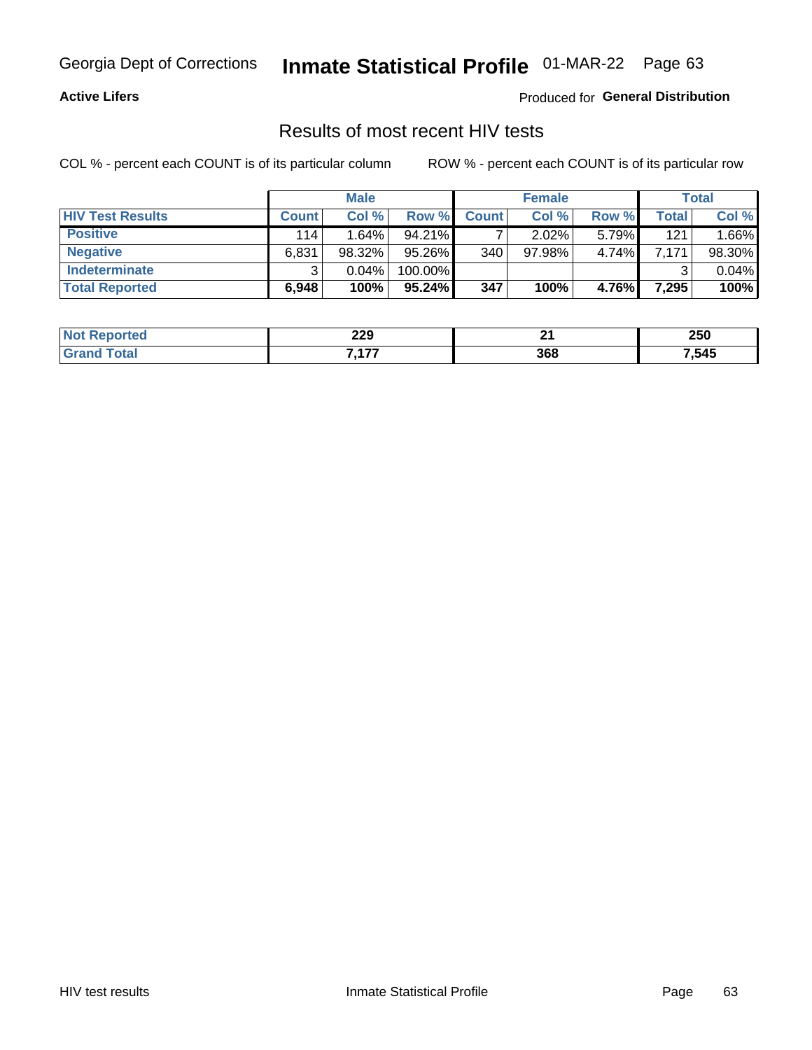**Active Lifers**

Produced for **General Distribution**

## Results of most recent HIV tests

COL % - percent each COUNT is of its particular column

ROW % - percent each COUNT is of its particular row

| | Male | | | Female | | | Total | |
|---|---|---|---|---|---|---|---|---|
| **HIV Test Results** | **Count** | **Col %** | **Row %** | **Count** | **Col %** | **Row %** | **Total** | **Col %** |
| **Positive** | 114 | 1.64% | 94.21% | 7 | 2.02% | 5.79% | 121 | 1.66% |
| **Negative** | 6,831 | 98.32% | 95.26% | 340 | 97.98% | 4.74% | 7,171 | 98.30% |
| **Indeterminate** | 3 | 0.04% | 100.00% | | | | 3 | 0.04% |
| **Total Reported** | **6,948** | **100%** | **95.24%** | **347** | **100%** | **4.76%** | **7,295** | **100%** |

| | Male | Female | Total |
|---|---|---|---|
| **Not Reported** | **229** | **21** | **250** |
| **Grand Total** | **7,177** | **368** | **7,545** |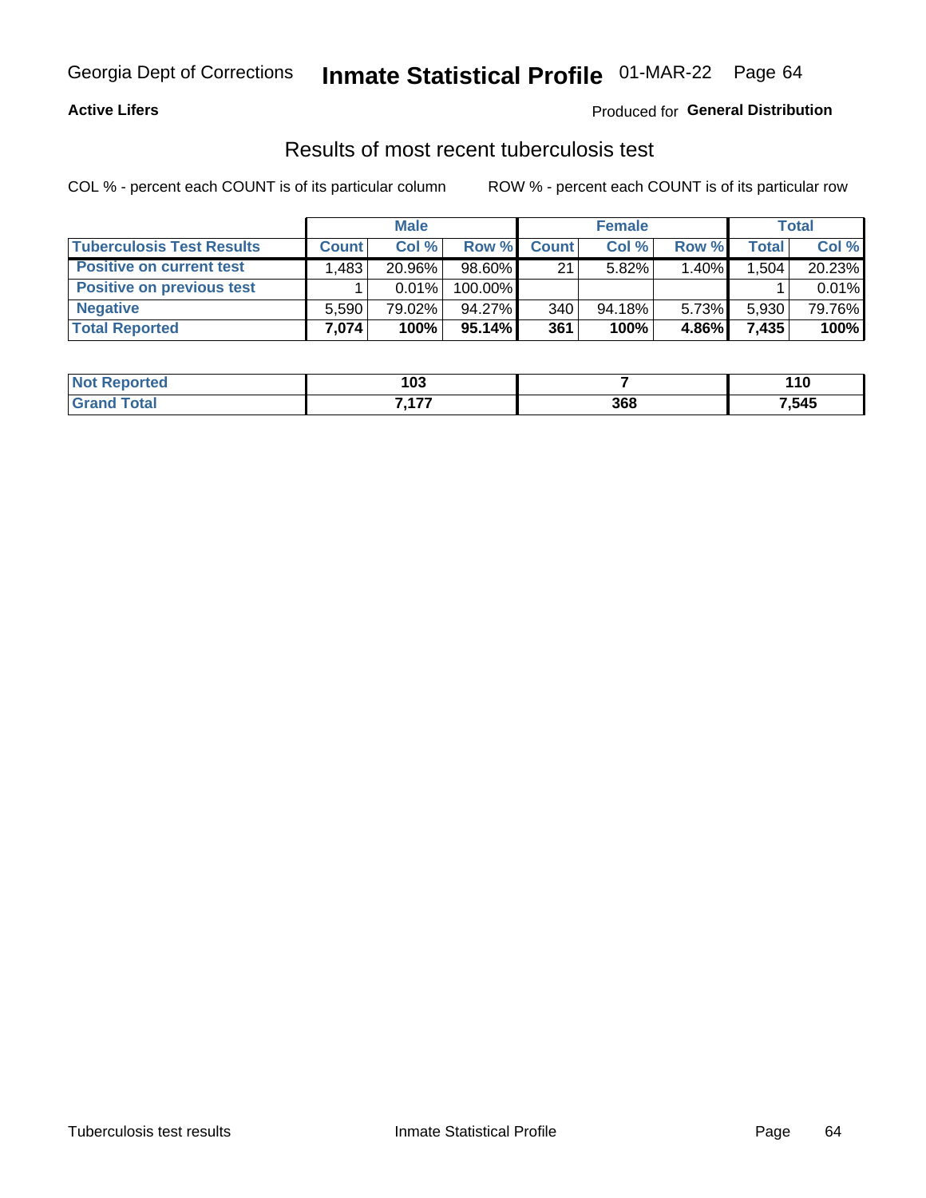**Active Lifers**

Produced for **General Distribution**

## Results of most recent tuberculosis test

COL % - percent each COUNT is of its particular column

ROW % - percent each COUNT is of its particular row

| | Male | | | Female | | | Total | |
|---|---|---|---|---|---|---|---|---|
| **Tuberculosis Test Results** | **Count** | **Col %** | **Row %** | **Count** | **Col %** | **Row %** | **Total** | **Col %** |
| **Positive on current test** | 1,483 | 20.96% | 98.60% | 21 | 5.82% | 1.40% | 1,504 | 20.23% |
| **Positive on previous test** | 1 | 0.01% | 100.00% | | | | 1 | 0.01% |
| **Negative** | 5,590 | 79.02% | 94.27% | 340 | 94.18% | 5.73% | 5,930 | 79.76% |
| **Total Reported** | **7,074** | **100%** | **95.14%** | **361** | **100%** | **4.86%** | **7,435** | **100%** |

| | Male | Female | Total |
|---|---|---|---|
| **Not Reported** | **103** | **7** | **110** |
| **Grand Total** | **7,177** | **368** | **7,545** |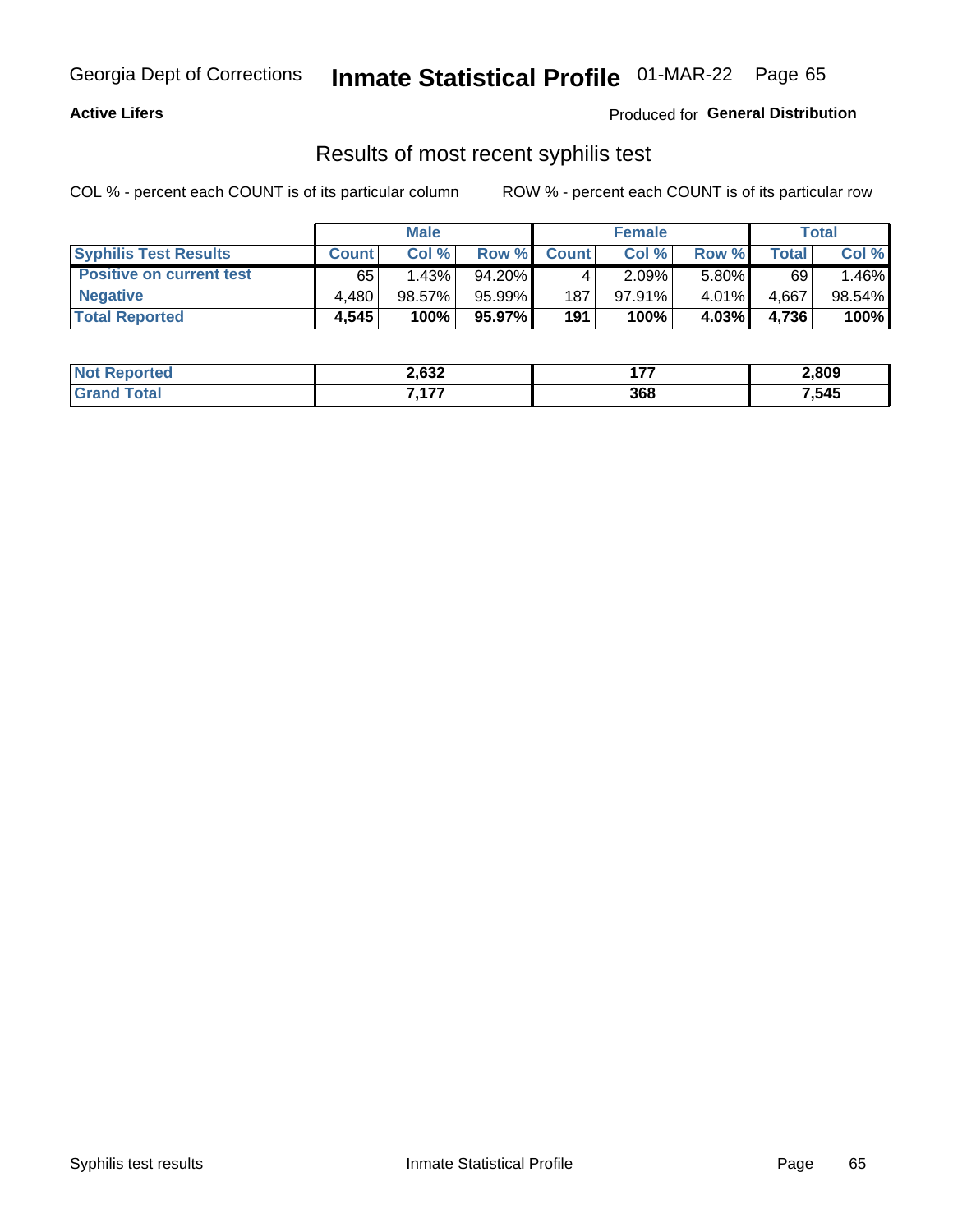**Active Lifers**

Produced for **General Distribution**

## Results of most recent syphilis test

COL % - percent each COUNT is of its particular column

ROW % - percent each COUNT is of its particular row

| | Male | | | Female | | | Total | |
|---|---|---|---|---|---|---|---|---|
| **Syphilis Test Results** | **Count** | **Col %** | **Row %** | **Count** | **Col %** | **Row %** | **Total** | **Col %** |
| **Positive on current test** | 65 | 1.43% | 94.20% | 4 | 2.09% | 5.80% | 69 | 1.46% |
| **Negative** | 4,480 | 98.57% | 95.99% | 187 | 97.91% | 4.01% | 4,667 | 98.54% |
| **Total Reported** | **4,545** | **100%** | **95.97%** | **191** | **100%** | **4.03%** | **4,736** | **100%** |

| | Male | Female | Total |
|---|---|---|---|
| **Not Reported** | **2,632** | **177** | **2,809** |
| **Grand Total** | **7,177** | **368** | **7,545** |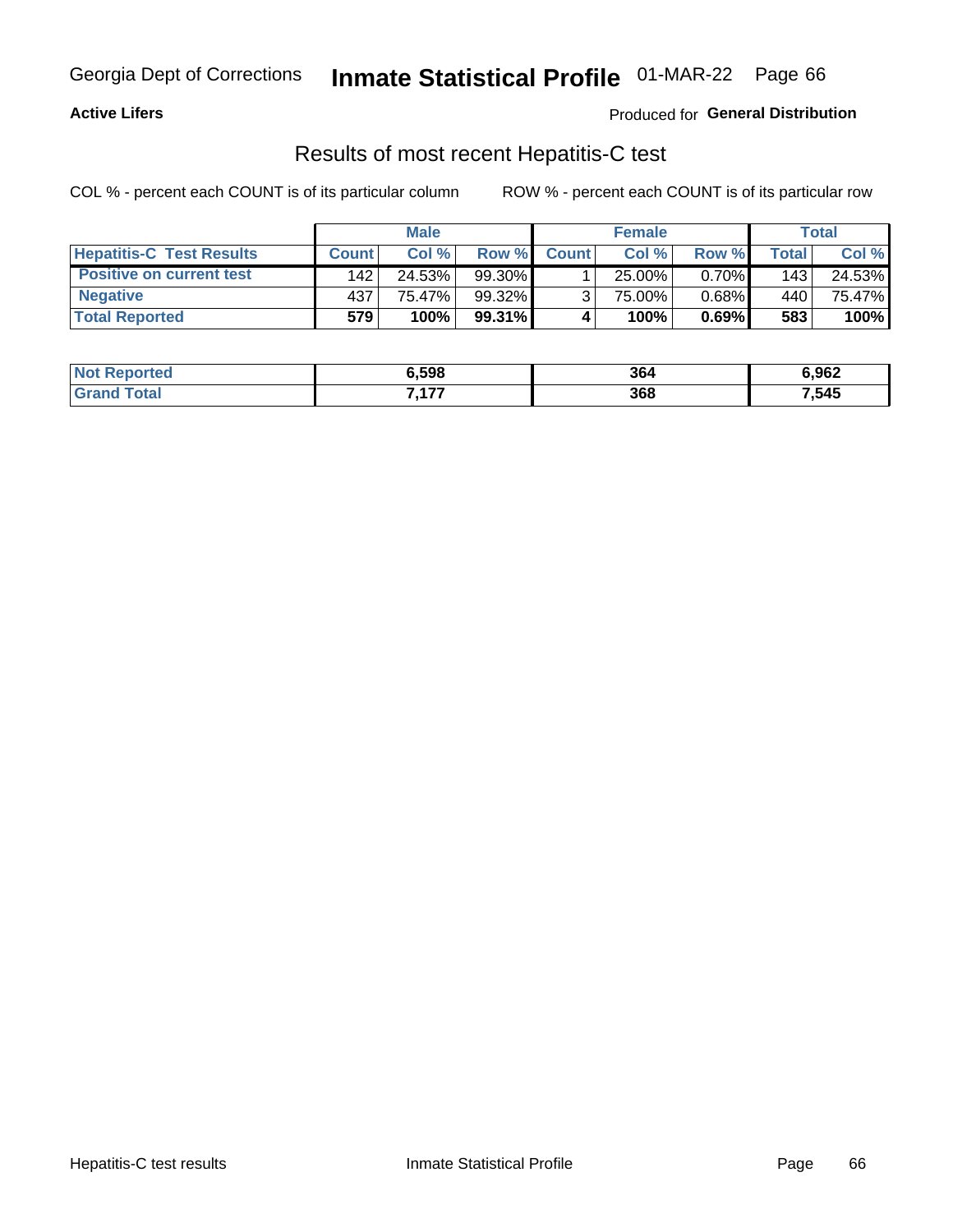Georgia Dept of Corrections **Inmate Statistical Profile** 01-MAR-22

**Active Lifers**

Produced for **General Distribution**

## Results of most recent Hepatitis-C test

COL % - percent each COUNT is of its particular column

ROW % - percent each COUNT is of its particular row

| | Male | | | Female | | | Total | |
|---|---|---|---|---|---|---|---|---|
| **Hepatitis-C Test Results** | **Count** | **Col %** | **Row %** | **Count** | **Col %** | **Row %** | **Total** | **Col %** |
| **Positive on current test** | 142 | 24.53% | 99.30% | 1 | 25.00% | 0.70% | 143 | 24.53% |
| **Negative** | 437 | 75.47% | 99.32% | 3 | 75.00% | 0.68% | 440 | 75.47% |
| **Total Reported** | **579** | **100%** | **99.31%** | **4** | **100%** | **0.69%** | **583** | **100%** |

| | Male | Female | Total |
|---|---|---|---|
| **Not Reported** | **6,598** | **364** | **6,962** |
| **Grand Total** | **7,177** | **368** | **7,545** |